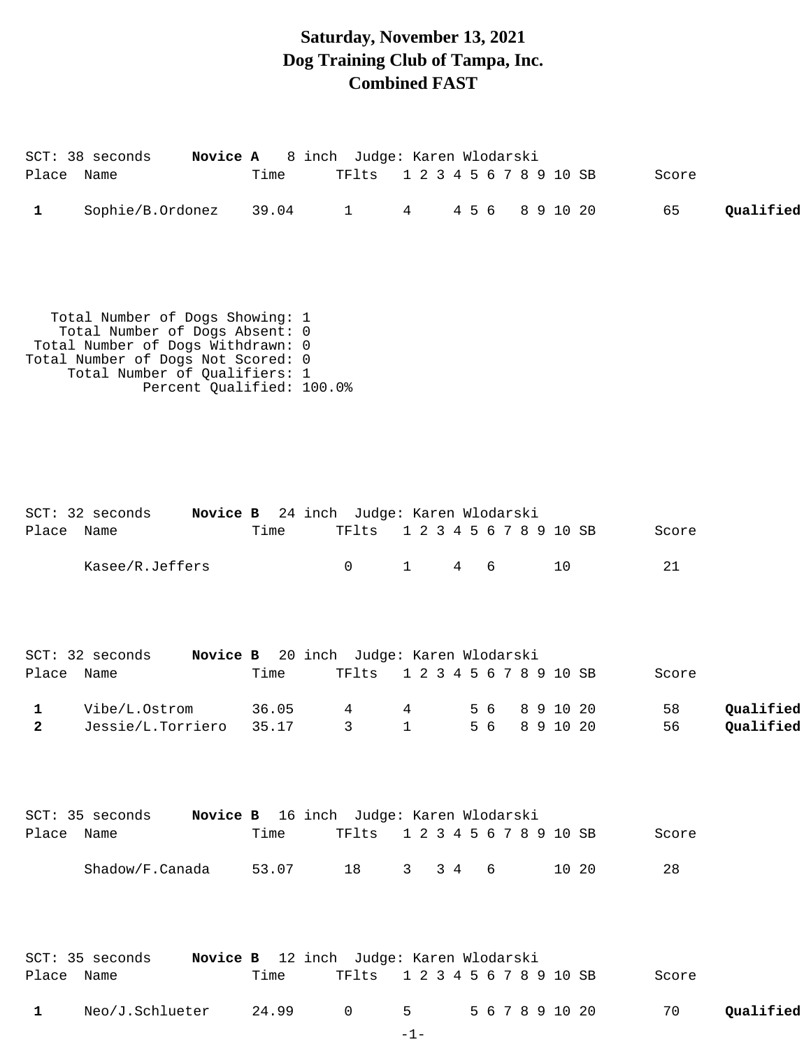# Saturday, November 13, 2021
# Dog Training Club of Tampa, Inc.
# Combined FAST

SCT: 38 seconds **Novice A** 8 inch Judge: Karen Wlodarski

| Place | Name | Time | TFlts | 1 | 2 | 3 | 4 | 5 | 6 | 7 | 8 | 9 | 10 | SB | Score | |
|---|---|---|---|---|---|---|---|---|---|---|---|---|---|---|---|---|
| 1 | Sophie/B.Ordonez | 39.04 | 1 | 4 | | | 4 | 5 | 6 | | 8 | 9 | 10 | 20 | 65 | **Qualified** |

Total Number of Dogs Showing: 1
Total Number of Dogs Absent: 0
Total Number of Dogs Withdrawn: 0
Total Number of Dogs Not Scored: 0
Total Number of Qualifiers: 1
Percent Qualified: 100.0%

SCT: 32 seconds **Novice B** 24 inch Judge: Karen Wlodarski

| Place | Name | Time | TFlts | 1 | 2 | 3 | 4 | 5 | 6 | 7 | 8 | 9 | 10 | SB | Score | |
|---|---|---|---|---|---|---|---|---|---|---|---|---|---|---|---|---|
| | Kasee/R.Jeffers | | 0 | 1 | | | 4 | | 6 | | | | 10 | | 21 | |

SCT: 32 seconds **Novice B** 20 inch Judge: Karen Wlodarski

| Place | Name | Time | TFlts | 1 | 2 | 3 | 4 | 5 | 6 | 7 | 8 | 9 | 10 | SB | Score | |
|---|---|---|---|---|---|---|---|---|---|---|---|---|---|---|---|---|
| 1 | Vibe/L.Ostrom | 36.05 | 4 | 4 | | | | 5 | 6 | | 8 | 9 | 10 | 20 | 58 | **Qualified** |
| 2 | Jessie/L.Torriero | 35.17 | 3 | 1 | | | | 5 | 6 | | 8 | 9 | 10 | 20 | 56 | **Qualified** |

SCT: 35 seconds **Novice B** 16 inch Judge: Karen Wlodarski

| Place | Name | Time | TFlts | 1 | 2 | 3 | 4 | 5 | 6 | 7 | 8 | 9 | 10 | SB | Score | |
|---|---|---|---|---|---|---|---|---|---|---|---|---|---|---|---|---|
| | Shadow/F.Canada | 53.07 | 18 | 3 | | 3 | 4 | | 6 | | | | 10 | 20 | 28 | |

SCT: 35 seconds **Novice B** 12 inch Judge: Karen Wlodarski

| Place | Name | Time | TFlts | 1 | 2 | 3 | 4 | 5 | 6 | 7 | 8 | 9 | 10 | SB | Score | |
|---|---|---|---|---|---|---|---|---|---|---|---|---|---|---|---|---|
| 1 | Neo/J.Schlueter | 24.99 | 0 | 5 | | | | 5 | 6 | 7 | 8 | 9 | 10 | 20 | 70 | **Qualified** |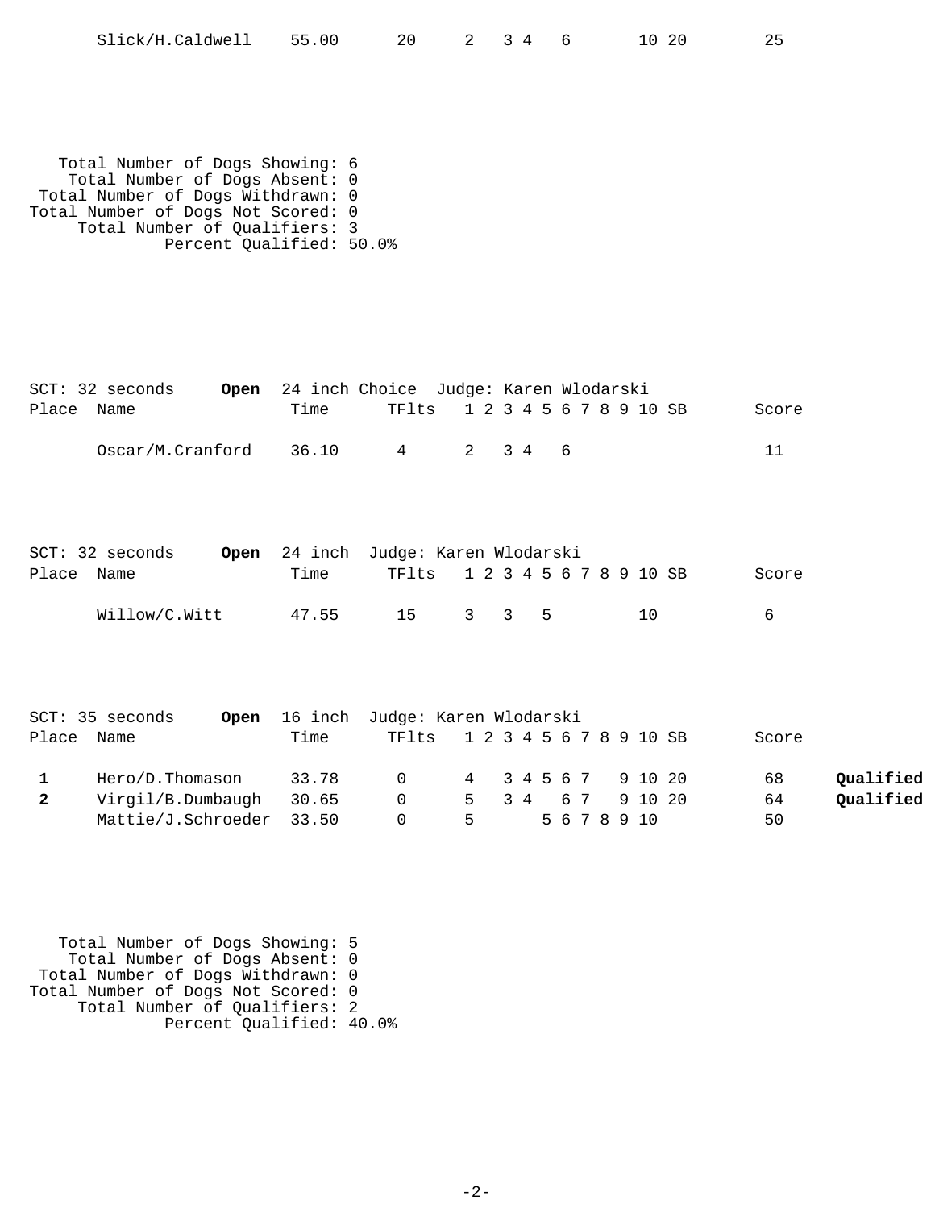| Place | Name | Time | TFlts | 1 | 2 | 3 | 4 | 5 | 6 | 7 | 8 | 9 | 10 | SB | Score | |
|---|---|---|---|---|---|---|---|---|---|---|---|---|---|---|---|---|
| | Slick/H.Caldwell | 55.00 | 20 | 2 | | 3 | 4 | | 6 | | | | 10 | 20 | 25 | |

Total Number of Dogs Showing: 6
Total Number of Dogs Absent: 0
Total Number of Dogs Withdrawn: 0
Total Number of Dogs Not Scored: 0
Total Number of Qualifiers: 3
Percent Qualified: 50.0%

SCT: 32 seconds **Open** 24 inch Choice Judge: Karen Wlodarski

| Place | Name | Time | TFlts | 1 | 2 | 3 | 4 | 5 | 6 | 7 | 8 | 9 | 10 | SB | Score | |
|---|---|---|---|---|---|---|---|---|---|---|---|---|---|---|---|---|
| | Oscar/M.Cranford | 36.10 | 4 | 2 | | 3 | 4 | | 6 | | | | | | 11 | |

SCT: 32 seconds **Open** 24 inch Judge: Karen Wlodarski

| Place | Name | Time | TFlts | 1 | 2 | 3 | 4 | 5 | 6 | 7 | 8 | 9 | 10 | SB | Score | |
|---|---|---|---|---|---|---|---|---|---|---|---|---|---|---|---|---|
| | Willow/C.Witt | 47.55 | 15 | 3 | | 3 | | 5 | | | | | 10 | | 6 | |

SCT: 35 seconds **Open** 16 inch Judge: Karen Wlodarski

| Place | Name | Time | TFlts | 1 | 2 | 3 | 4 | 5 | 6 | 7 | 8 | 9 | 10 | SB | Score | |
|---|---|---|---|---|---|---|---|---|---|---|---|---|---|---|---|---|
| **1** | Hero/D.Thomason | 33.78 | 0 | 4 | | 3 | 4 | 5 | 6 | 7 | | 9 | 10 | 20 | 68 | **Qualified** |
| **2** | Virgil/B.Dumbaugh | 30.65 | 0 | 5 | | 3 | 4 | | 6 | 7 | | 9 | 10 | 20 | 64 | **Qualified** |
| | Mattie/J.Schroeder | 33.50 | 0 | 5 | | | | 5 | 6 | 7 | 8 | 9 | 10 | | 50 | |

Total Number of Dogs Showing: 5
Total Number of Dogs Absent: 0
Total Number of Dogs Withdrawn: 0
Total Number of Dogs Not Scored: 0
Total Number of Qualifiers: 2
Percent Qualified: 40.0%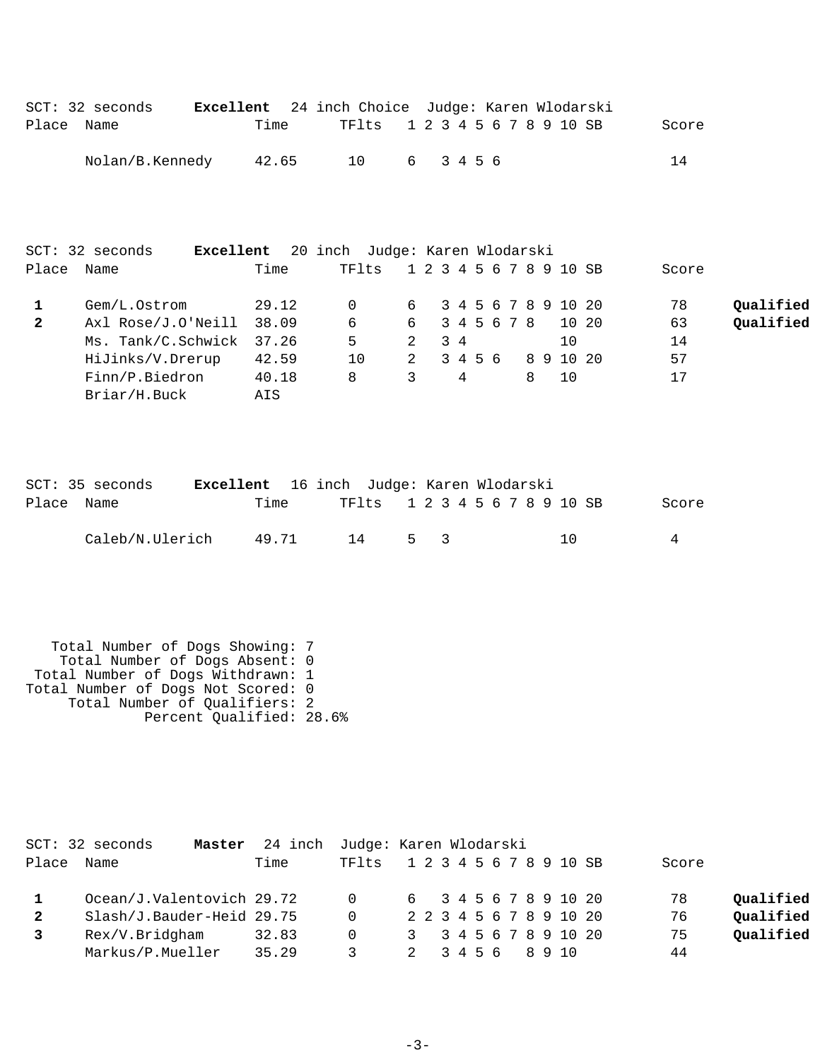SCT: 32 seconds **Excellent** 24 inch Choice Judge: Karen Wlodarski

| Place | Name | Time | TFlts | 1 | 2 | 3 | 4 | 5 | 6 | 7 | 8 | 9 | 10 | SB | Score | |
|---|---|---|---|---|---|---|---|---|---|---|---|---|---|---|---|---|
| | Nolan/B.Kennedy | 42.65 | 10 | 6 | | 3 | 4 | 5 | 6 | | | | | | 14 | |

SCT: 32 seconds **Excellent** 20 inch Judge: Karen Wlodarski

| Place | Name | Time | TFlts | 1 | 2 | 3 | 4 | 5 | 6 | 7 | 8 | 9 | 10 | SB | Score | |
|---|---|---|---|---|---|---|---|---|---|---|---|---|---|---|---|---|
| **1** | Gem/L.Ostrom | 29.12 | 0 | 6 | | 3 | 4 | 5 | 6 | 7 | 8 | 9 | 10 | 20 | 78 | **Qualified** |
| **2** | Axl Rose/J.O'Neill | 38.09 | 6 | 6 | | 3 | 4 | 5 | 6 | 7 | 8 | | 10 | 20 | 63 | **Qualified** |
| | Ms. Tank/C.Schwick | 37.26 | 5 | 2 | | 3 | 4 | | | | | | 10 | | 14 | |
| | HiJinks/V.Drerup | 42.59 | 10 | 2 | | 3 | 4 | 5 | 6 | | 8 | 9 | 10 | 20 | 57 | |
| | Finn/P.Biedron | 40.18 | 8 | 3 | | | 4 | | | | 8 | | 10 | | 17 | |
| | Briar/H.Buck | AIS | | | | | | | | | | | | | | |

SCT: 35 seconds **Excellent** 16 inch Judge: Karen Wlodarski

| Place | Name | Time | TFlts | 1 | 2 | 3 | 4 | 5 | 6 | 7 | 8 | 9 | 10 | SB | Score | |
|---|---|---|---|---|---|---|---|---|---|---|---|---|---|---|---|---|
| | Caleb/N.Ulerich | 49.71 | 14 | 5 | | 3 | | | | | | | 10 | | 4 | |

Total Number of Dogs Showing: 7
Total Number of Dogs Absent: 0
Total Number of Dogs Withdrawn: 1
Total Number of Dogs Not Scored: 0
Total Number of Qualifiers: 2
Percent Qualified: 28.6%

SCT: 32 seconds **Master** 24 inch Judge: Karen Wlodarski

| Place | Name | Time | TFlts | 1 | 2 | 3 | 4 | 5 | 6 | 7 | 8 | 9 | 10 | SB | Score | |
|---|---|---|---|---|---|---|---|---|---|---|---|---|---|---|---|---|
| **1** | Ocean/J.Valentovich | 29.72 | 0 | 6 | | 3 | 4 | 5 | 6 | 7 | 8 | 9 | 10 | 20 | 78 | **Qualified** |
| **2** | Slash/J.Bauder-Heid | 29.75 | 0 | 2 | 2 | 3 | 4 | 5 | 6 | 7 | 8 | 9 | 10 | 20 | 76 | **Qualified** |
| **3** | Rex/V.Bridgham | 32.83 | 0 | 3 | | 3 | 4 | 5 | 6 | 7 | 8 | 9 | 10 | 20 | 75 | **Qualified** |
| | Markus/P.Mueller | 35.29 | 3 | 2 | | 3 | 4 | 5 | 6 | | 8 | 9 | 10 | | 44 | |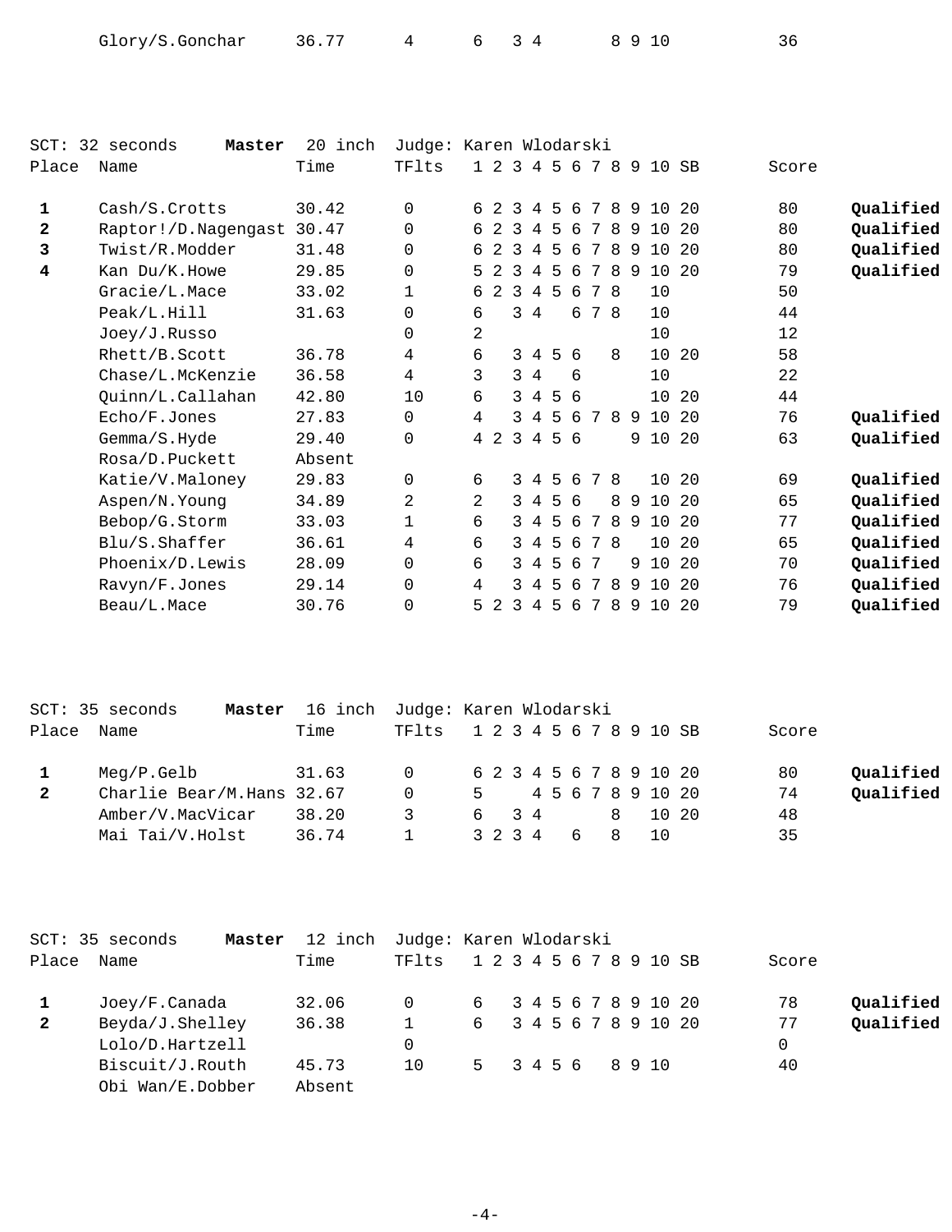| | | | | | | | | | | | | | | | | |
|---|---|---|---|---|---|---|---|---|---|---|---|---|---|---|---|---|
| | Glory/S.Gonchar | 36.77 | 4 | 6 | | 3 | 4 | | | | 8 | 9 | 10 | | 36 | |

SCT: 32 seconds **Master** 20 inch Judge: Karen Wlodarski

| Place | Name | Time | TFlts | 1 | 2 | 3 | 4 | 5 | 6 | 7 | 8 | 9 | 10 | SB | Score | |
|---|---|---|---|---|---|---|---|---|---|---|---|---|---|---|---|---|
| **1** | Cash/S.Crotts | 30.42 | 0 | 6 | 2 | 3 | 4 | 5 | 6 | 7 | 8 | 9 | 10 | 20 | 80 | **Qualified** |
| **2** | Raptor!/D.Nagengast | 30.47 | 0 | 6 | 2 | 3 | 4 | 5 | 6 | 7 | 8 | 9 | 10 | 20 | 80 | **Qualified** |
| **3** | Twist/R.Modder | 31.48 | 0 | 6 | 2 | 3 | 4 | 5 | 6 | 7 | 8 | 9 | 10 | 20 | 80 | **Qualified** |
| **4** | Kan Du/K.Howe | 29.85 | 0 | 5 | 2 | 3 | 4 | 5 | 6 | 7 | 8 | 9 | 10 | 20 | 79 | **Qualified** |
| | Gracie/L.Mace | 33.02 | 1 | 6 | 2 | 3 | 4 | 5 | 6 | 7 | 8 | | 10 | | 50 | |
| | Peak/L.Hill | 31.63 | 0 | 6 | | 3 | 4 | | 6 | 7 | 8 | | 10 | | 44 | |
| | Joey/J.Russo | | 0 | 2 | | | | | | | | | 10 | | 12 | |
| | Rhett/B.Scott | 36.78 | 4 | 6 | | 3 | 4 | 5 | 6 | | 8 | | 10 | 20 | 58 | |
| | Chase/L.McKenzie | 36.58 | 4 | 3 | | 3 | 4 | | 6 | | | | 10 | | 22 | |
| | Quinn/L.Callahan | 42.80 | 10 | 6 | | 3 | 4 | 5 | 6 | | | | 10 | 20 | 44 | |
| | Echo/F.Jones | 27.83 | 0 | 4 | | 3 | 4 | 5 | 6 | 7 | 8 | 9 | 10 | 20 | 76 | **Qualified** |
| | Gemma/S.Hyde | 29.40 | 0 | 4 | 2 | 3 | 4 | 5 | 6 | | | 9 | 10 | 20 | 63 | **Qualified** |
| | Rosa/D.Puckett | Absent | | | | | | | | | | | | | | |
| | Katie/V.Maloney | 29.83 | 0 | 6 | | 3 | 4 | 5 | 6 | 7 | 8 | | 10 | 20 | 69 | **Qualified** |
| | Aspen/N.Young | 34.89 | 2 | 2 | | 3 | 4 | 5 | 6 | | 8 | 9 | 10 | 20 | 65 | **Qualified** |
| | Bebop/G.Storm | 33.03 | 1 | 6 | | 3 | 4 | 5 | 6 | 7 | 8 | 9 | 10 | 20 | 77 | **Qualified** |
| | Blu/S.Shaffer | 36.61 | 4 | 6 | | 3 | 4 | 5 | 6 | 7 | 8 | | 10 | 20 | 65 | **Qualified** |
| | Phoenix/D.Lewis | 28.09 | 0 | 6 | | 3 | 4 | 5 | 6 | 7 | | 9 | 10 | 20 | 70 | **Qualified** |
| | Ravyn/F.Jones | 29.14 | 0 | 4 | | 3 | 4 | 5 | 6 | 7 | 8 | 9 | 10 | 20 | 76 | **Qualified** |
| | Beau/L.Mace | 30.76 | 0 | 5 | 2 | 3 | 4 | 5 | 6 | 7 | 8 | 9 | 10 | 20 | 79 | **Qualified** |

SCT: 35 seconds **Master** 16 inch Judge: Karen Wlodarski

| Place | Name | Time | TFlts | 1 | 2 | 3 | 4 | 5 | 6 | 7 | 8 | 9 | 10 | SB | Score | |
|---|---|---|---|---|---|---|---|---|---|---|---|---|---|---|---|---|
| **1** | Meg/P.Gelb | 31.63 | 0 | 6 | 2 | 3 | 4 | 5 | 6 | 7 | 8 | 9 | 10 | 20 | 80 | **Qualified** |
| **2** | Charlie Bear/M.Hans | 32.67 | 0 | 5 | | | 4 | 5 | 6 | 7 | 8 | 9 | 10 | 20 | 74 | **Qualified** |
| | Amber/V.MacVicar | 38.20 | 3 | 6 | | 3 | 4 | | | | 8 | | 10 | 20 | 48 | |
| | Mai Tai/V.Holst | 36.74 | 1 | 3 | 2 | 3 | 4 | | 6 | | 8 | | 10 | | 35 | |

SCT: 35 seconds **Master** 12 inch Judge: Karen Wlodarski

| Place | Name | Time | TFlts | 1 | 2 | 3 | 4 | 5 | 6 | 7 | 8 | 9 | 10 | SB | Score | |
|---|---|---|---|---|---|---|---|---|---|---|---|---|---|---|---|---|
| **1** | Joey/F.Canada | 32.06 | 0 | 6 | | 3 | 4 | 5 | 6 | 7 | 8 | 9 | 10 | 20 | 78 | **Qualified** |
| **2** | Beyda/J.Shelley | 36.38 | 1 | 6 | | 3 | 4 | 5 | 6 | 7 | 8 | 9 | 10 | 20 | 77 | **Qualified** |
| | Lolo/D.Hartzell | | 0 | | | | | | | | | | | | 0 | |
| | Biscuit/J.Routh | 45.73 | 10 | 5 | | 3 | 4 | 5 | 6 | | 8 | 9 | 10 | | 40 | |
| | Obi Wan/E.Dobber | Absent | | | | | | | | | | | | | | |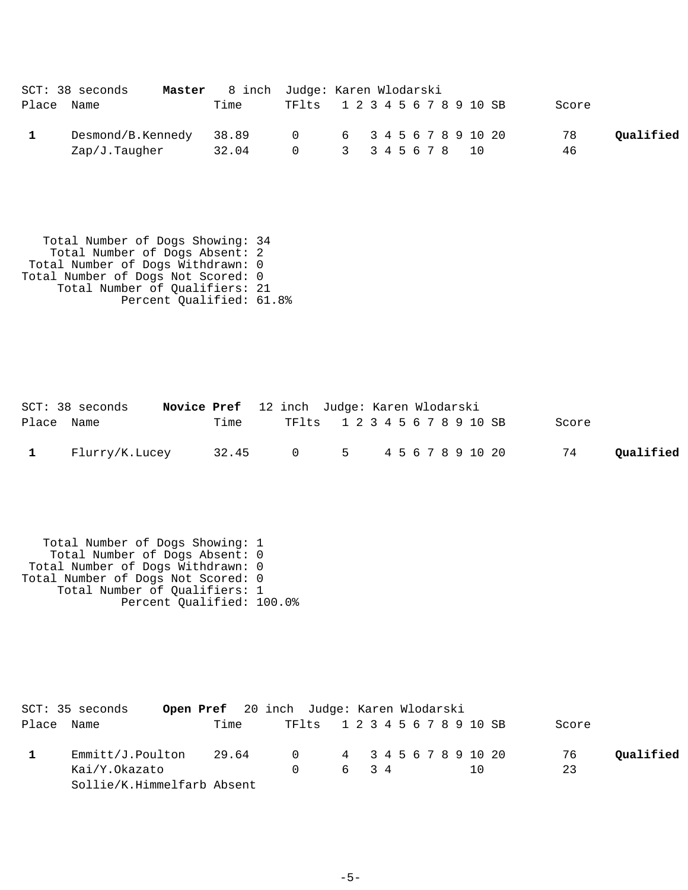SCT: 38 seconds **Master** 8 inch Judge: Karen Wlodarski

| Place | Name | Time | TFlts | 1 | 2 | 3 | 4 | 5 | 6 | 7 | 8 | 9 | 10 | SB | Score | |
|---|---|---|---|---|---|---|---|---|---|---|---|---|---|---|---|---|
| **1** | Desmond/B.Kennedy | 38.89 | 0 | 6 | | 3 | 4 | 5 | 6 | 7 | 8 | 9 | 10 | 20 | 78 | **Qualified** |
| | Zap/J.Taugher | 32.04 | 0 | 3 | | 3 | 4 | 5 | 6 | 7 | 8 | | 10 | | 46 | |

Total Number of Dogs Showing: 34
Total Number of Dogs Absent: 2
Total Number of Dogs Withdrawn: 0
Total Number of Dogs Not Scored: 0
Total Number of Qualifiers: 21
Percent Qualified: 61.8%

SCT: 38 seconds **Novice Pref** 12 inch Judge: Karen Wlodarski

| Place | Name | Time | TFlts | 1 | 2 | 3 | 4 | 5 | 6 | 7 | 8 | 9 | 10 | SB | Score | |
|---|---|---|---|---|---|---|---|---|---|---|---|---|---|---|---|---|
| **1** | Flurry/K.Lucey | 32.45 | 0 | 5 | | | 4 | 5 | 6 | 7 | 8 | 9 | 10 | 20 | 74 | **Qualified** |

Total Number of Dogs Showing: 1
Total Number of Dogs Absent: 0
Total Number of Dogs Withdrawn: 0
Total Number of Dogs Not Scored: 0
Total Number of Qualifiers: 1
Percent Qualified: 100.0%

SCT: 35 seconds **Open Pref** 20 inch Judge: Karen Wlodarski

| Place | Name | Time | TFlts | 1 | 2 | 3 | 4 | 5 | 6 | 7 | 8 | 9 | 10 | SB | Score | |
|---|---|---|---|---|---|---|---|---|---|---|---|---|---|---|---|---|
| **1** | Emmitt/J.Poulton | 29.64 | 0 | 4 | | 3 | 4 | 5 | 6 | 7 | 8 | 9 | 10 | 20 | 76 | **Qualified** |
| | Kai/Y.Okazato | | 0 | 6 | | 3 | 4 | | | | | | 10 | | 23 | |
| | Sollie/K.Himmelfarb | Absent | | | | | | | | | | | | | | |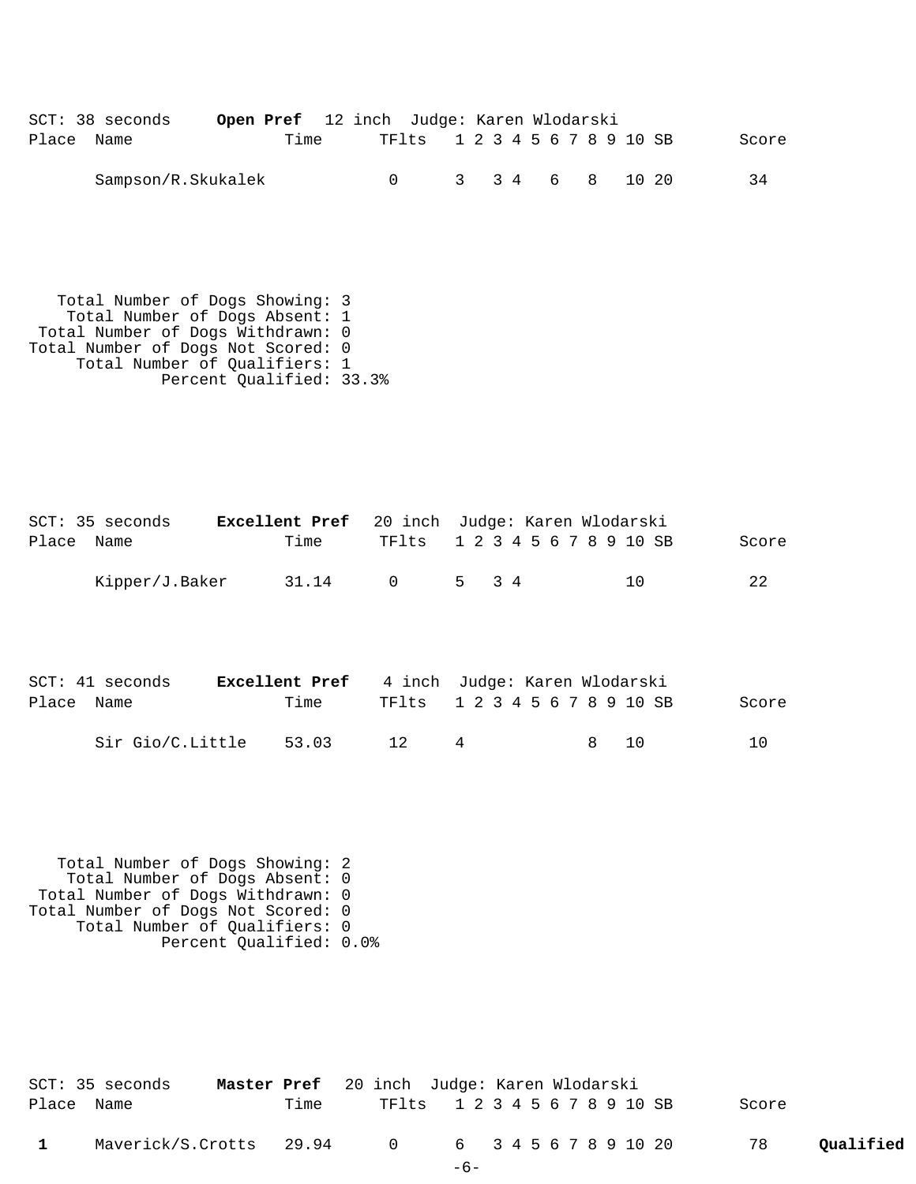SCT: 38 seconds **Open Pref** 12 inch Judge: Karen Wlodarski

| Place | Name | Time | TFlts | 1 | 2 | 3 | 4 | 5 | 6 | 7 | 8 | 9 | 10 | SB | Score |
|---|---|---|---|---|---|---|---|---|---|---|---|---|---|---|---|
| | Sampson/R.Skukalek | | 0 | 3 | | 3 | 4 | | 6 | | 8 | | 10 | 20 | 34 |

Total Number of Dogs Showing: 3
Total Number of Dogs Absent: 1
Total Number of Dogs Withdrawn: 0
Total Number of Dogs Not Scored: 0
Total Number of Qualifiers: 1
Percent Qualified: 33.3%

SCT: 35 seconds **Excellent Pref** 20 inch Judge: Karen Wlodarski

| Place | Name | Time | TFlts | 1 | 2 | 3 | 4 | 5 | 6 | 7 | 8 | 9 | 10 | SB | Score |
|---|---|---|---|---|---|---|---|---|---|---|---|---|---|---|---|
| | Kipper/J.Baker | 31.14 | 0 | 5 | | 3 | 4 | | | | | | 10 | | 22 |

SCT: 41 seconds **Excellent Pref** 4 inch Judge: Karen Wlodarski

| Place | Name | Time | TFlts | 1 | 2 | 3 | 4 | 5 | 6 | 7 | 8 | 9 | 10 | SB | Score |
|---|---|---|---|---|---|---|---|---|---|---|---|---|---|---|---|
| | Sir Gio/C.Little | 53.03 | 12 | 4 | | | | | | | 8 | | 10 | | 10 |

Total Number of Dogs Showing: 2
Total Number of Dogs Absent: 0
Total Number of Dogs Withdrawn: 0
Total Number of Dogs Not Scored: 0
Total Number of Qualifiers: 0
Percent Qualified: 0.0%

SCT: 35 seconds **Master Pref** 20 inch Judge: Karen Wlodarski

| Place | Name | Time | TFlts | 1 | 2 | 3 | 4 | 5 | 6 | 7 | 8 | 9 | 10 | SB | Score | |
|---|---|---|---|---|---|---|---|---|---|---|---|---|---|---|---|---|
| **1** | Maverick/S.Crotts | 29.94 | 0 | 6 | | 3 | 4 | 5 | 6 | 7 | 8 | 9 | 10 | 20 | 78 | **Qualified** |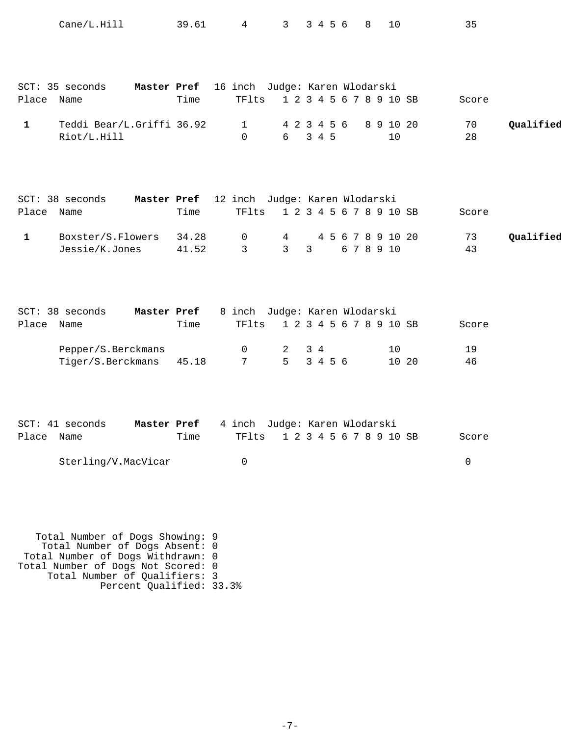| Place | Name | Time | TFlts | 1 | 2 | 3 | 4 | 5 | 6 | 7 | 8 | 9 | 10 | SB | Score | |
|---|---|---|---|---|---|---|---|---|---|---|---|---|---|---|---|---|
| | Cane/L.Hill | 39.61 | 4 | 3 | | 3 | 4 | 5 | 6 | | 8 | | 10 | | 35 | |

SCT: 35 seconds **Master Pref** 16 inch Judge: Karen Wlodarski

| Place | Name | Time | TFlts | 1 | 2 | 3 | 4 | 5 | 6 | 7 | 8 | 9 | 10 | SB | Score | |
|---|---|---|---|---|---|---|---|---|---|---|---|---|---|---|---|---|
| **1** | Teddi Bear/L.Griffi | 36.92 | 1 | 4 | 2 | 3 | 4 | 5 | 6 | | 8 | 9 | 10 | 20 | 70 | **Qualified** |
| | Riot/L.Hill | | 0 | 6 | | 3 | 4 | 5 | | | | | 10 | | 28 | |

SCT: 38 seconds **Master Pref** 12 inch Judge: Karen Wlodarski

| Place | Name | Time | TFlts | 1 | 2 | 3 | 4 | 5 | 6 | 7 | 8 | 9 | 10 | SB | Score | |
|---|---|---|---|---|---|---|---|---|---|---|---|---|---|---|---|---|
| **1** | Boxster/S.Flowers | 34.28 | 0 | 4 | | | 4 | 5 | 6 | 7 | 8 | 9 | 10 | 20 | 73 | **Qualified** |
| | Jessie/K.Jones | 41.52 | 3 | 3 | | 3 | | | 6 | 7 | 8 | 9 | 10 | | 43 | |

SCT: 38 seconds **Master Pref** 8 inch Judge: Karen Wlodarski

| Place | Name | Time | TFlts | 1 | 2 | 3 | 4 | 5 | 6 | 7 | 8 | 9 | 10 | SB | Score |
|---|---|---|---|---|---|---|---|---|---|---|---|---|---|---|---|
| | Pepper/S.Berckmans | | 0 | 2 | | 3 | 4 | | | | | | 10 | | 19 |
| | Tiger/S.Berckmans | 45.18 | 7 | 5 | | 3 | 4 | 5 | 6 | | | | 10 | 20 | 46 |

SCT: 41 seconds **Master Pref** 4 inch Judge: Karen Wlodarski

| Place | Name | Time | TFlts | 1 | 2 | 3 | 4 | 5 | 6 | 7 | 8 | 9 | 10 | SB | Score |
|---|---|---|---|---|---|---|---|---|---|---|---|---|---|---|---|
| | Sterling/V.MacVicar | | 0 | | | | | | | | | | | | 0 |

Total Number of Dogs Showing: 9
Total Number of Dogs Absent: 0
Total Number of Dogs Withdrawn: 0
Total Number of Dogs Not Scored: 0
Total Number of Qualifiers: 3
Percent Qualified: 33.3%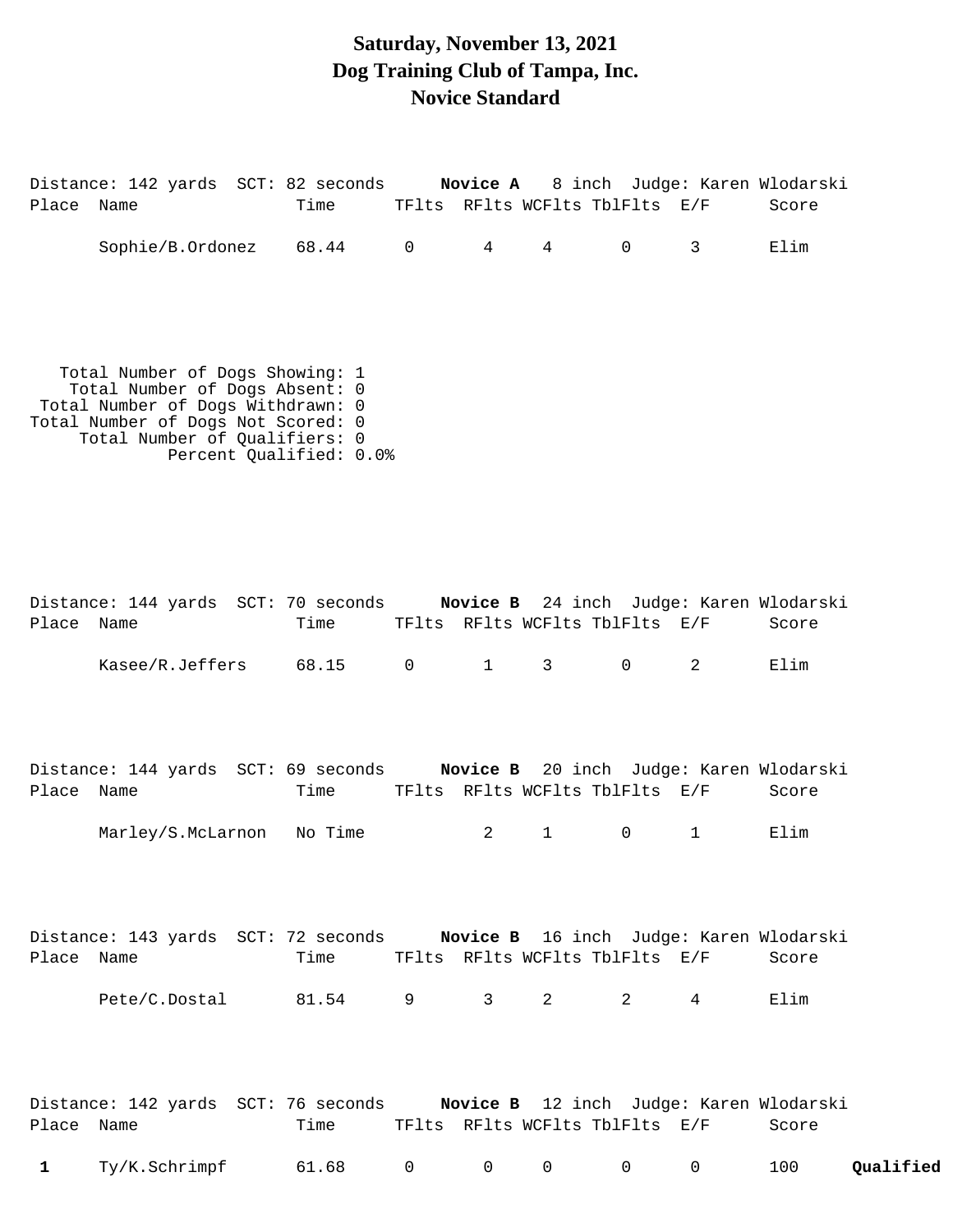# Saturday, November 13, 2021
# Dog Training Club of Tampa, Inc.
# Novice Standard

Distance: 142 yards SCT: 82 seconds **Novice A** 8 inch Judge: Karen Wlodarski

| Place | Name | Time | TFlts | RFlts | WCFlts | TblFlts | E/F | Score |
|---|---|---|---|---|---|---|---|---|
| | Sophie/B.Ordonez | 68.44 | 0 | 4 | 4 | 0 | 3 | Elim |

Total Number of Dogs Showing: 1
Total Number of Dogs Absent: 0
Total Number of Dogs Withdrawn: 0
Total Number of Dogs Not Scored: 0
Total Number of Qualifiers: 0
Percent Qualified: 0.0%

Distance: 144 yards SCT: 70 seconds **Novice B** 24 inch Judge: Karen Wlodarski

| Place | Name | Time | TFlts | RFlts | WCFlts | TblFlts | E/F | Score |
|---|---|---|---|---|---|---|---|---|
| | Kasee/R.Jeffers | 68.15 | 0 | 1 | 3 | 0 | 2 | Elim |

Distance: 144 yards SCT: 69 seconds **Novice B** 20 inch Judge: Karen Wlodarski

| Place | Name | Time | TFlts | RFlts | WCFlts | TblFlts | E/F | Score |
|---|---|---|---|---|---|---|---|---|
| | Marley/S.McLarnon | No Time | | 2 | 1 | 0 | 1 | Elim |

Distance: 143 yards SCT: 72 seconds **Novice B** 16 inch Judge: Karen Wlodarski

| Place | Name | Time | TFlts | RFlts | WCFlts | TblFlts | E/F | Score |
|---|---|---|---|---|---|---|---|---|
| | Pete/C.Dostal | 81.54 | 9 | 3 | 2 | 2 | 4 | Elim |

Distance: 142 yards SCT: 76 seconds **Novice B** 12 inch Judge: Karen Wlodarski

| Place | Name | Time | TFlts | RFlts | WCFlts | TblFlts | E/F | Score | |
|---|---|---|---|---|---|---|---|---|---|
| **1** | Ty/K.Schrimpf | 61.68 | 0 | 0 | 0 | 0 | 0 | 100 | **Qualified** |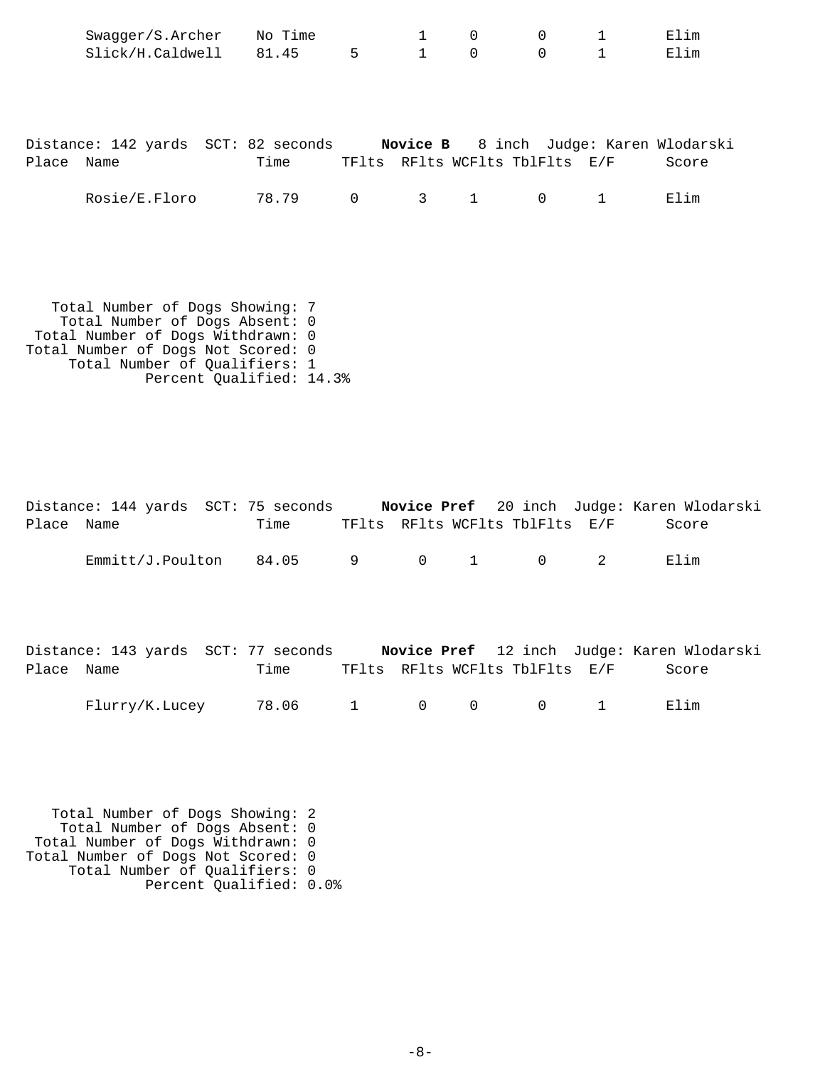| Place | Name | Time | TFlts | RFlts | WCFlts | TblFlts | E/F | Score |
|---|---|---|---|---|---|---|---|---|
| | Swagger/S.Archer | No Time | | 1 | 0 | 0 | 1 | Elim |
| | Slick/H.Caldwell | 81.45 | 5 | 1 | 0 | 0 | 1 | Elim |

Distance: 142 yards SCT: 82 seconds **Novice B** 8 inch Judge: Karen Wlodarski

| Place | Name | Time | TFlts | RFlts | WCFlts | TblFlts | E/F | Score |
|---|---|---|---|---|---|---|---|---|
| | Rosie/E.Floro | 78.79 | 0 | 3 | 1 | 0 | 1 | Elim |

Total Number of Dogs Showing: 7
Total Number of Dogs Absent: 0
Total Number of Dogs Withdrawn: 0
Total Number of Dogs Not Scored: 0
Total Number of Qualifiers: 1
Percent Qualified: 14.3%

Distance: 144 yards SCT: 75 seconds **Novice Pref** 20 inch Judge: Karen Wlodarski

| Place | Name | Time | TFlts | RFlts | WCFlts | TblFlts | E/F | Score |
|---|---|---|---|---|---|---|---|---|
| | Emmitt/J.Poulton | 84.05 | 9 | 0 | 1 | 0 | 2 | Elim |

Distance: 143 yards SCT: 77 seconds **Novice Pref** 12 inch Judge: Karen Wlodarski

| Place | Name | Time | TFlts | RFlts | WCFlts | TblFlts | E/F | Score |
|---|---|---|---|---|---|---|---|---|
| | Flurry/K.Lucey | 78.06 | 1 | 0 | 0 | 0 | 1 | Elim |

Total Number of Dogs Showing: 2
Total Number of Dogs Absent: 0
Total Number of Dogs Withdrawn: 0
Total Number of Dogs Not Scored: 0
Total Number of Qualifiers: 0
Percent Qualified: 0.0%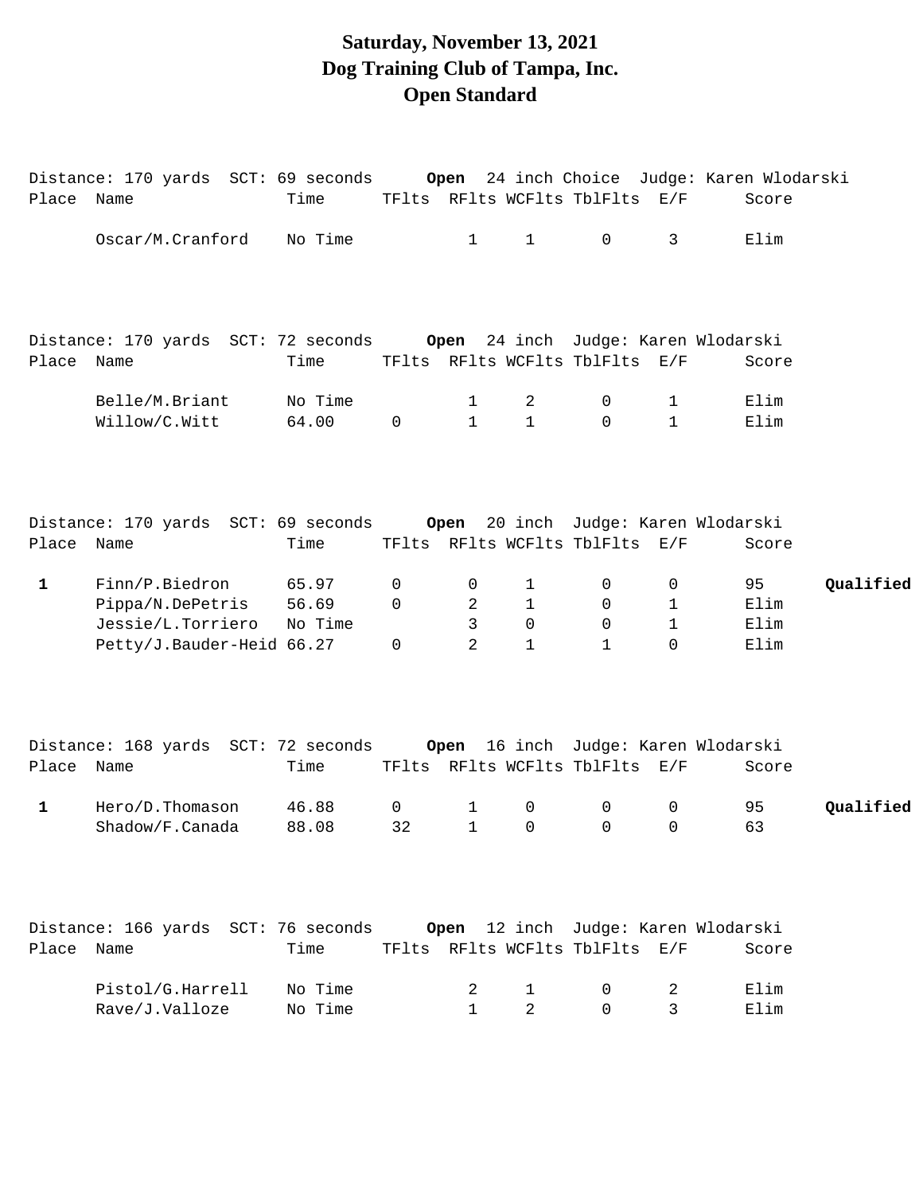# Saturday, November 13, 2021
# Dog Training Club of Tampa, Inc.
# Open Standard

Distance: 170 yards SCT: 69 seconds **Open** 24 inch Choice Judge: Karen Wlodarski

| Place | Name | Time | TFlts | RFlts | WCFlts | TblFlts | E/F | Score | |
|---|---|---|---|---|---|---|---|---|---|
| | Oscar/M.Cranford | No Time | | 1 | 1 | 0 | 3 | Elim | |

Distance: 170 yards SCT: 72 seconds **Open** 24 inch Judge: Karen Wlodarski

| Place | Name | Time | TFlts | RFlts | WCFlts | TblFlts | E/F | Score | |
|---|---|---|---|---|---|---|---|---|---|
| | Belle/M.Briant | No Time | | 1 | 2 | 0 | 1 | Elim | |
| | Willow/C.Witt | 64.00 | 0 | 1 | 1 | 0 | 1 | Elim | |

Distance: 170 yards SCT: 69 seconds **Open** 20 inch Judge: Karen Wlodarski

| Place | Name | Time | TFlts | RFlts | WCFlts | TblFlts | E/F | Score | |
|---|---|---|---|---|---|---|---|---|---|
| **1** | Finn/P.Biedron | 65.97 | 0 | 0 | 1 | 0 | 0 | 95 | **Qualified** |
| | Pippa/N.DePetris | 56.69 | 0 | 2 | 1 | 0 | 1 | Elim | |
| | Jessie/L.Torriero | No Time | | 3 | 0 | 0 | 1 | Elim | |
| | Petty/J.Bauder-Heid | 66.27 | 0 | 2 | 1 | 1 | 0 | Elim | |

Distance: 168 yards SCT: 72 seconds **Open** 16 inch Judge: Karen Wlodarski

| Place | Name | Time | TFlts | RFlts | WCFlts | TblFlts | E/F | Score | |
|---|---|---|---|---|---|---|---|---|---|
| **1** | Hero/D.Thomason | 46.88 | 0 | 1 | 0 | 0 | 0 | 95 | **Qualified** |
| | Shadow/F.Canada | 88.08 | 32 | 1 | 0 | 0 | 0 | 63 | |

Distance: 166 yards SCT: 76 seconds **Open** 12 inch Judge: Karen Wlodarski

| Place | Name | Time | TFlts | RFlts | WCFlts | TblFlts | E/F | Score | |
|---|---|---|---|---|---|---|---|---|---|
| | Pistol/G.Harrell | No Time | | 2 | 1 | 0 | 2 | Elim | |
| | Rave/J.Valloze | No Time | | 1 | 2 | 0 | 3 | Elim | |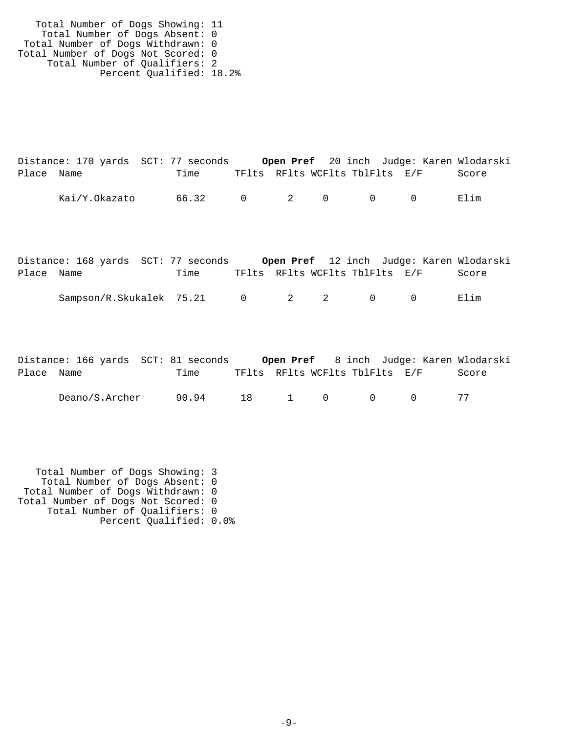Total Number of Dogs Showing: 11
Total Number of Dogs Absent: 0
Total Number of Dogs Withdrawn: 0
Total Number of Dogs Not Scored: 0
Total Number of Qualifiers: 2
Percent Qualified: 18.2%

Distance: 170 yards SCT: 77 seconds **Open Pref** 20 inch Judge: Karen Wlodarski

| Place | Name | Time | TFlts | RFlts | WCFlts | TblFlts | E/F | Score |
|---|---|---|---|---|---|---|---|---|
| | Kai/Y.Okazato | 66.32 | 0 | 2 | 0 | 0 | 0 | Elim |

Distance: 168 yards SCT: 77 seconds **Open Pref** 12 inch Judge: Karen Wlodarski

| Place | Name | Time | TFlts | RFlts | WCFlts | TblFlts | E/F | Score |
|---|---|---|---|---|---|---|---|---|
| | Sampson/R.Skukalek | 75.21 | 0 | 2 | 2 | 0 | 0 | Elim |

Distance: 166 yards SCT: 81 seconds **Open Pref** 8 inch Judge: Karen Wlodarski

| Place | Name | Time | TFlts | RFlts | WCFlts | TblFlts | E/F | Score |
|---|---|---|---|---|---|---|---|---|
| | Deano/S.Archer | 90.94 | 18 | 1 | 0 | 0 | 0 | 77 |

Total Number of Dogs Showing: 3
Total Number of Dogs Absent: 0
Total Number of Dogs Withdrawn: 0
Total Number of Dogs Not Scored: 0
Total Number of Qualifiers: 0
Percent Qualified: 0.0%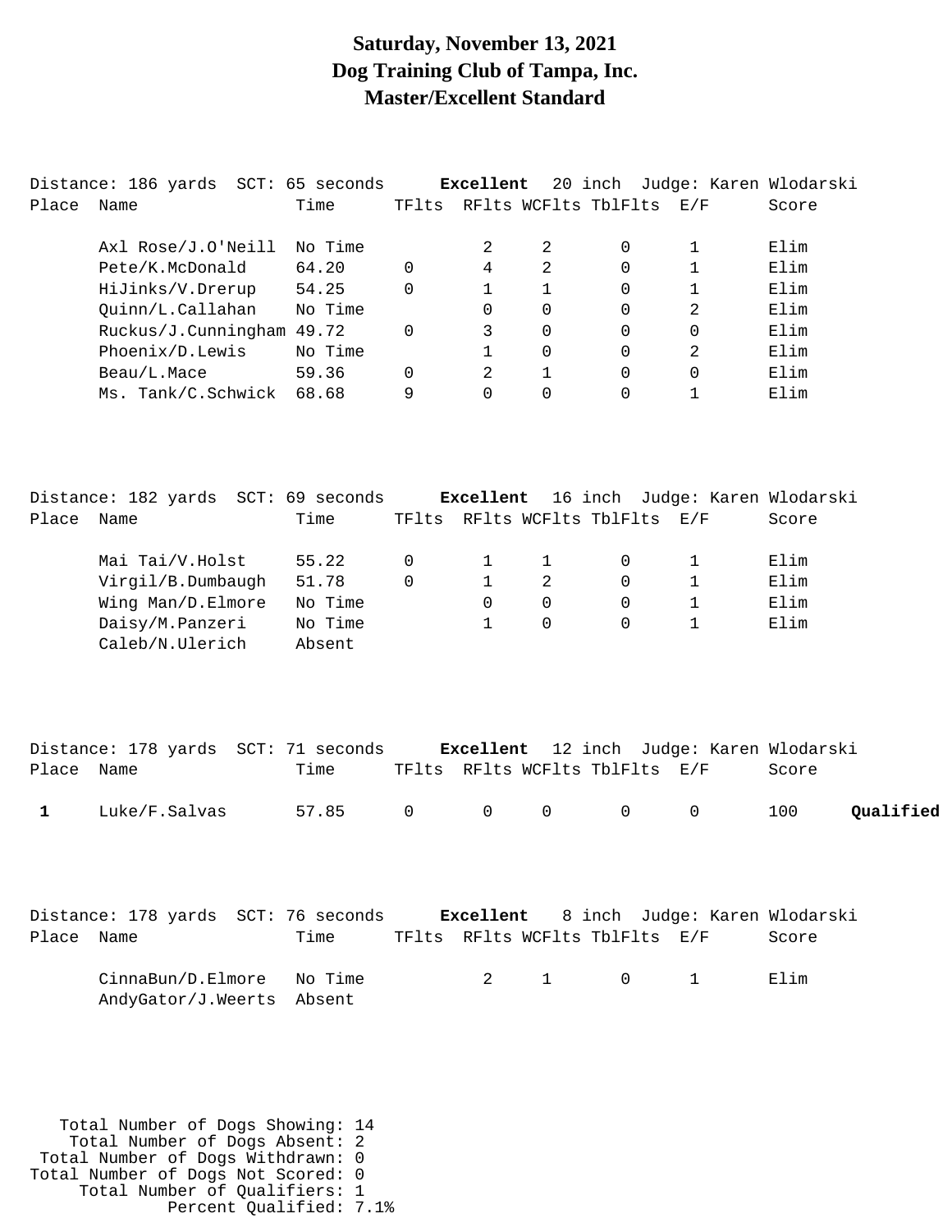# Saturday, November 13, 2021
# Dog Training Club of Tampa, Inc.
# Master/Excellent Standard

Distance: 186 yards SCT: 65 seconds **Excellent** 20 inch Judge: Karen Wlodarski

| Place | Name | Time | TFlts | RFlts | WCFlts | TblFlts | E/F | Score |
|---|---|---|---|---|---|---|---|---|
| | Axl Rose/J.O'Neill | No Time | | 2 | 2 | 0 | 1 | Elim |
| | Pete/K.McDonald | 64.20 | 0 | 4 | 2 | 0 | 1 | Elim |
| | HiJinks/V.Drerup | 54.25 | 0 | 1 | 1 | 0 | 1 | Elim |
| | Quinn/L.Callahan | No Time | | 0 | 0 | 0 | 2 | Elim |
| | Ruckus/J.Cunningham | 49.72 | 0 | 3 | 0 | 0 | 0 | Elim |
| | Phoenix/D.Lewis | No Time | | 1 | 0 | 0 | 2 | Elim |
| | Beau/L.Mace | 59.36 | 0 | 2 | 1 | 0 | 0 | Elim |
| | Ms. Tank/C.Schwick | 68.68 | 9 | 0 | 0 | 0 | 1 | Elim |

Distance: 182 yards SCT: 69 seconds **Excellent** 16 inch Judge: Karen Wlodarski

| Place | Name | Time | TFlts | RFlts | WCFlts | TblFlts | E/F | Score |
|---|---|---|---|---|---|---|---|---|
| | Mai Tai/V.Holst | 55.22 | 0 | 1 | 1 | 0 | 1 | Elim |
| | Virgil/B.Dumbaugh | 51.78 | 0 | 1 | 2 | 0 | 1 | Elim |
| | Wing Man/D.Elmore | No Time | | 0 | 0 | 0 | 1 | Elim |
| | Daisy/M.Panzeri | No Time | | 1 | 0 | 0 | 1 | Elim |
| | Caleb/N.Ulerich | Absent | | | | | | |

Distance: 178 yards SCT: 71 seconds **Excellent** 12 inch Judge: Karen Wlodarski

| Place | Name | Time | TFlts | RFlts | WCFlts | TblFlts | E/F | Score | |
|---|---|---|---|---|---|---|---|---|---|
| **1** | Luke/F.Salvas | 57.85 | 0 | 0 | 0 | 0 | 0 | 100 | **Qualified** |

Distance: 178 yards SCT: 76 seconds **Excellent** 8 inch Judge: Karen Wlodarski

| Place | Name | Time | TFlts | RFlts | WCFlts | TblFlts | E/F | Score |
|---|---|---|---|---|---|---|---|---|
| | CinnaBun/D.Elmore | No Time | | 2 | 1 | 0 | 1 | Elim |
| | AndyGator/J.Weerts | Absent | | | | | | |

Total Number of Dogs Showing: 14
Total Number of Dogs Absent: 2
Total Number of Dogs Withdrawn: 0
Total Number of Dogs Not Scored: 0
Total Number of Qualifiers: 1
Percent Qualified: 7.1%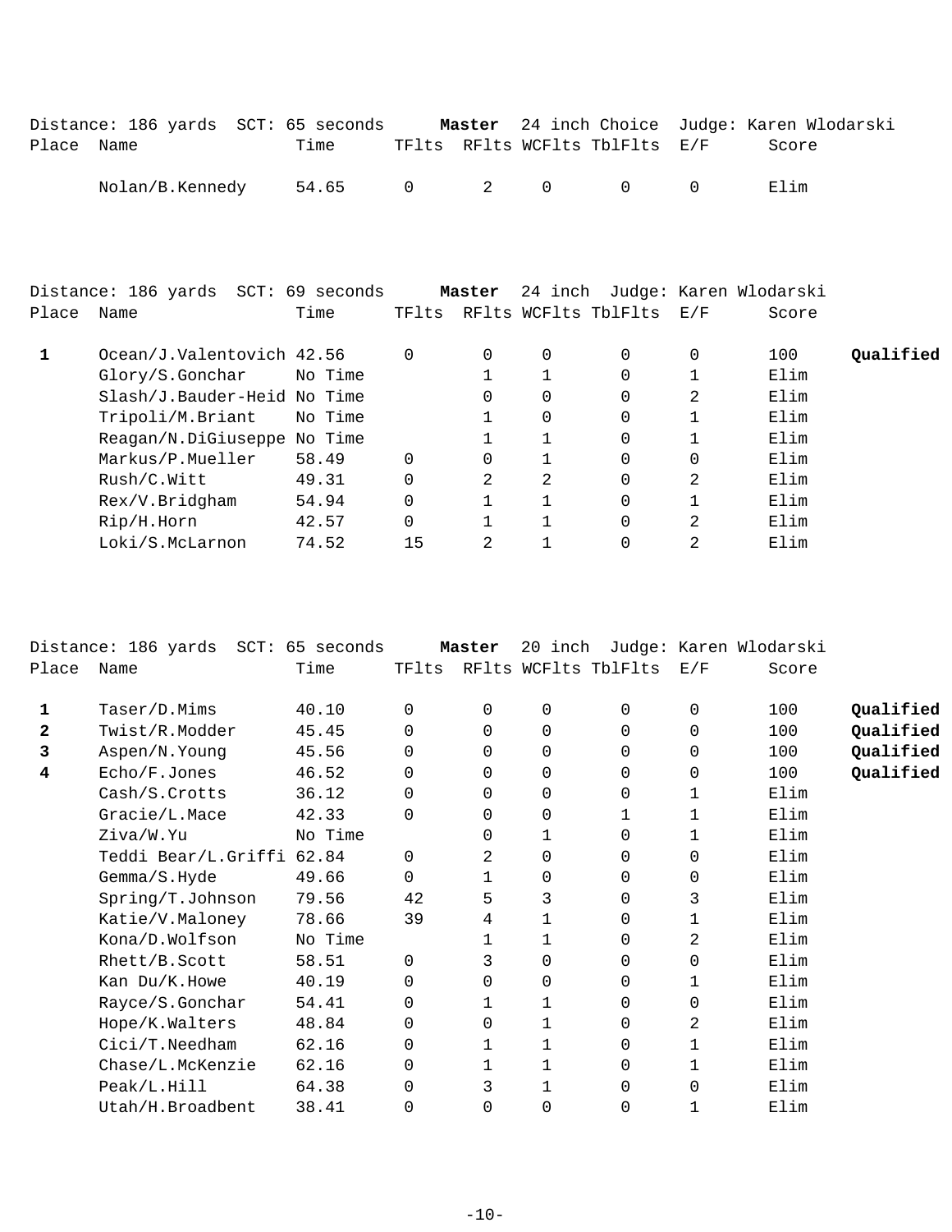Distance: 186 yards  SCT: 65 seconds  **Master**  24 inch Choice  Judge: Karen Wlodarski

| Place | Name | Time | TFlts | RFlts | WCFlts | TblFlts | E/F | Score | |
|---|---|---|---|---|---|---|---|---|---|
| | Nolan/B.Kennedy | 54.65 | 0 | 2 | 0 | 0 | 0 | Elim | |

Distance: 186 yards  SCT: 69 seconds  **Master**  24 inch  Judge: Karen Wlodarski

| Place | Name | Time | TFlts | RFlts | WCFlts | TblFlts | E/F | Score | |
|---|---|---|---|---|---|---|---|---|---|
| **1** | Ocean/J.Valentovich | 42.56 | 0 | 0 | 0 | 0 | 0 | 100 | **Qualified** |
| | Glory/S.Gonchar | No Time | | 1 | 1 | 0 | 1 | Elim | |
| | Slash/J.Bauder-Heid | No Time | | 0 | 0 | 0 | 2 | Elim | |
| | Tripoli/M.Briant | No Time | | 1 | 0 | 0 | 1 | Elim | |
| | Reagan/N.DiGiuseppe | No Time | | 1 | 1 | 0 | 1 | Elim | |
| | Markus/P.Mueller | 58.49 | 0 | 0 | 1 | 0 | 0 | Elim | |
| | Rush/C.Witt | 49.31 | 0 | 2 | 2 | 0 | 2 | Elim | |
| | Rex/V.Bridgham | 54.94 | 0 | 1 | 1 | 0 | 1 | Elim | |
| | Rip/H.Horn | 42.57 | 0 | 1 | 1 | 0 | 2 | Elim | |
| | Loki/S.McLarnon | 74.52 | 15 | 2 | 1 | 0 | 2 | Elim | |

Distance: 186 yards  SCT: 65 seconds  **Master**  20 inch  Judge: Karen Wlodarski

| Place | Name | Time | TFlts | RFlts | WCFlts | TblFlts | E/F | Score | |
|---|---|---|---|---|---|---|---|---|---|
| **1** | Taser/D.Mims | 40.10 | 0 | 0 | 0 | 0 | 0 | 100 | **Qualified** |
| **2** | Twist/R.Modder | 45.45 | 0 | 0 | 0 | 0 | 0 | 100 | **Qualified** |
| **3** | Aspen/N.Young | 45.56 | 0 | 0 | 0 | 0 | 0 | 100 | **Qualified** |
| **4** | Echo/F.Jones | 46.52 | 0 | 0 | 0 | 0 | 0 | 100 | **Qualified** |
| | Cash/S.Crotts | 36.12 | 0 | 0 | 0 | 0 | 1 | Elim | |
| | Gracie/L.Mace | 42.33 | 0 | 0 | 0 | 1 | 1 | Elim | |
| | Ziva/W.Yu | No Time | | 0 | 1 | 0 | 1 | Elim | |
| | Teddi Bear/L.Griffi | 62.84 | 0 | 2 | 0 | 0 | 0 | Elim | |
| | Gemma/S.Hyde | 49.66 | 0 | 1 | 0 | 0 | 0 | Elim | |
| | Spring/T.Johnson | 79.56 | 42 | 5 | 3 | 0 | 3 | Elim | |
| | Katie/V.Maloney | 78.66 | 39 | 4 | 1 | 0 | 1 | Elim | |
| | Kona/D.Wolfson | No Time | | 1 | 1 | 0 | 2 | Elim | |
| | Rhett/B.Scott | 58.51 | 0 | 3 | 0 | 0 | 0 | Elim | |
| | Kan Du/K.Howe | 40.19 | 0 | 0 | 0 | 0 | 1 | Elim | |
| | Rayce/S.Gonchar | 54.41 | 0 | 1 | 1 | 0 | 0 | Elim | |
| | Hope/K.Walters | 48.84 | 0 | 0 | 1 | 0 | 2 | Elim | |
| | Cici/T.Needham | 62.16 | 0 | 1 | 1 | 0 | 1 | Elim | |
| | Chase/L.McKenzie | 62.16 | 0 | 1 | 1 | 0 | 1 | Elim | |
| | Peak/L.Hill | 64.38 | 0 | 3 | 1 | 0 | 0 | Elim | |
| | Utah/H.Broadbent | 38.41 | 0 | 0 | 0 | 0 | 1 | Elim | |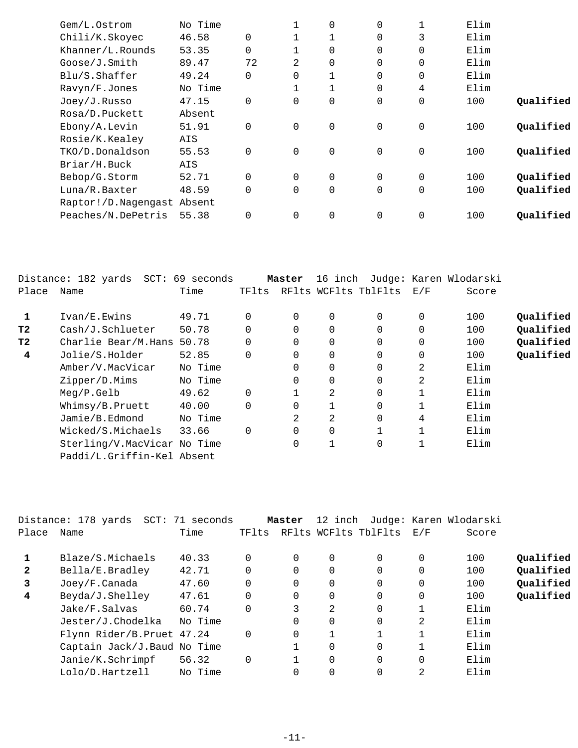| Place | Name | Time | TFlts | RFlts | WCFlts | TblFlts | E/F | Score | |
|---|---|---|---|---|---|---|---|---|---|
| | Gem/L.Ostrom | No Time | | 1 | 0 | 0 | 1 | Elim | |
| | Chili/K.Skoyec | 46.58 | 0 | 1 | 1 | 0 | 3 | Elim | |
| | Khanner/L.Rounds | 53.35 | 0 | 1 | 0 | 0 | 0 | Elim | |
| | Goose/J.Smith | 89.47 | 72 | 2 | 0 | 0 | 0 | Elim | |
| | Blu/S.Shaffer | 49.24 | 0 | 0 | 1 | 0 | 0 | Elim | |
| | Ravyn/F.Jones | No Time | | 1 | 1 | 0 | 4 | Elim | |
| | Joey/J.Russo | 47.15 | 0 | 0 | 0 | 0 | 0 | 100 | **Qualified** |
| | Rosa/D.Puckett | Absent | | | | | | | |
| | Ebony/A.Levin | 51.91 | 0 | 0 | 0 | 0 | 0 | 100 | **Qualified** |
| | Rosie/K.Kealey | AIS | | | | | | | |
| | TKO/D.Donaldson | 55.53 | 0 | 0 | 0 | 0 | 0 | 100 | **Qualified** |
| | Briar/H.Buck | AIS | | | | | | | |
| | Bebop/G.Storm | 52.71 | 0 | 0 | 0 | 0 | 0 | 100 | **Qualified** |
| | Luna/R.Baxter | 48.59 | 0 | 0 | 0 | 0 | 0 | 100 | **Qualified** |
| | Raptor!/D.Nagengast | Absent | | | | | | | |
| | Peaches/N.DePetris | 55.38 | 0 | 0 | 0 | 0 | 0 | 100 | **Qualified** |

Distance: 182 yards SCT: 69 seconds **Master** 16 inch Judge: Karen Wlodarski

| Place | Name | Time | TFlts | RFlts | WCFlts | TblFlts | E/F | Score | |
|---|---|---|---|---|---|---|---|---|---|
| **1** | Ivan/E.Ewins | 49.71 | 0 | 0 | 0 | 0 | 0 | 100 | **Qualified** |
| **T2** | Cash/J.Schlueter | 50.78 | 0 | 0 | 0 | 0 | 0 | 100 | **Qualified** |
| **T2** | Charlie Bear/M.Hans | 50.78 | 0 | 0 | 0 | 0 | 0 | 100 | **Qualified** |
| **4** | Jolie/S.Holder | 52.85 | 0 | 0 | 0 | 0 | 0 | 100 | **Qualified** |
| | Amber/V.MacVicar | No Time | | 0 | 0 | 0 | 2 | Elim | |
| | Zipper/D.Mims | No Time | | 0 | 0 | 0 | 2 | Elim | |
| | Meg/P.Gelb | 49.62 | 0 | 1 | 2 | 0 | 1 | Elim | |
| | Whimsy/B.Pruett | 40.00 | 0 | 0 | 1 | 0 | 1 | Elim | |
| | Jamie/B.Edmond | No Time | | 2 | 2 | 0 | 4 | Elim | |
| | Wicked/S.Michaels | 33.66 | 0 | 0 | 0 | 1 | 1 | Elim | |
| | Sterling/V.MacVicar | No Time | | 0 | 1 | 0 | 1 | Elim | |
| | Paddi/L.Griffin-Kel | Absent | | | | | | | |

Distance: 178 yards SCT: 71 seconds **Master** 12 inch Judge: Karen Wlodarski

| Place | Name | Time | TFlts | RFlts | WCFlts | TblFlts | E/F | Score | |
|---|---|---|---|---|---|---|---|---|---|
| **1** | Blaze/S.Michaels | 40.33 | 0 | 0 | 0 | 0 | 0 | 100 | **Qualified** |
| **2** | Bella/E.Bradley | 42.71 | 0 | 0 | 0 | 0 | 0 | 100 | **Qualified** |
| **3** | Joey/F.Canada | 47.60 | 0 | 0 | 0 | 0 | 0 | 100 | **Qualified** |
| **4** | Beyda/J.Shelley | 47.61 | 0 | 0 | 0 | 0 | 0 | 100 | **Qualified** |
| | Jake/F.Salvas | 60.74 | 0 | 3 | 2 | 0 | 1 | Elim | |
| | Jester/J.Chodelka | No Time | | 0 | 0 | 0 | 2 | Elim | |
| | Flynn Rider/B.Pruet | 47.24 | 0 | 0 | 1 | 1 | 1 | Elim | |
| | Captain Jack/J.Baud | No Time | | 1 | 0 | 0 | 1 | Elim | |
| | Janie/K.Schrimpf | 56.32 | 0 | 1 | 0 | 0 | 0 | Elim | |
| | Lolo/D.Hartzell | No Time | | 0 | 0 | 0 | 2 | Elim | |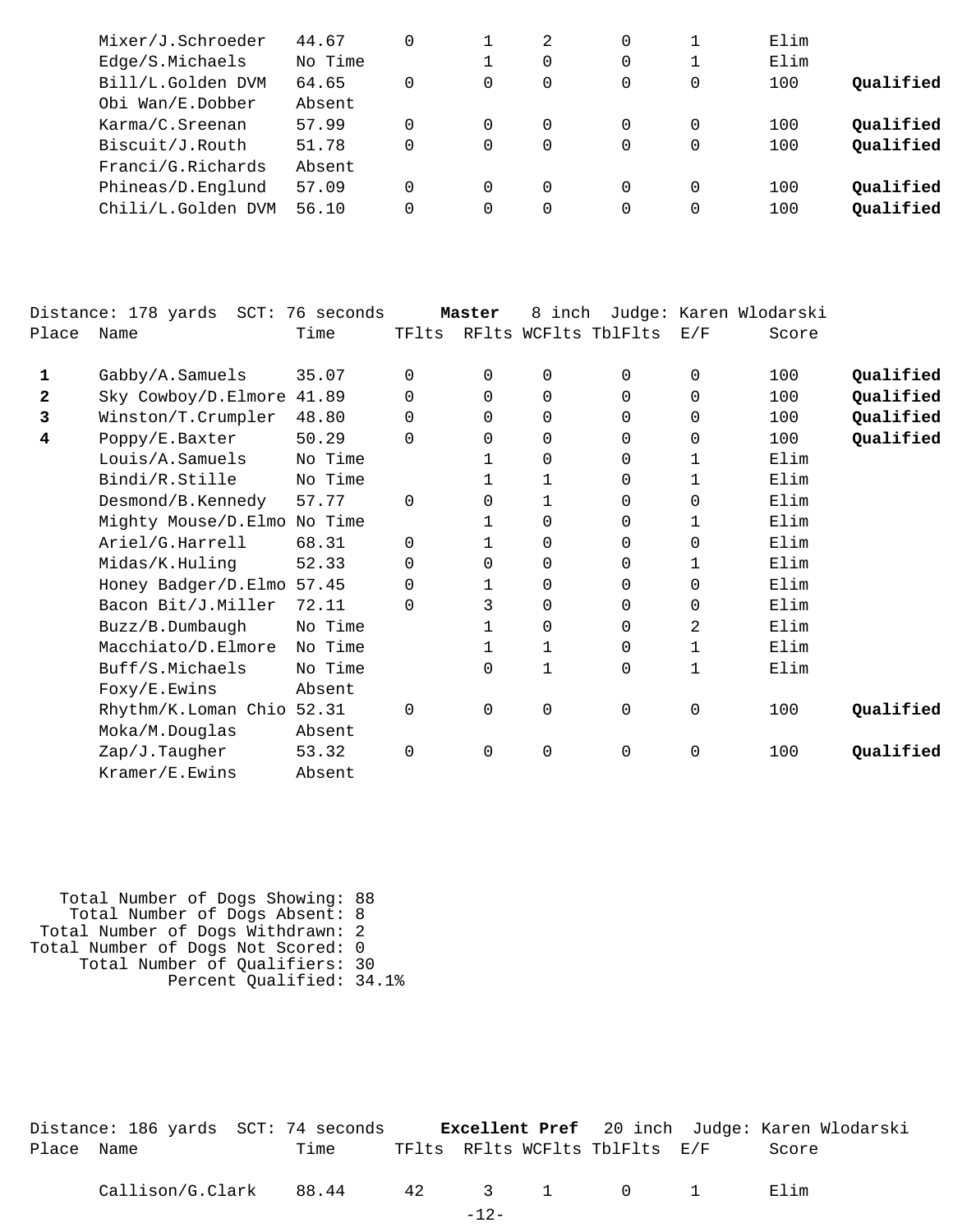| Place | Name | Time | TFlts | RFlts | WCFlts | TblFlts | E/F | Score | |
|---|---|---|---|---|---|---|---|---|---|
| | Mixer/J.Schroeder | 44.67 | 0 | 1 | 2 | 0 | 1 | Elim | |
| | Edge/S.Michaels | No Time | | 1 | 0 | 0 | 1 | Elim | |
| | Bill/L.Golden DVM | 64.65 | 0 | 0 | 0 | 0 | 0 | 100 | **Qualified** |
| | Obi Wan/E.Dobber | Absent | | | | | | | |
| | Karma/C.Sreenan | 57.99 | 0 | 0 | 0 | 0 | 0 | 100 | **Qualified** |
| | Biscuit/J.Routh | 51.78 | 0 | 0 | 0 | 0 | 0 | 100 | **Qualified** |
| | Franci/G.Richards | Absent | | | | | | | |
| | Phineas/D.Englund | 57.09 | 0 | 0 | 0 | 0 | 0 | 100 | **Qualified** |
| | Chili/L.Golden DVM | 56.10 | 0 | 0 | 0 | 0 | 0 | 100 | **Qualified** |

Distance: 178 yards SCT: 76 seconds **Master** 8 inch Judge: Karen Wlodarski

| Place | Name | Time | TFlts | RFlts | WCFlts | TblFlts | E/F | Score | |
|---|---|---|---|---|---|---|---|---|---|
| **1** | Gabby/A.Samuels | 35.07 | 0 | 0 | 0 | 0 | 0 | 100 | **Qualified** |
| **2** | Sky Cowboy/D.Elmore | 41.89 | 0 | 0 | 0 | 0 | 0 | 100 | **Qualified** |
| **3** | Winston/T.Crumpler | 48.80 | 0 | 0 | 0 | 0 | 0 | 100 | **Qualified** |
| **4** | Poppy/E.Baxter | 50.29 | 0 | 0 | 0 | 0 | 0 | 100 | **Qualified** |
| | Louis/A.Samuels | No Time | | 1 | 0 | 0 | 1 | Elim | |
| | Bindi/R.Stille | No Time | | 1 | 1 | 0 | 1 | Elim | |
| | Desmond/B.Kennedy | 57.77 | 0 | 0 | 1 | 0 | 0 | Elim | |
| | Mighty Mouse/D.Elmo | No Time | | 1 | 0 | 0 | 1 | Elim | |
| | Ariel/G.Harrell | 68.31 | 0 | 1 | 0 | 0 | 0 | Elim | |
| | Midas/K.Huling | 52.33 | 0 | 0 | 0 | 0 | 1 | Elim | |
| | Honey Badger/D.Elmo | 57.45 | 0 | 1 | 0 | 0 | 0 | Elim | |
| | Bacon Bit/J.Miller | 72.11 | 0 | 3 | 0 | 0 | 0 | Elim | |
| | Buzz/B.Dumbaugh | No Time | | 1 | 0 | 0 | 2 | Elim | |
| | Macchiato/D.Elmore | No Time | | 1 | 1 | 0 | 1 | Elim | |
| | Buff/S.Michaels | No Time | | 0 | 1 | 0 | 1 | Elim | |
| | Foxy/E.Ewins | Absent | | | | | | | |
| | Rhythm/K.Loman Chio | 52.31 | 0 | 0 | 0 | 0 | 0 | 100 | **Qualified** |
| | Moka/M.Douglas | Absent | | | | | | | |
| | Zap/J.Taugher | 53.32 | 0 | 0 | 0 | 0 | 0 | 100 | **Qualified** |
| | Kramer/E.Ewins | Absent | | | | | | | |

Total Number of Dogs Showing: 88
Total Number of Dogs Absent: 8
Total Number of Dogs Withdrawn: 2
Total Number of Dogs Not Scored: 0
Total Number of Qualifiers: 30
Percent Qualified: 34.1%

Distance: 186 yards SCT: 74 seconds **Excellent Pref** 20 inch Judge: Karen Wlodarski

| Place | Name | Time | TFlts | RFlts | WCFlts | TblFlts | E/F | Score |
|---|---|---|---|---|---|---|---|---|
| | Callison/G.Clark | 88.44 | 42 | 3 | 1 | 0 | 1 | Elim |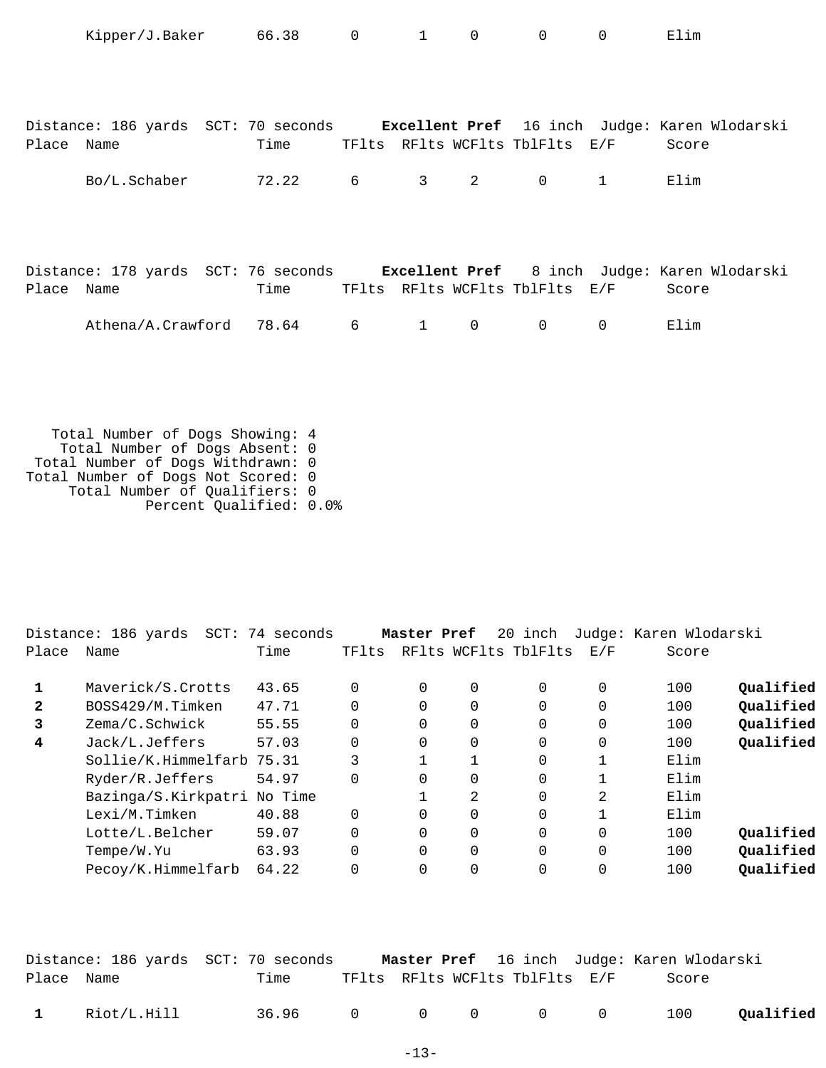| Place | Name | Time | TFlts | RFlts | WCFlts | TblFlts | E/F | Score | |
|---|---|---|---|---|---|---|---|---|---|
| | Kipper/J.Baker | 66.38 | 0 | 1 | 0 | 0 | 0 | Elim | |

Distance: 186 yards SCT: 70 seconds **Excellent Pref** 16 inch Judge: Karen Wlodarski

| Place | Name | Time | TFlts | RFlts | WCFlts | TblFlts | E/F | Score |
|---|---|---|---|---|---|---|---|---|
| | Bo/L.Schaber | 72.22 | 6 | 3 | 2 | 0 | 1 | Elim |

Distance: 178 yards SCT: 76 seconds **Excellent Pref** 8 inch Judge: Karen Wlodarski

| Place | Name | Time | TFlts | RFlts | WCFlts | TblFlts | E/F | Score |
|---|---|---|---|---|---|---|---|---|
| | Athena/A.Crawford | 78.64 | 6 | 1 | 0 | 0 | 0 | Elim |

Total Number of Dogs Showing: 4
Total Number of Dogs Absent: 0
Total Number of Dogs Withdrawn: 0
Total Number of Dogs Not Scored: 0
Total Number of Qualifiers: 0
Percent Qualified: 0.0%

Distance: 186 yards SCT: 74 seconds **Master Pref** 20 inch Judge: Karen Wlodarski

| Place | Name | Time | TFlts | RFlts | WCFlts | TblFlts | E/F | Score | |
|---|---|---|---|---|---|---|---|---|---|
| **1** | Maverick/S.Crotts | 43.65 | 0 | 0 | 0 | 0 | 0 | 100 | **Qualified** |
| **2** | BOSS429/M.Timken | 47.71 | 0 | 0 | 0 | 0 | 0 | 100 | **Qualified** |
| **3** | Zema/C.Schwick | 55.55 | 0 | 0 | 0 | 0 | 0 | 100 | **Qualified** |
| **4** | Jack/L.Jeffers | 57.03 | 0 | 0 | 0 | 0 | 0 | 100 | **Qualified** |
| | Sollie/K.Himmelfarb | 75.31 | 3 | 1 | 1 | 0 | 1 | Elim | |
| | Ryder/R.Jeffers | 54.97 | 0 | 0 | 0 | 0 | 1 | Elim | |
| | Bazinga/S.Kirkpatri | No Time | | 1 | 2 | 0 | 2 | Elim | |
| | Lexi/M.Timken | 40.88 | 0 | 0 | 0 | 0 | 1 | Elim | |
| | Lotte/L.Belcher | 59.07 | 0 | 0 | 0 | 0 | 0 | 100 | **Qualified** |
| | Tempe/W.Yu | 63.93 | 0 | 0 | 0 | 0 | 0 | 100 | **Qualified** |
| | Pecoy/K.Himmelfarb | 64.22 | 0 | 0 | 0 | 0 | 0 | 100 | **Qualified** |

Distance: 186 yards SCT: 70 seconds **Master Pref** 16 inch Judge: Karen Wlodarski

| Place | Name | Time | TFlts | RFlts | WCFlts | TblFlts | E/F | Score | |
|---|---|---|---|---|---|---|---|---|---|
| **1** | Riot/L.Hill | 36.96 | 0 | 0 | 0 | 0 | 0 | 100 | **Qualified** |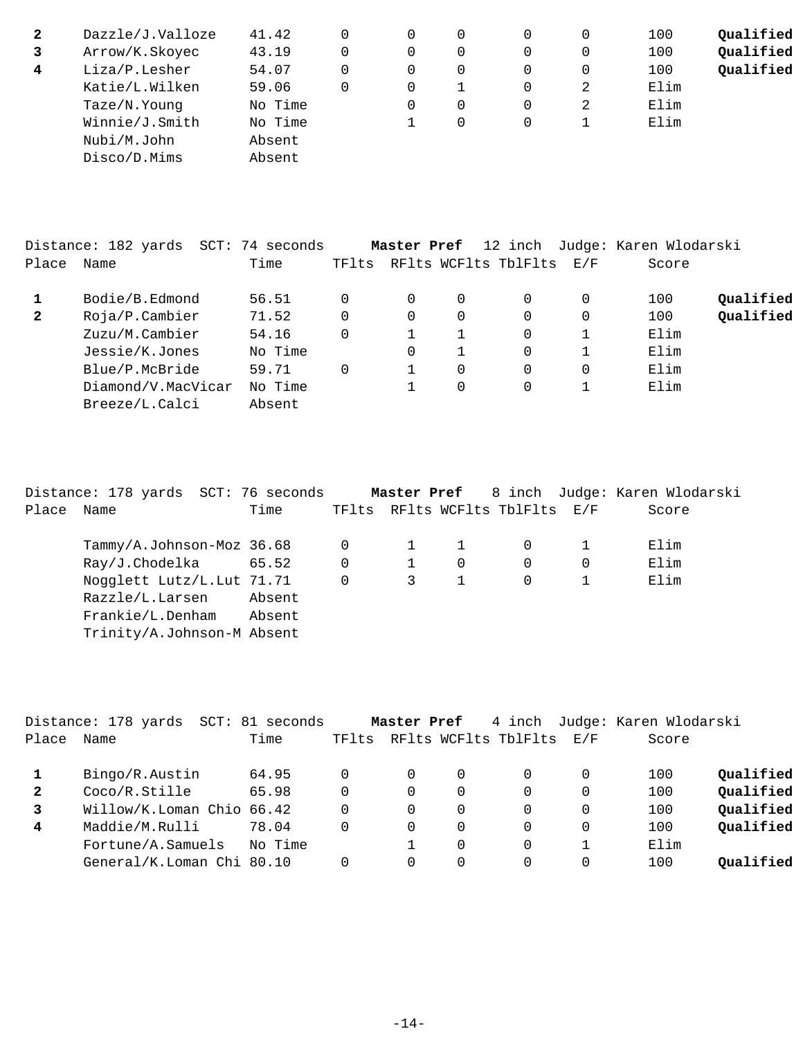| Place | Name | Time | TFlts | RFlts | WCFlts | TblFlts | E/F | Score | |
|---|---|---|---|---|---|---|---|---|---|
| **2** | Dazzle/J.Valloze | 41.42 | 0 | 0 | 0 | 0 | 0 | 100 | **Qualified** |
| **3** | Arrow/K.Skoyec | 43.19 | 0 | 0 | 0 | 0 | 0 | 100 | **Qualified** |
| **4** | Liza/P.Lesher | 54.07 | 0 | 0 | 0 | 0 | 0 | 100 | **Qualified** |
| | Katie/L.Wilken | 59.06 | 0 | 0 | 1 | 0 | 2 | Elim | |
| | Taze/N.Young | No Time | | 0 | 0 | 0 | 2 | Elim | |
| | Winnie/J.Smith | No Time | | 1 | 0 | 0 | 1 | Elim | |
| | Nubi/M.John | Absent | | | | | | | |
| | Disco/D.Mims | Absent | | | | | | | |

Distance: 182 yards SCT: 74 seconds **Master Pref** 12 inch Judge: Karen Wlodarski

| Place | Name | Time | TFlts | RFlts | WCFlts | TblFlts | E/F | Score | |
|---|---|---|---|---|---|---|---|---|---|
| **1** | Bodie/B.Edmond | 56.51 | 0 | 0 | 0 | 0 | 0 | 100 | **Qualified** |
| **2** | Roja/P.Cambier | 71.52 | 0 | 0 | 0 | 0 | 0 | 100 | **Qualified** |
| | Zuzu/M.Cambier | 54.16 | 0 | 1 | 1 | 0 | 1 | Elim | |
| | Jessie/K.Jones | No Time | | 0 | 1 | 0 | 1 | Elim | |
| | Blue/P.McBride | 59.71 | 0 | 1 | 0 | 0 | 0 | Elim | |
| | Diamond/V.MacVicar | No Time | | 1 | 0 | 0 | 1 | Elim | |
| | Breeze/L.Calci | Absent | | | | | | | |

Distance: 178 yards SCT: 76 seconds **Master Pref** 8 inch Judge: Karen Wlodarski

| Place | Name | Time | TFlts | RFlts | WCFlts | TblFlts | E/F | Score |
|---|---|---|---|---|---|---|---|---|
| | Tammy/A.Johnson-Moz | 36.68 | 0 | 1 | 1 | 0 | 1 | Elim |
| | Ray/J.Chodelka | 65.52 | 0 | 1 | 0 | 0 | 0 | Elim |
| | Nogglett Lutz/L.Lut | 71.71 | 0 | 3 | 1 | 0 | 1 | Elim |
| | Razzle/L.Larsen | Absent | | | | | | |
| | Frankie/L.Denham | Absent | | | | | | |
| | Trinity/A.Johnson-M | Absent | | | | | | |

Distance: 178 yards SCT: 81 seconds **Master Pref** 4 inch Judge: Karen Wlodarski

| Place | Name | Time | TFlts | RFlts | WCFlts | TblFlts | E/F | Score | |
|---|---|---|---|---|---|---|---|---|---|
| **1** | Bingo/R.Austin | 64.95 | 0 | 0 | 0 | 0 | 0 | 100 | **Qualified** |
| **2** | Coco/R.Stille | 65.98 | 0 | 0 | 0 | 0 | 0 | 100 | **Qualified** |
| **3** | Willow/K.Loman Chio | 66.42 | 0 | 0 | 0 | 0 | 0 | 100 | **Qualified** |
| **4** | Maddie/M.Rulli | 78.04 | 0 | 0 | 0 | 0 | 0 | 100 | **Qualified** |
| | Fortune/A.Samuels | No Time | | 1 | 0 | 0 | 1 | Elim | |
| | General/K.Loman Chi | 80.10 | 0 | 0 | 0 | 0 | 0 | 100 | **Qualified** |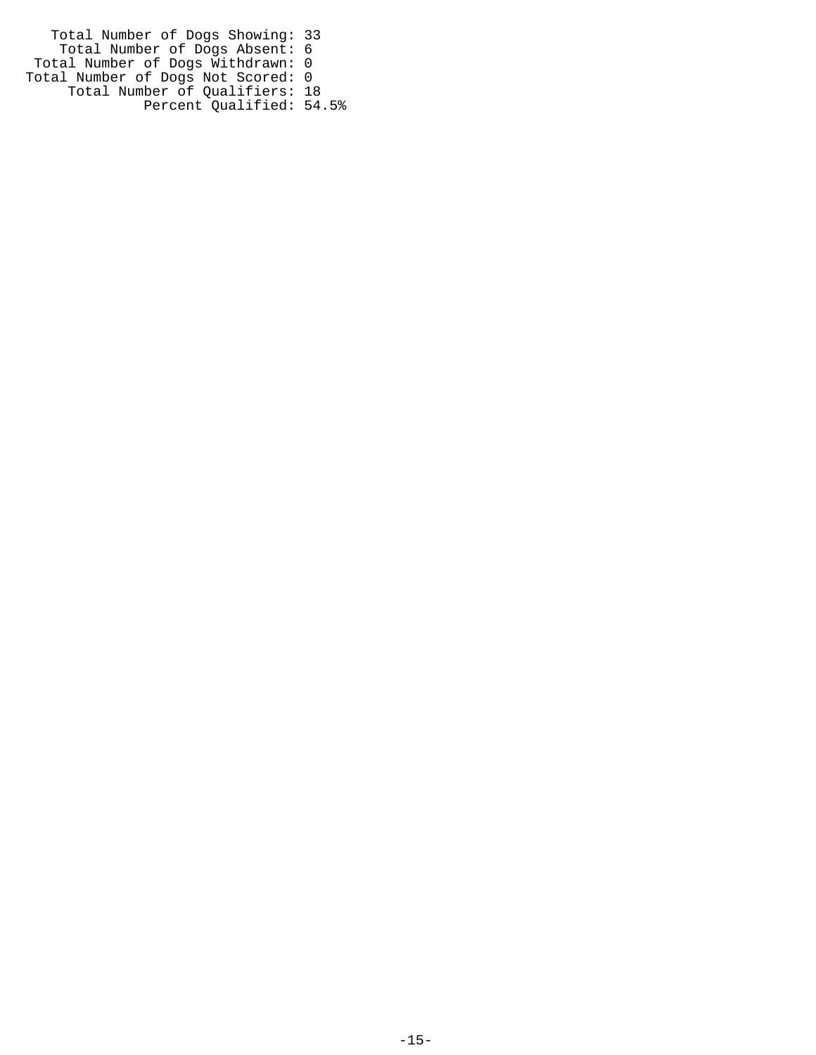Total Number of Dogs Showing: 33
Total Number of Dogs Absent: 6
Total Number of Dogs Withdrawn: 0
Total Number of Dogs Not Scored: 0
Total Number of Qualifiers: 18
Percent Qualified: 54.5%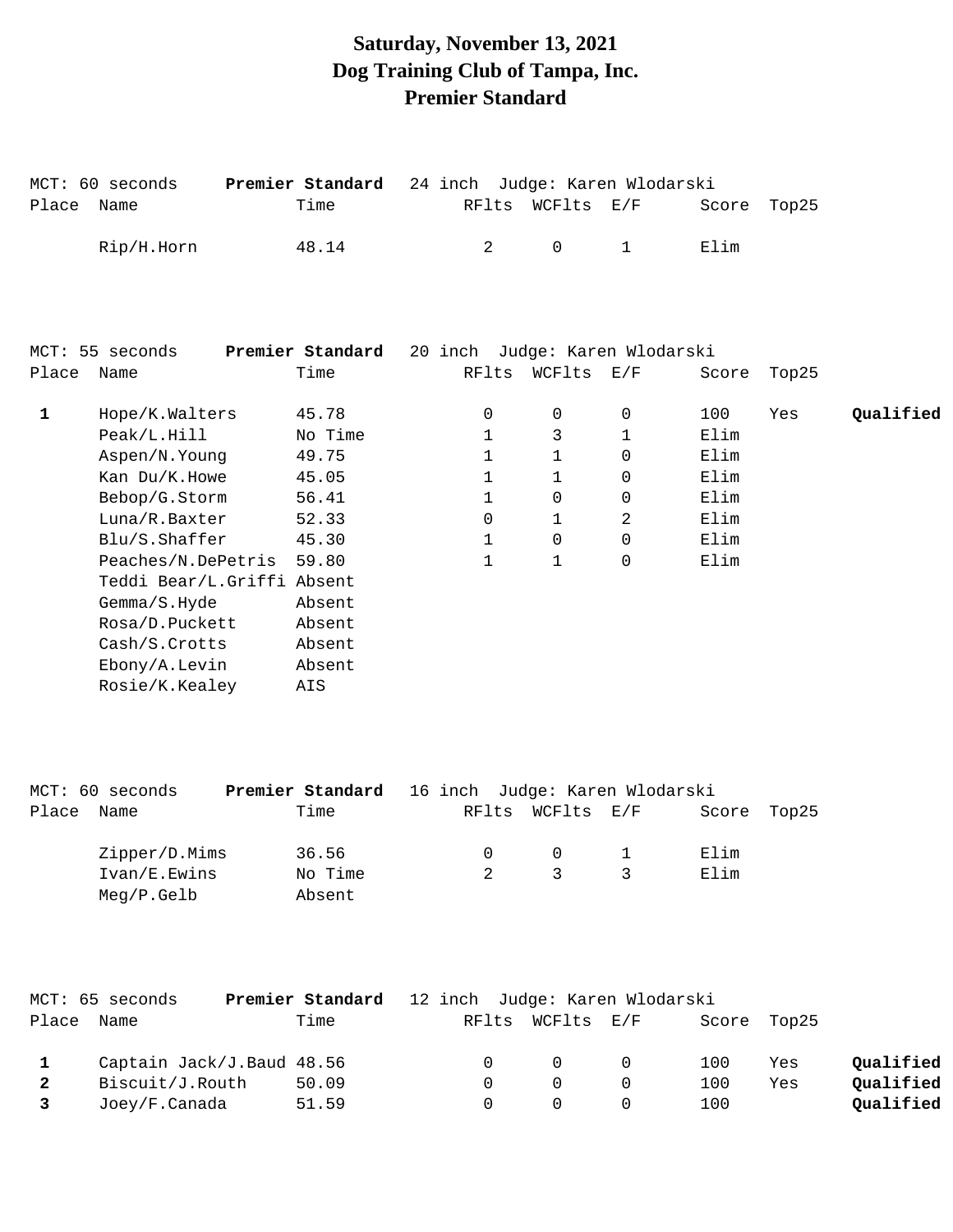# Saturday, November 13, 2021
# Dog Training Club of Tampa, Inc.
# Premier Standard

MCT: 60 seconds **Premier Standard** 24 inch Judge: Karen Wlodarski

| Place | Name | Time | RFlts | WCFlts | E/F | Score | Top25 | |
|---|---|---|---|---|---|---|---|---|
| | Rip/H.Horn | 48.14 | 2 | 0 | 1 | Elim | | |

MCT: 55 seconds **Premier Standard** 20 inch Judge: Karen Wlodarski

| Place | Name | Time | RFlts | WCFlts | E/F | Score | Top25 | |
|---|---|---|---|---|---|---|---|---|
| **1** | Hope/K.Walters | 45.78 | 0 | 0 | 0 | 100 | Yes | **Qualified** |
| | Peak/L.Hill | No Time | 1 | 3 | 1 | Elim | | |
| | Aspen/N.Young | 49.75 | 1 | 1 | 0 | Elim | | |
| | Kan Du/K.Howe | 45.05 | 1 | 1 | 0 | Elim | | |
| | Bebop/G.Storm | 56.41 | 1 | 0 | 0 | Elim | | |
| | Luna/R.Baxter | 52.33 | 0 | 1 | 2 | Elim | | |
| | Blu/S.Shaffer | 45.30 | 1 | 0 | 0 | Elim | | |
| | Peaches/N.DePetris | 59.80 | 1 | 1 | 0 | Elim | | |
| | Teddi Bear/L.Griffi | Absent | | | | | | |
| | Gemma/S.Hyde | Absent | | | | | | |
| | Rosa/D.Puckett | Absent | | | | | | |
| | Cash/S.Crotts | Absent | | | | | | |
| | Ebony/A.Levin | Absent | | | | | | |
| | Rosie/K.Kealey | AIS | | | | | | |

MCT: 60 seconds **Premier Standard** 16 inch Judge: Karen Wlodarski

| Place | Name | Time | RFlts | WCFlts | E/F | Score | Top25 | |
|---|---|---|---|---|---|---|---|---|
| | Zipper/D.Mims | 36.56 | 0 | 0 | 1 | Elim | | |
| | Ivan/E.Ewins | No Time | 2 | 3 | 3 | Elim | | |
| | Meg/P.Gelb | Absent | | | | | | |

MCT: 65 seconds **Premier Standard** 12 inch Judge: Karen Wlodarski

| Place | Name | Time | RFlts | WCFlts | E/F | Score | Top25 | |
|---|---|---|---|---|---|---|---|---|
| **1** | Captain Jack/J.Baud | 48.56 | 0 | 0 | 0 | 100 | Yes | **Qualified** |
| **2** | Biscuit/J.Routh | 50.09 | 0 | 0 | 0 | 100 | Yes | **Qualified** |
| **3** | Joey/F.Canada | 51.59 | 0 | 0 | 0 | 100 | | **Qualified** |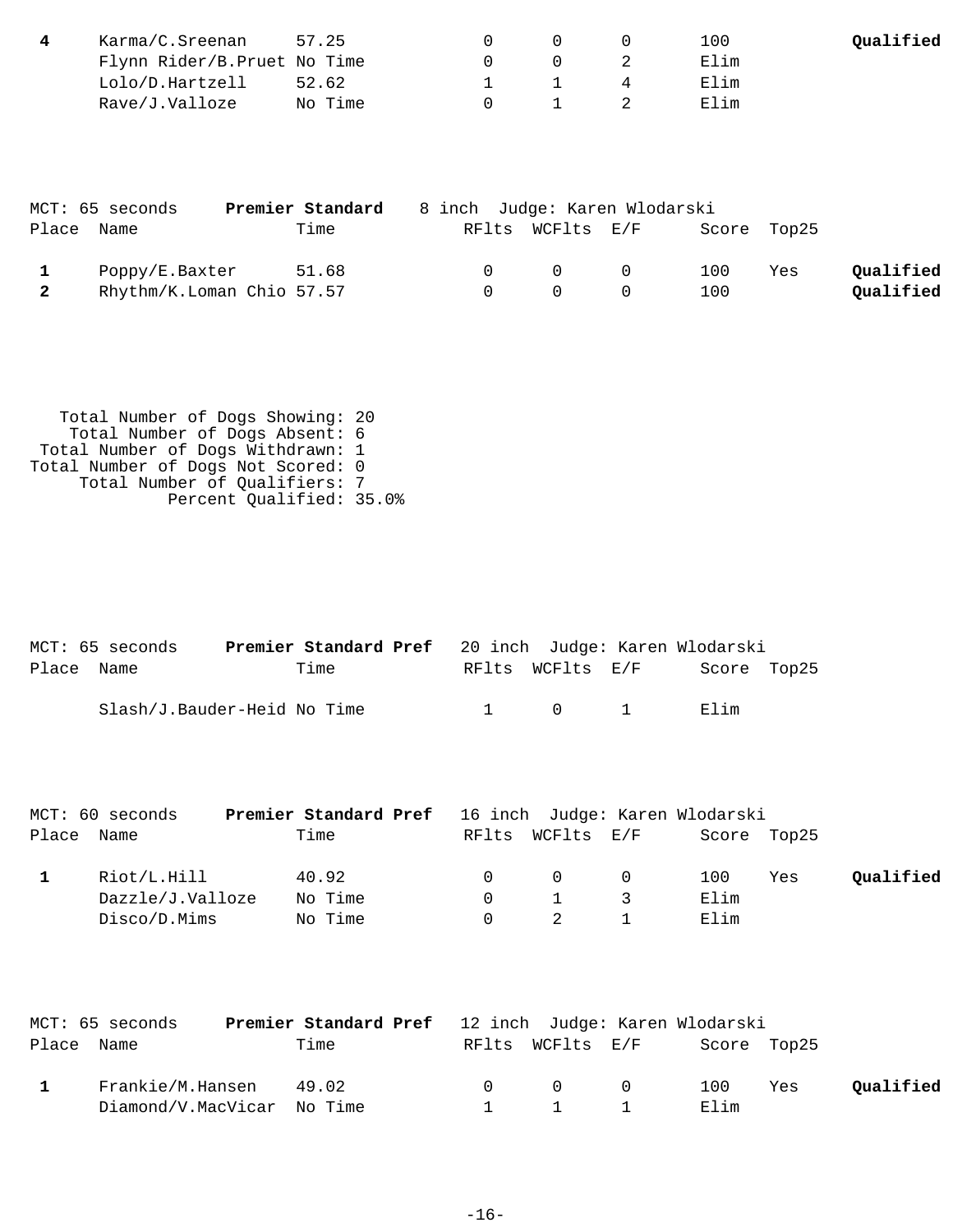| Place | Name | Time | RFlts | WCFlts | E/F | Score | Top25 | |
|---|---|---|---|---|---|---|---|---|
| **4** | Karma/C.Sreenan | 57.25 | 0 | 0 | 0 | 100 | | **Qualified** |
| | Flynn Rider/B.Pruet | No Time | 0 | 0 | 2 | Elim | | |
| | Lolo/D.Hartzell | 52.62 | 1 | 1 | 4 | Elim | | |
| | Rave/J.Valloze | No Time | 0 | 1 | 2 | Elim | | |

MCT: 65 seconds **Premier Standard** 8 inch Judge: Karen Wlodarski

| Place | Name | Time | RFlts | WCFlts | E/F | Score | Top25 | |
|---|---|---|---|---|---|---|---|---|
| **1** | Poppy/E.Baxter | 51.68 | 0 | 0 | 0 | 100 | Yes | **Qualified** |
| **2** | Rhythm/K.Loman Chio | 57.57 | 0 | 0 | 0 | 100 | | **Qualified** |

Total Number of Dogs Showing: 20
Total Number of Dogs Absent: 6
Total Number of Dogs Withdrawn: 1
Total Number of Dogs Not Scored: 0
Total Number of Qualifiers: 7
Percent Qualified: 35.0%

MCT: 65 seconds **Premier Standard Pref** 20 inch Judge: Karen Wlodarski

| Place | Name | Time | RFlts | WCFlts | E/F | Score | Top25 | |
|---|---|---|---|---|---|---|---|---|
| | Slash/J.Bauder-Heid | No Time | 1 | 0 | 1 | Elim | | |

MCT: 60 seconds **Premier Standard Pref** 16 inch Judge: Karen Wlodarski

| Place | Name | Time | RFlts | WCFlts | E/F | Score | Top25 | |
|---|---|---|---|---|---|---|---|---|
| **1** | Riot/L.Hill | 40.92 | 0 | 0 | 0 | 100 | Yes | **Qualified** |
| | Dazzle/J.Valloze | No Time | 0 | 1 | 3 | Elim | | |
| | Disco/D.Mims | No Time | 0 | 2 | 1 | Elim | | |

MCT: 65 seconds **Premier Standard Pref** 12 inch Judge: Karen Wlodarski

| Place | Name | Time | RFlts | WCFlts | E/F | Score | Top25 | |
|---|---|---|---|---|---|---|---|---|
| **1** | Frankie/M.Hansen | 49.02 | 0 | 0 | 0 | 100 | Yes | **Qualified** |
| | Diamond/V.MacVicar | No Time | 1 | 1 | 1 | Elim | | |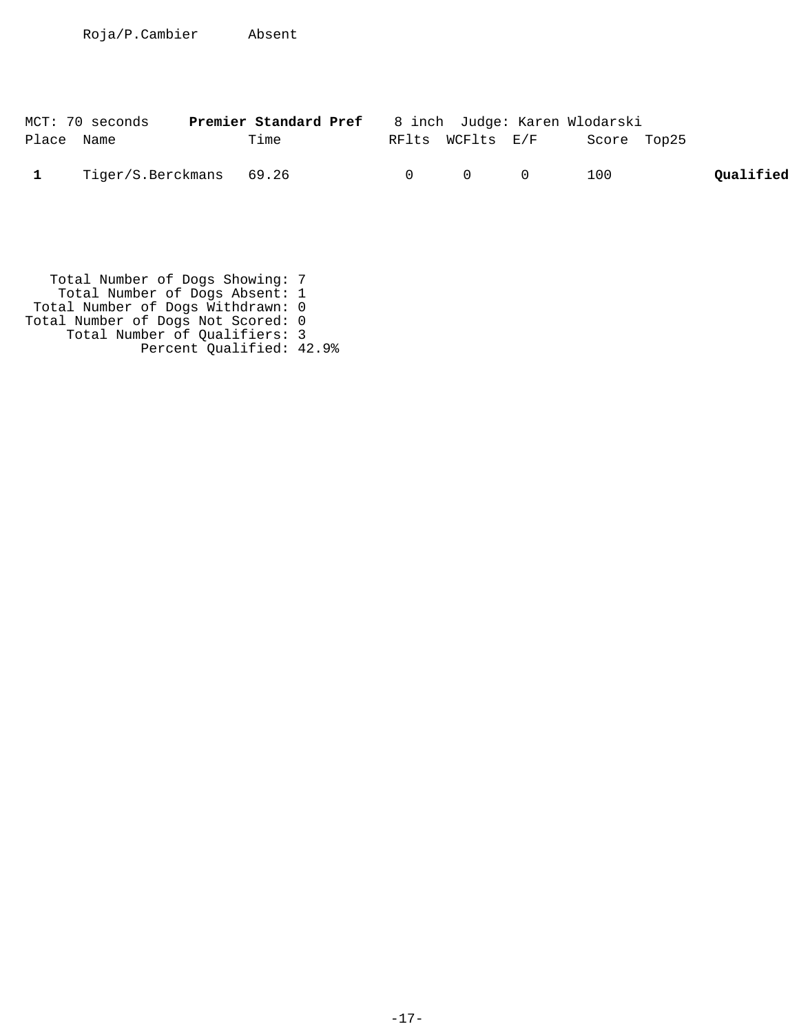| | | |
|---|---|---|
| | Roja/P.Cambier | Absent |

MCT: 70 seconds **Premier Standard Pref** 8 inch Judge: Karen Wlodarski

| Place | Name | Time | RFlts | WCFlts | E/F | Score | Top25 | |
|---|---|---|---|---|---|---|---|---|
| **1** | Tiger/S.Berckmans | 69.26 | 0 | 0 | 0 | 100 | | **Qualified** |

Total Number of Dogs Showing: 7
Total Number of Dogs Absent: 1
Total Number of Dogs Withdrawn: 0
Total Number of Dogs Not Scored: 0
Total Number of Qualifiers: 3
Percent Qualified: 42.9%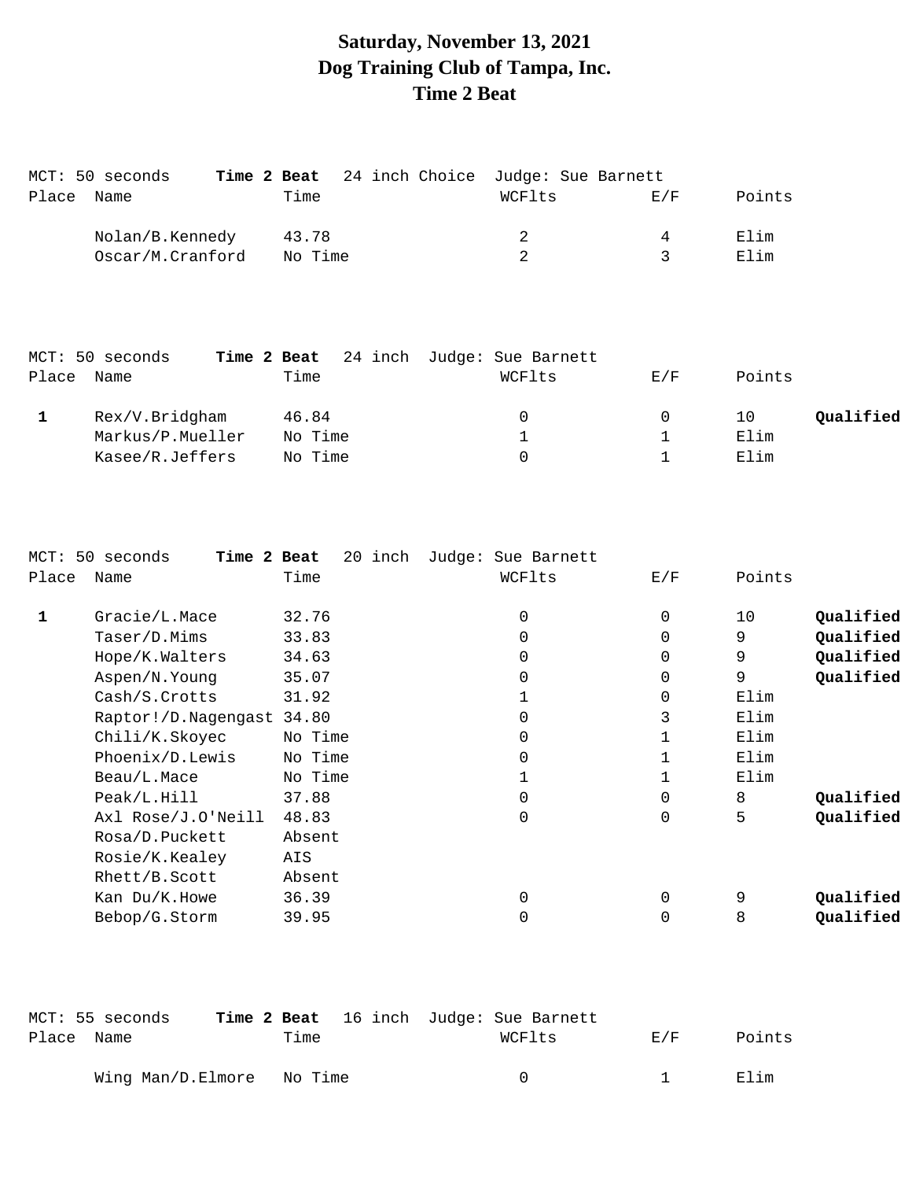# Saturday, November 13, 2021
# Dog Training Club of Tampa, Inc.
# Time 2 Beat

MCT: 50 seconds **Time 2 Beat** 24 inch Choice Judge: Sue Barnett

| Place | Name | Time | WCFlts | E/F | Points | |
|---|---|---|---|---|---|---|
| | Nolan/B.Kennedy | 43.78 | 2 | 4 | Elim | |
| | Oscar/M.Cranford | No Time | 2 | 3 | Elim | |

MCT: 50 seconds **Time 2 Beat** 24 inch Judge: Sue Barnett

| Place | Name | Time | WCFlts | E/F | Points | |
|---|---|---|---|---|---|---|
| **1** | Rex/V.Bridgham | 46.84 | 0 | 0 | 10 | **Qualified** |
| | Markus/P.Mueller | No Time | 1 | 1 | Elim | |
| | Kasee/R.Jeffers | No Time | 0 | 1 | Elim | |

MCT: 50 seconds **Time 2 Beat** 20 inch Judge: Sue Barnett

| Place | Name | Time | WCFlts | E/F | Points | |
|---|---|---|---|---|---|---|
| **1** | Gracie/L.Mace | 32.76 | 0 | 0 | 10 | **Qualified** |
| | Taser/D.Mims | 33.83 | 0 | 0 | 9 | **Qualified** |
| | Hope/K.Walters | 34.63 | 0 | 0 | 9 | **Qualified** |
| | Aspen/N.Young | 35.07 | 0 | 0 | 9 | **Qualified** |
| | Cash/S.Crotts | 31.92 | 1 | 0 | Elim | |
| | Raptor!/D.Nagengast | 34.80 | 0 | 3 | Elim | |
| | Chili/K.Skoyec | No Time | 0 | 1 | Elim | |
| | Phoenix/D.Lewis | No Time | 0 | 1 | Elim | |
| | Beau/L.Mace | No Time | 1 | 1 | Elim | |
| | Peak/L.Hill | 37.88 | 0 | 0 | 8 | **Qualified** |
| | Axl Rose/J.O'Neill | 48.83 | 0 | 0 | 5 | **Qualified** |
| | Rosa/D.Puckett | Absent | | | | |
| | Rosie/K.Kealey | AIS | | | | |
| | Rhett/B.Scott | Absent | | | | |
| | Kan Du/K.Howe | 36.39 | 0 | 0 | 9 | **Qualified** |
| | Bebop/G.Storm | 39.95 | 0 | 0 | 8 | **Qualified** |

MCT: 55 seconds **Time 2 Beat** 16 inch Judge: Sue Barnett

| Place | Name | Time | WCFlts | E/F | Points |
|---|---|---|---|---|---|
| | Wing Man/D.Elmore | No Time | 0 | 1 | Elim |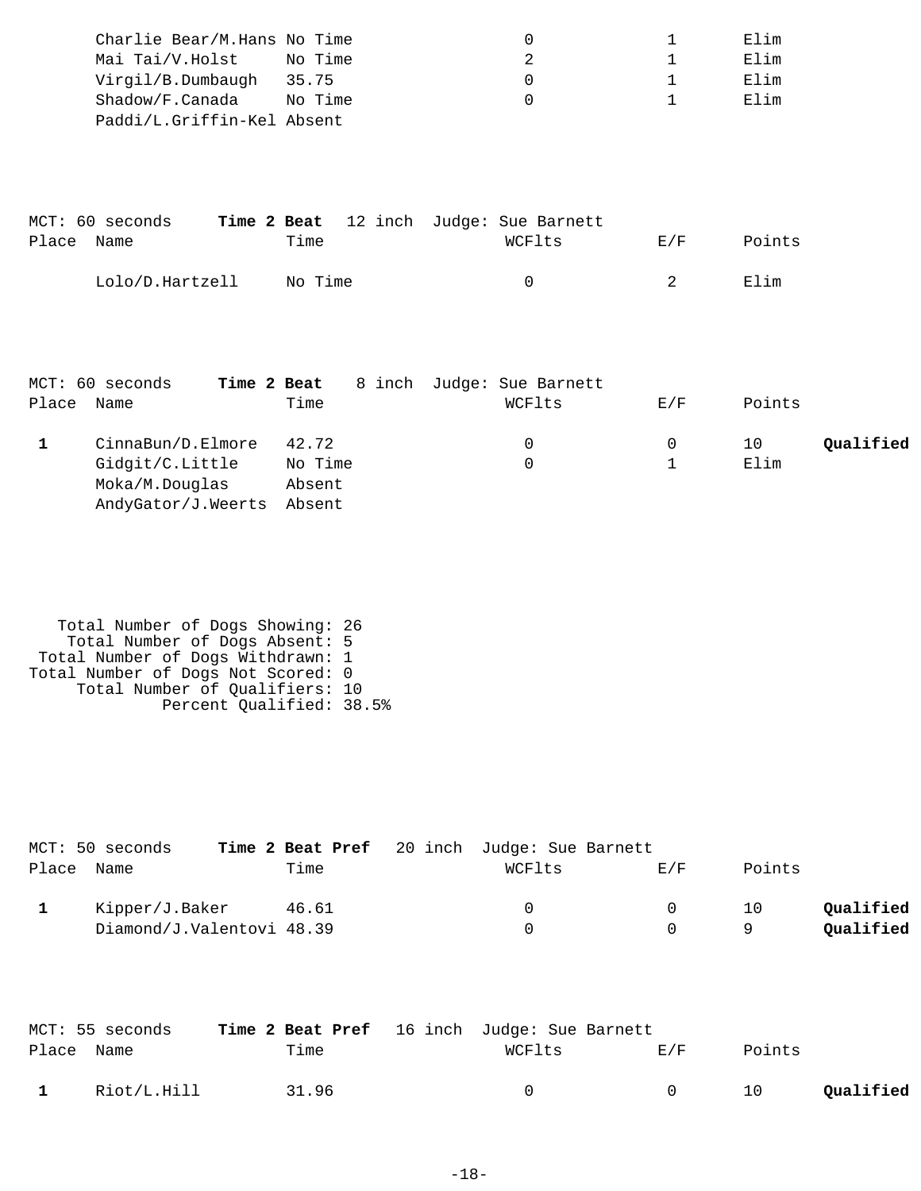| Place | Name | Time | WCFlts | E/F | Points | |
|---|---|---|---|---|---|---|
| | Charlie Bear/M.Hans | No Time | 0 | 1 | Elim | |
| | Mai Tai/V.Holst | No Time | 2 | 1 | Elim | |
| | Virgil/B.Dumbaugh | 35.75 | 0 | 1 | Elim | |
| | Shadow/F.Canada | No Time | 0 | 1 | Elim | |
| | Paddi/L.Griffin-Kel | Absent | | | | |

MCT: 60 seconds **Time 2 Beat** 12 inch Judge: Sue Barnett

| Place | Name | Time | WCFlts | E/F | Points | |
|---|---|---|---|---|---|---|
| | Lolo/D.Hartzell | No Time | 0 | 2 | Elim | |

MCT: 60 seconds **Time 2 Beat** 8 inch Judge: Sue Barnett

| Place | Name | Time | WCFlts | E/F | Points | |
|---|---|---|---|---|---|---|
| **1** | CinnaBun/D.Elmore | 42.72 | 0 | 0 | 10 | **Qualified** |
| | Gidgit/C.Little | No Time | 0 | 1 | Elim | |
| | Moka/M.Douglas | Absent | | | | |
| | AndyGator/J.Weerts | Absent | | | | |

Total Number of Dogs Showing: 26
Total Number of Dogs Absent: 5
Total Number of Dogs Withdrawn: 1
Total Number of Dogs Not Scored: 0
Total Number of Qualifiers: 10
Percent Qualified: 38.5%

MCT: 50 seconds **Time 2 Beat Pref** 20 inch Judge: Sue Barnett

| Place | Name | Time | WCFlts | E/F | Points | |
|---|---|---|---|---|---|---|
| **1** | Kipper/J.Baker | 46.61 | 0 | 0 | 10 | **Qualified** |
| | Diamond/J.Valentovi | 48.39 | 0 | 0 | 9 | **Qualified** |

MCT: 55 seconds **Time 2 Beat Pref** 16 inch Judge: Sue Barnett

| Place | Name | Time | WCFlts | E/F | Points | |
|---|---|---|---|---|---|---|
| **1** | Riot/L.Hill | 31.96 | 0 | 0 | 10 | **Qualified** |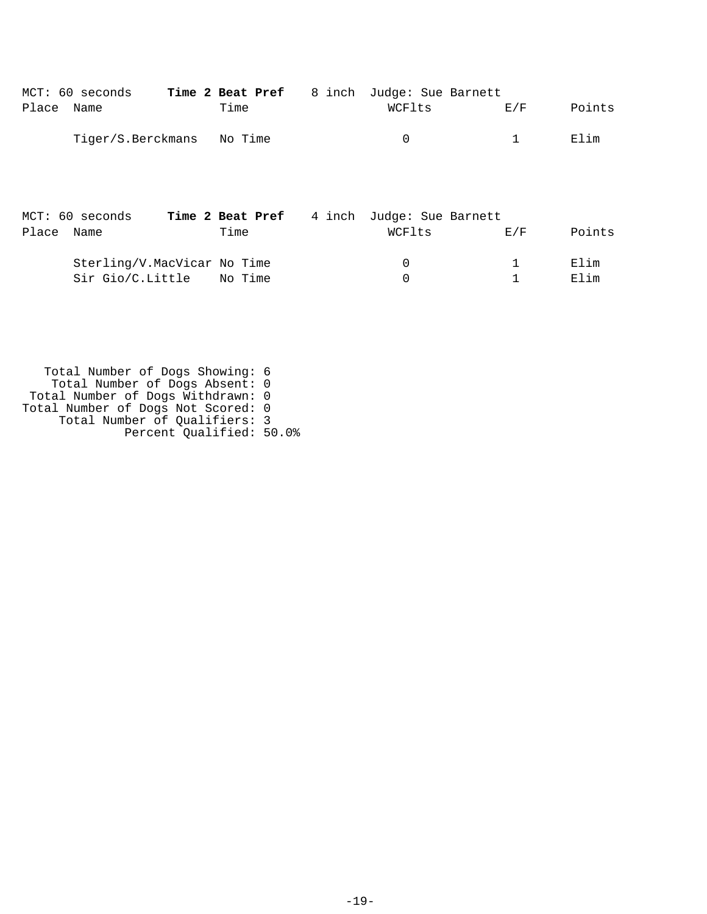MCT: 60 seconds **Time 2 Beat Pref** 8 inch Judge: Sue Barnett

| Place | Name | Time | WCFlts | E/F | Points |
|---|---|---|---|---|---|
| | Tiger/S.Berckmans | No Time | 0 | 1 | Elim |

MCT: 60 seconds **Time 2 Beat Pref** 4 inch Judge: Sue Barnett

| Place | Name | Time | WCFlts | E/F | Points |
|---|---|---|---|---|---|
| | Sterling/V.MacVicar | No Time | 0 | 1 | Elim |
| | Sir Gio/C.Little | No Time | 0 | 1 | Elim |

Total Number of Dogs Showing: 6
Total Number of Dogs Absent: 0
Total Number of Dogs Withdrawn: 0
Total Number of Dogs Not Scored: 0
Total Number of Qualifiers: 3
Percent Qualified: 50.0%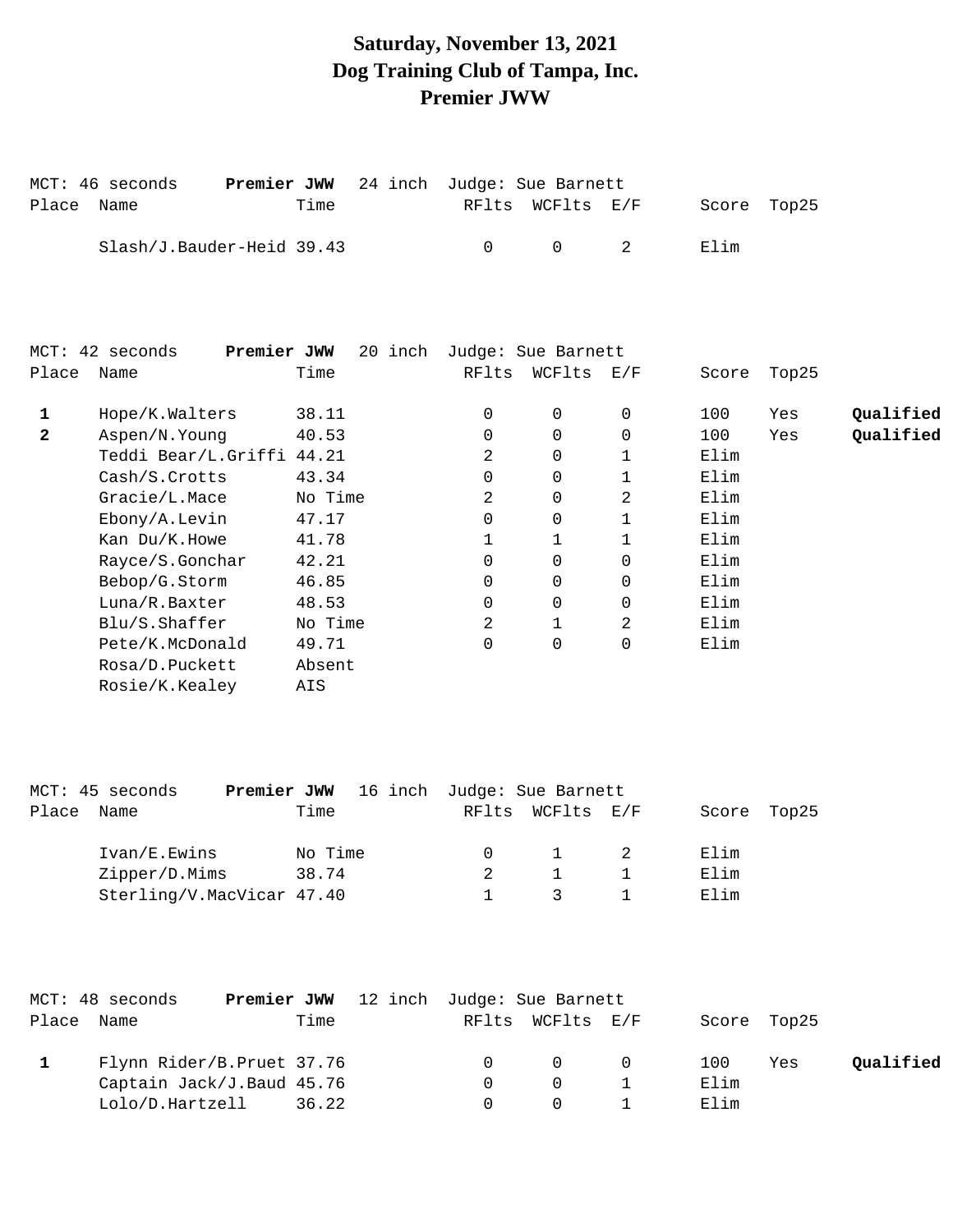# Saturday, November 13, 2021
# Dog Training Club of Tampa, Inc.
# Premier JWW

MCT: 46 seconds **Premier JWW** 24 inch Judge: Sue Barnett

| Place | Name | Time | RFlts | WCFlts | E/F | Score | Top25 | |
|---|---|---|---|---|---|---|---|---|
| | Slash/J.Bauder-Heid | 39.43 | 0 | 0 | 2 | Elim | | |

MCT: 42 seconds **Premier JWW** 20 inch Judge: Sue Barnett

| Place | Name | Time | RFlts | WCFlts | E/F | Score | Top25 | |
|---|---|---|---|---|---|---|---|---|
| **1** | Hope/K.Walters | 38.11 | 0 | 0 | 0 | 100 | Yes | **Qualified** |
| **2** | Aspen/N.Young | 40.53 | 0 | 0 | 0 | 100 | Yes | **Qualified** |
| | Teddi Bear/L.Griffi | 44.21 | 2 | 0 | 1 | Elim | | |
| | Cash/S.Crotts | 43.34 | 0 | 0 | 1 | Elim | | |
| | Gracie/L.Mace | No Time | 2 | 0 | 2 | Elim | | |
| | Ebony/A.Levin | 47.17 | 0 | 0 | 1 | Elim | | |
| | Kan Du/K.Howe | 41.78 | 1 | 1 | 1 | Elim | | |
| | Rayce/S.Gonchar | 42.21 | 0 | 0 | 0 | Elim | | |
| | Bebop/G.Storm | 46.85 | 0 | 0 | 0 | Elim | | |
| | Luna/R.Baxter | 48.53 | 0 | 0 | 0 | Elim | | |
| | Blu/S.Shaffer | No Time | 2 | 1 | 2 | Elim | | |
| | Pete/K.McDonald | 49.71 | 0 | 0 | 0 | Elim | | |
| | Rosa/D.Puckett | Absent | | | | | | |
| | Rosie/K.Kealey | AIS | | | | | | |

MCT: 45 seconds **Premier JWW** 16 inch Judge: Sue Barnett

| Place | Name | Time | RFlts | WCFlts | E/F | Score | Top25 | |
|---|---|---|---|---|---|---|---|---|
| | Ivan/E.Ewins | No Time | 0 | 1 | 2 | Elim | | |
| | Zipper/D.Mims | 38.74 | 2 | 1 | 1 | Elim | | |
| | Sterling/V.MacVicar | 47.40 | 1 | 3 | 1 | Elim | | |

MCT: 48 seconds **Premier JWW** 12 inch Judge: Sue Barnett

| Place | Name | Time | RFlts | WCFlts | E/F | Score | Top25 | |
|---|---|---|---|---|---|---|---|---|
| **1** | Flynn Rider/B.Pruet | 37.76 | 0 | 0 | 0 | 100 | Yes | **Qualified** |
| | Captain Jack/J.Baud | 45.76 | 0 | 0 | 1 | Elim | | |
| | Lolo/D.Hartzell | 36.22 | 0 | 0 | 1 | Elim | | |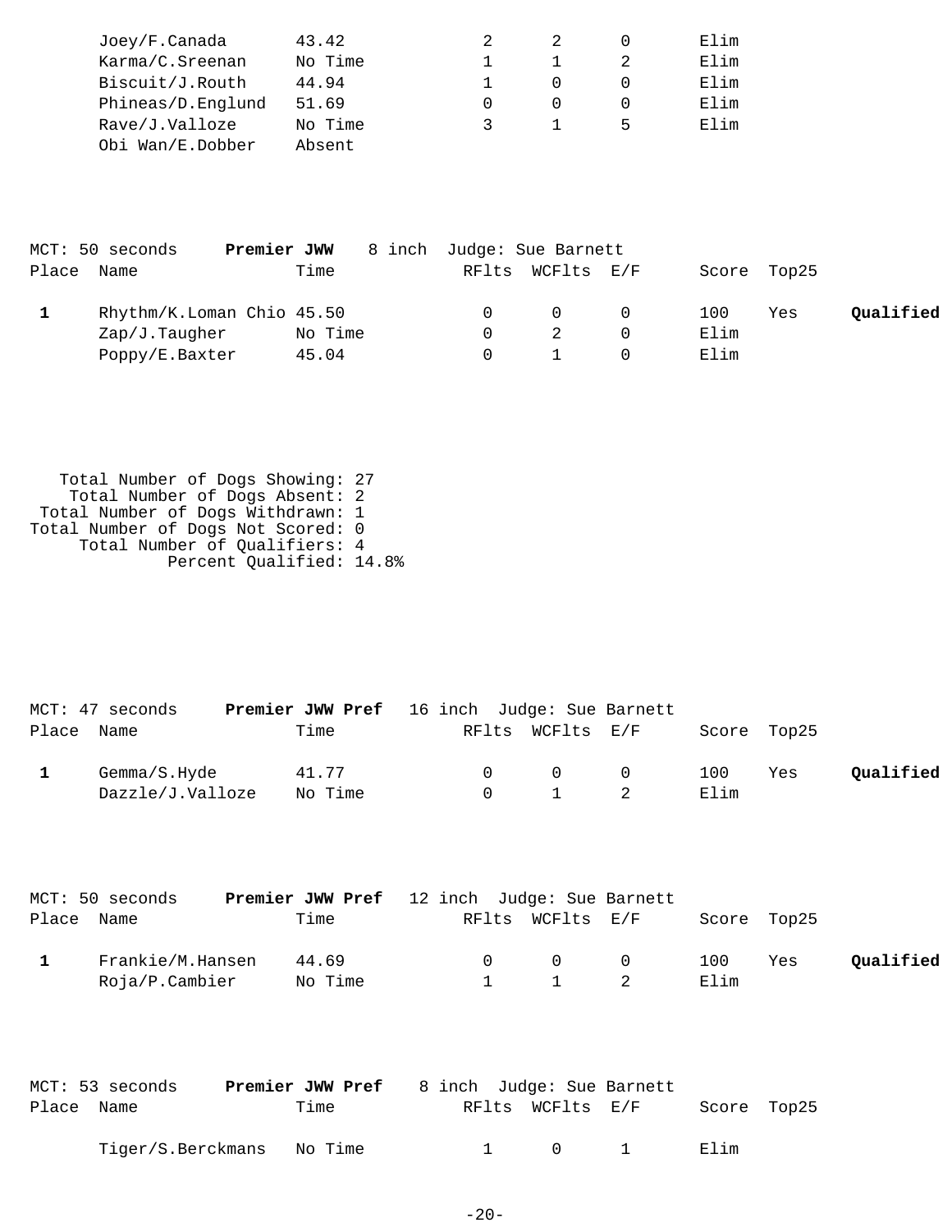| Place | Name | Time | RFlts | WCFlts | E/F | Score | Top25 | |
|---|---|---|---|---|---|---|---|---|
| | Joey/F.Canada | 43.42 | 2 | 2 | 0 | Elim | | |
| | Karma/C.Sreenan | No Time | 1 | 1 | 2 | Elim | | |
| | Biscuit/J.Routh | 44.94 | 1 | 0 | 0 | Elim | | |
| | Phineas/D.Englund | 51.69 | 0 | 0 | 0 | Elim | | |
| | Rave/J.Valloze | No Time | 3 | 1 | 5 | Elim | | |
| | Obi Wan/E.Dobber | Absent | | | | | | |

MCT: 50 seconds **Premier JWW** 8 inch Judge: Sue Barnett

| Place | Name | Time | RFlts | WCFlts | E/F | Score | Top25 | |
|---|---|---|---|---|---|---|---|---|
| 1 | Rhythm/K.Loman Chio | 45.50 | 0 | 0 | 0 | 100 | Yes | **Qualified** |
| | Zap/J.Taugher | No Time | 0 | 2 | 0 | Elim | | |
| | Poppy/E.Baxter | 45.04 | 0 | 1 | 0 | Elim | | |

Total Number of Dogs Showing: 27
Total Number of Dogs Absent: 2
Total Number of Dogs Withdrawn: 1
Total Number of Dogs Not Scored: 0
Total Number of Qualifiers: 4
Percent Qualified: 14.8%

MCT: 47 seconds **Premier JWW Pref** 16 inch Judge: Sue Barnett

| Place | Name | Time | RFlts | WCFlts | E/F | Score | Top25 | |
|---|---|---|---|---|---|---|---|---|
| 1 | Gemma/S.Hyde | 41.77 | 0 | 0 | 0 | 100 | Yes | **Qualified** |
| | Dazzle/J.Valloze | No Time | 0 | 1 | 2 | Elim | | |

MCT: 50 seconds **Premier JWW Pref** 12 inch Judge: Sue Barnett

| Place | Name | Time | RFlts | WCFlts | E/F | Score | Top25 | |
|---|---|---|---|---|---|---|---|---|
| 1 | Frankie/M.Hansen | 44.69 | 0 | 0 | 0 | 100 | Yes | **Qualified** |
| | Roja/P.Cambier | No Time | 1 | 1 | 2 | Elim | | |

MCT: 53 seconds **Premier JWW Pref** 8 inch Judge: Sue Barnett

| Place | Name | Time | RFlts | WCFlts | E/F | Score | Top25 |
|---|---|---|---|---|---|---|---|
| | Tiger/S.Berckmans | No Time | 1 | 0 | 1 | Elim | |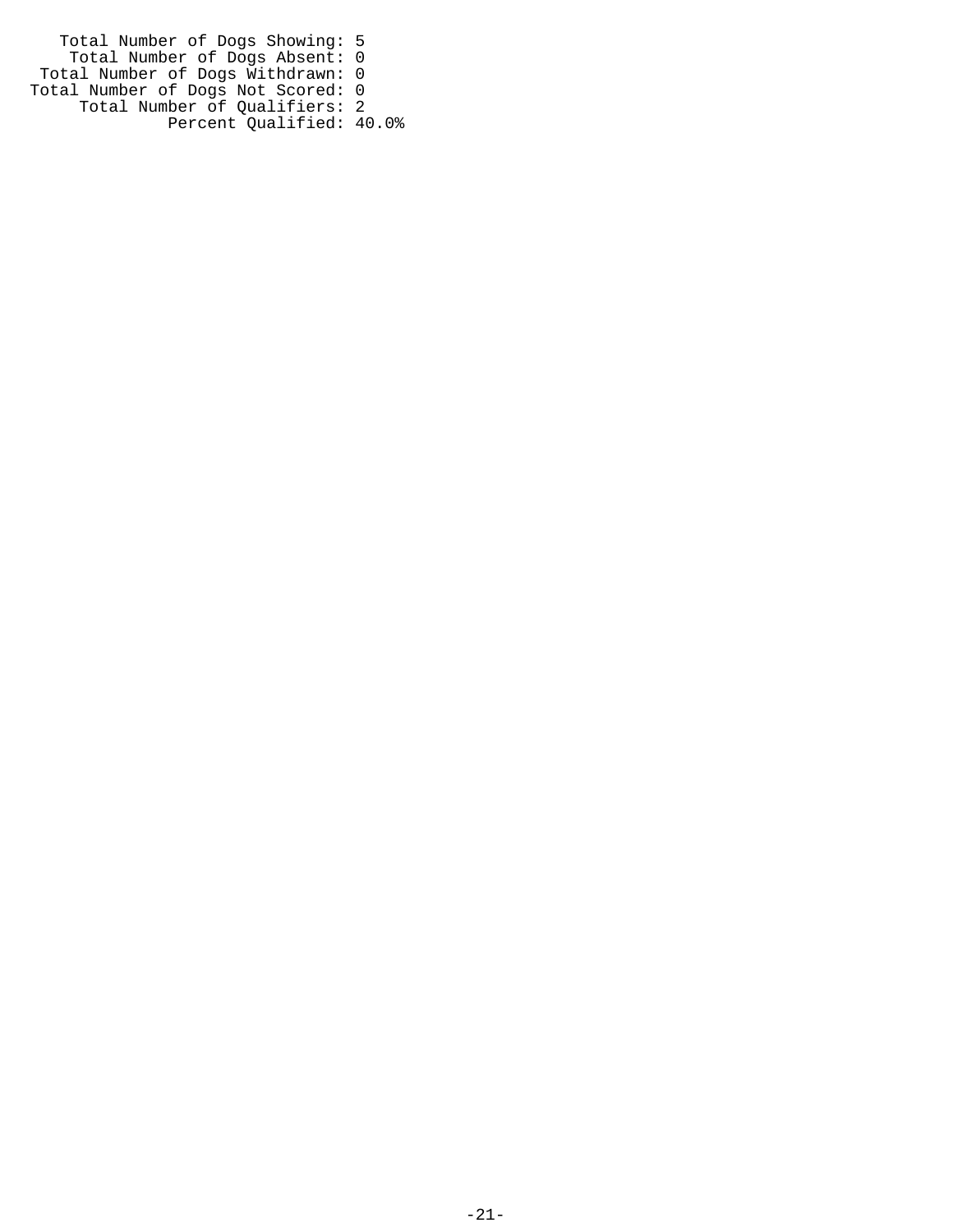Total Number of Dogs Showing: 5
Total Number of Dogs Absent: 0
Total Number of Dogs Withdrawn: 0
Total Number of Dogs Not Scored: 0
Total Number of Qualifiers: 2
Percent Qualified: 40.0%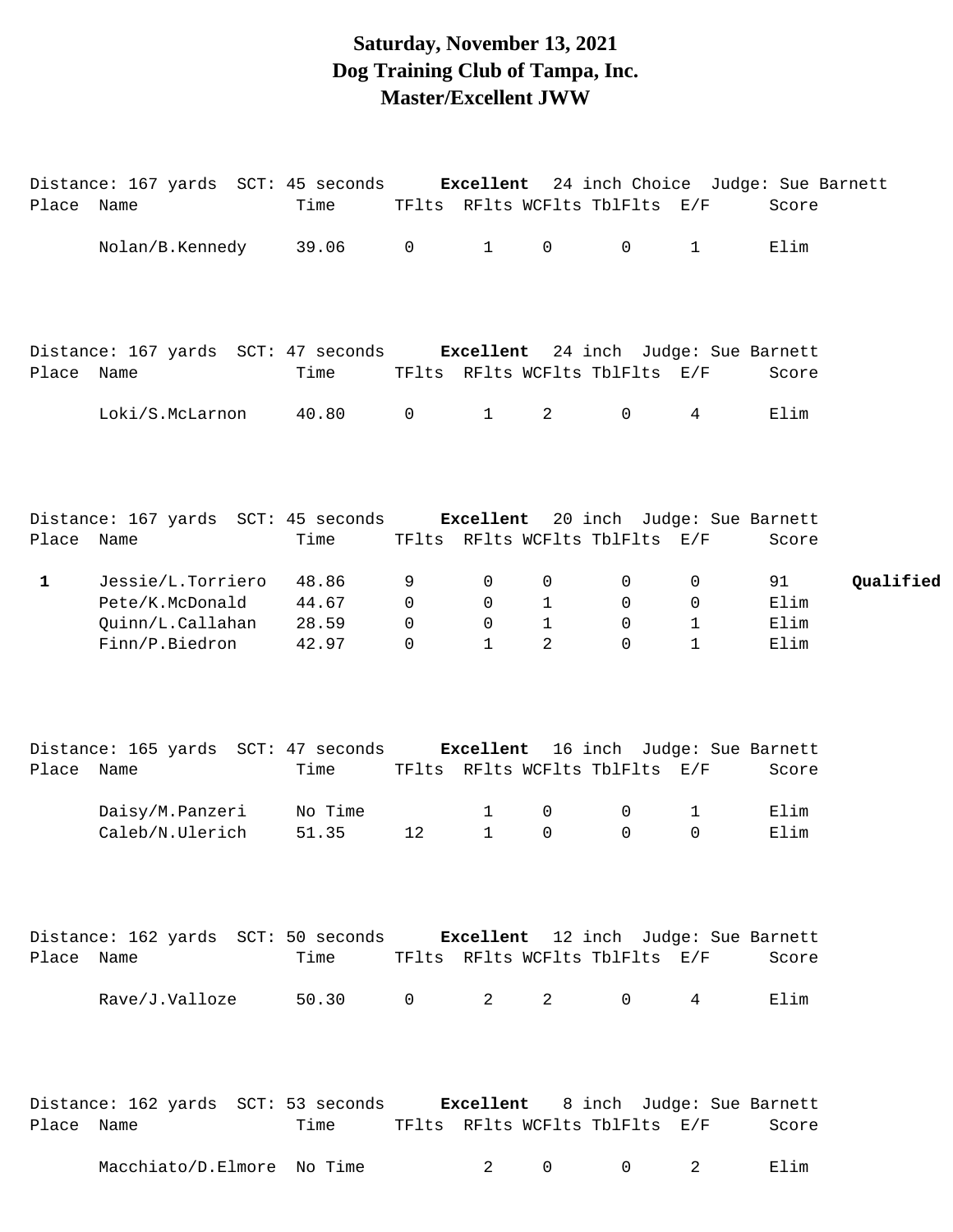# Saturday, November 13, 2021
# Dog Training Club of Tampa, Inc.
# Master/Excellent JWW

Distance: 167 yards SCT: 45 seconds **Excellent** 24 inch Choice Judge: Sue Barnett

| Place | Name | Time | TFlts | RFlts | WCFlts | TblFlts | E/F | Score | |
|---|---|---|---|---|---|---|---|---|---|
| | Nolan/B.Kennedy | 39.06 | 0 | 1 | 0 | 0 | 1 | Elim | |

Distance: 167 yards SCT: 47 seconds **Excellent** 24 inch Judge: Sue Barnett

| Place | Name | Time | TFlts | RFlts | WCFlts | TblFlts | E/F | Score | |
|---|---|---|---|---|---|---|---|---|---|
| | Loki/S.McLarnon | 40.80 | 0 | 1 | 2 | 0 | 4 | Elim | |

Distance: 167 yards SCT: 45 seconds **Excellent** 20 inch Judge: Sue Barnett

| Place | Name | Time | TFlts | RFlts | WCFlts | TblFlts | E/F | Score | |
|---|---|---|---|---|---|---|---|---|---|
| **1** | Jessie/L.Torriero | 48.86 | 9 | 0 | 0 | 0 | 0 | 91 | **Qualified** |
| | Pete/K.McDonald | 44.67 | 0 | 0 | 1 | 0 | 0 | Elim | |
| | Quinn/L.Callahan | 28.59 | 0 | 0 | 1 | 0 | 1 | Elim | |
| | Finn/P.Biedron | 42.97 | 0 | 1 | 2 | 0 | 1 | Elim | |

Distance: 165 yards SCT: 47 seconds **Excellent** 16 inch Judge: Sue Barnett

| Place | Name | Time | TFlts | RFlts | WCFlts | TblFlts | E/F | Score | |
|---|---|---|---|---|---|---|---|---|---|
| | Daisy/M.Panzeri | No Time | | 1 | 0 | 0 | 1 | Elim | |
| | Caleb/N.Ulerich | 51.35 | 12 | 1 | 0 | 0 | 0 | Elim | |

Distance: 162 yards SCT: 50 seconds **Excellent** 12 inch Judge: Sue Barnett

| Place | Name | Time | TFlts | RFlts | WCFlts | TblFlts | E/F | Score | |
|---|---|---|---|---|---|---|---|---|---|
| | Rave/J.Valloze | 50.30 | 0 | 2 | 2 | 0 | 4 | Elim | |

Distance: 162 yards SCT: 53 seconds **Excellent** 8 inch Judge: Sue Barnett

| Place | Name | Time | TFlts | RFlts | WCFlts | TblFlts | E/F | Score | |
|---|---|---|---|---|---|---|---|---|---|
| | Macchiato/D.Elmore | No Time | | 2 | 0 | 0 | 2 | Elim | |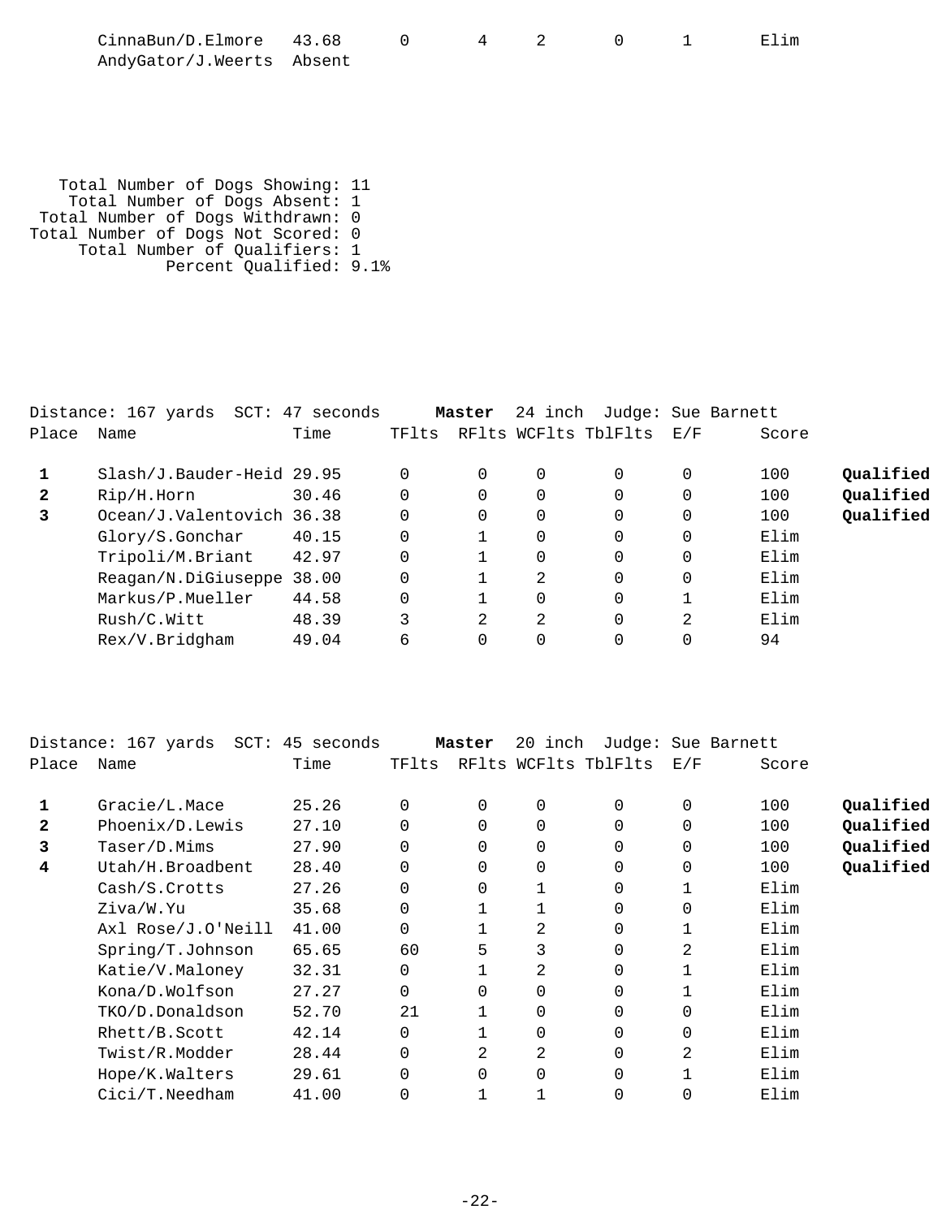| Place | Name | Time | TFlts | RFlts | WCFlts | TblFlts | E/F | Score | |
|---|---|---|---|---|---|---|---|---|---|
| | CinnaBun/D.Elmore | 43.68 | 0 | 4 | 2 | 0 | 1 | Elim | |
| | AndyGator/J.Weerts | Absent | | | | | | | |

Total Number of Dogs Showing: 11
Total Number of Dogs Absent: 1
Total Number of Dogs Withdrawn: 0
Total Number of Dogs Not Scored: 0
Total Number of Qualifiers: 1
Percent Qualified: 9.1%

Distance: 167 yards SCT: 47 seconds **Master** 24 inch Judge: Sue Barnett

| Place | Name | Time | TFlts | RFlts | WCFlts | TblFlts | E/F | Score | |
|---|---|---|---|---|---|---|---|---|---|
| **1** | Slash/J.Bauder-Heid | 29.95 | 0 | 0 | 0 | 0 | 0 | 100 | **Qualified** |
| **2** | Rip/H.Horn | 30.46 | 0 | 0 | 0 | 0 | 0 | 100 | **Qualified** |
| **3** | Ocean/J.Valentovich | 36.38 | 0 | 0 | 0 | 0 | 0 | 100 | **Qualified** |
| | Glory/S.Gonchar | 40.15 | 0 | 1 | 0 | 0 | 0 | Elim | |
| | Tripoli/M.Briant | 42.97 | 0 | 1 | 0 | 0 | 0 | Elim | |
| | Reagan/N.DiGiuseppe | 38.00 | 0 | 1 | 2 | 0 | 0 | Elim | |
| | Markus/P.Mueller | 44.58 | 0 | 1 | 0 | 0 | 1 | Elim | |
| | Rush/C.Witt | 48.39 | 3 | 2 | 2 | 0 | 2 | Elim | |
| | Rex/V.Bridgham | 49.04 | 6 | 0 | 0 | 0 | 0 | 94 | |

Distance: 167 yards SCT: 45 seconds **Master** 20 inch Judge: Sue Barnett

| Place | Name | Time | TFlts | RFlts | WCFlts | TblFlts | E/F | Score | |
|---|---|---|---|---|---|---|---|---|---|
| **1** | Gracie/L.Mace | 25.26 | 0 | 0 | 0 | 0 | 0 | 100 | **Qualified** |
| **2** | Phoenix/D.Lewis | 27.10 | 0 | 0 | 0 | 0 | 0 | 100 | **Qualified** |
| **3** | Taser/D.Mims | 27.90 | 0 | 0 | 0 | 0 | 0 | 100 | **Qualified** |
| **4** | Utah/H.Broadbent | 28.40 | 0 | 0 | 0 | 0 | 0 | 100 | **Qualified** |
| | Cash/S.Crotts | 27.26 | 0 | 0 | 1 | 0 | 1 | Elim | |
| | Ziva/W.Yu | 35.68 | 0 | 1 | 1 | 0 | 0 | Elim | |
| | Axl Rose/J.O'Neill | 41.00 | 0 | 1 | 2 | 0 | 1 | Elim | |
| | Spring/T.Johnson | 65.65 | 60 | 5 | 3 | 0 | 2 | Elim | |
| | Katie/V.Maloney | 32.31 | 0 | 1 | 2 | 0 | 1 | Elim | |
| | Kona/D.Wolfson | 27.27 | 0 | 0 | 0 | 0 | 1 | Elim | |
| | TKO/D.Donaldson | 52.70 | 21 | 1 | 0 | 0 | 0 | Elim | |
| | Rhett/B.Scott | 42.14 | 0 | 1 | 0 | 0 | 0 | Elim | |
| | Twist/R.Modder | 28.44 | 0 | 2 | 2 | 0 | 2 | Elim | |
| | Hope/K.Walters | 29.61 | 0 | 0 | 0 | 0 | 1 | Elim | |
| | Cici/T.Needham | 41.00 | 0 | 1 | 1 | 0 | 0 | Elim | |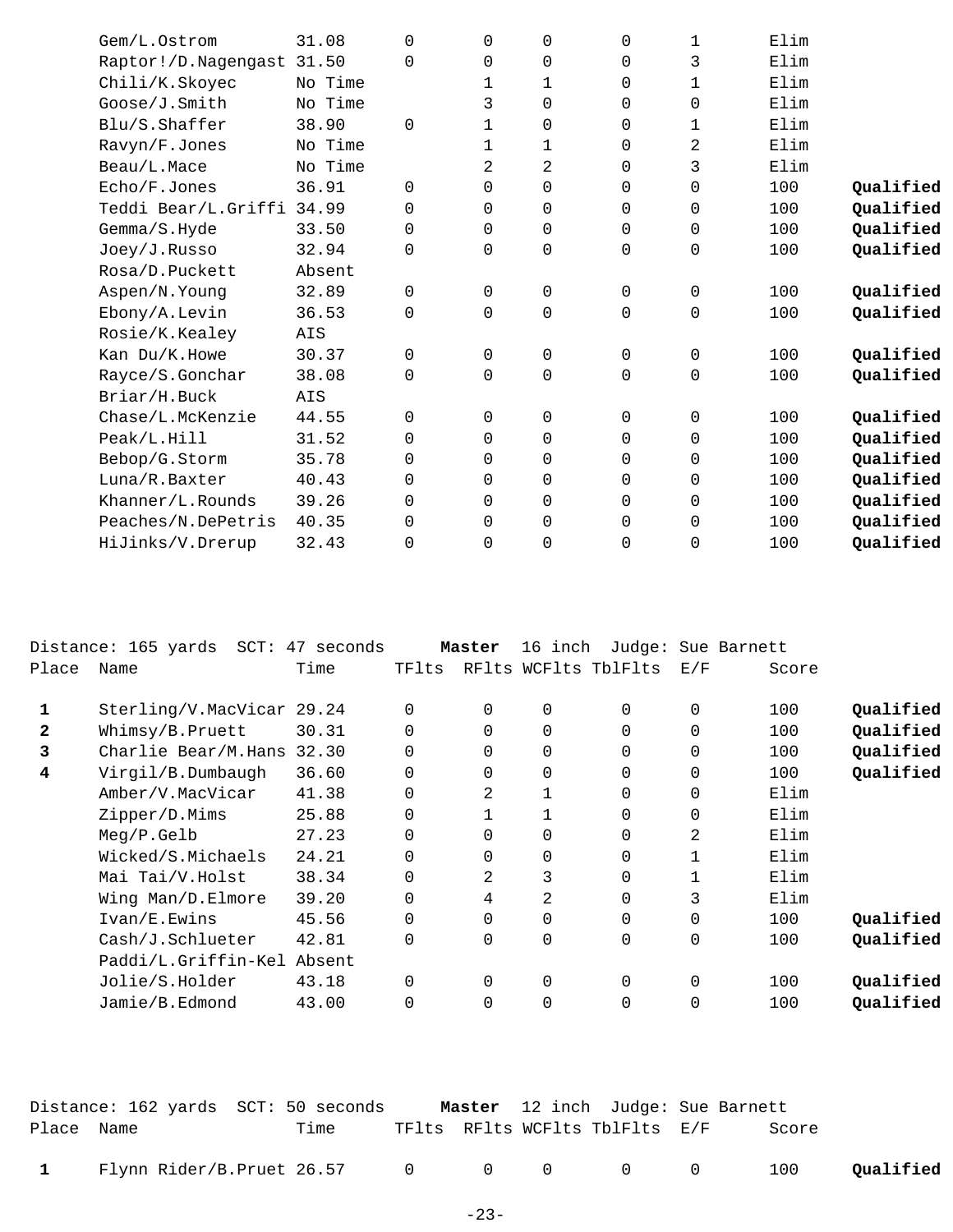| Place | Name | Time | TFlts | RFlts | WCFlts | TblFlts | E/F | Score | |
|---|---|---|---|---|---|---|---|---|---|
| | Gem/L.Ostrom | 31.08 | 0 | 0 | 0 | 0 | 1 | Elim | |
| | Raptor!/D.Nagengast | 31.50 | 0 | 0 | 0 | 0 | 3 | Elim | |
| | Chili/K.Skoyec | No Time | | 1 | 1 | 0 | 1 | Elim | |
| | Goose/J.Smith | No Time | | 3 | 0 | 0 | 0 | Elim | |
| | Blu/S.Shaffer | 38.90 | 0 | 1 | 0 | 0 | 1 | Elim | |
| | Ravyn/F.Jones | No Time | | 1 | 1 | 0 | 2 | Elim | |
| | Beau/L.Mace | No Time | | 2 | 2 | 0 | 3 | Elim | |
| | Echo/F.Jones | 36.91 | 0 | 0 | 0 | 0 | 0 | 100 | **Qualified** |
| | Teddi Bear/L.Griffi | 34.99 | 0 | 0 | 0 | 0 | 0 | 100 | **Qualified** |
| | Gemma/S.Hyde | 33.50 | 0 | 0 | 0 | 0 | 0 | 100 | **Qualified** |
| | Joey/J.Russo | 32.94 | 0 | 0 | 0 | 0 | 0 | 100 | **Qualified** |
| | Rosa/D.Puckett | Absent | | | | | | | |
| | Aspen/N.Young | 32.89 | 0 | 0 | 0 | 0 | 0 | 100 | **Qualified** |
| | Ebony/A.Levin | 36.53 | 0 | 0 | 0 | 0 | 0 | 100 | **Qualified** |
| | Rosie/K.Kealey | AIS | | | | | | | |
| | Kan Du/K.Howe | 30.37 | 0 | 0 | 0 | 0 | 0 | 100 | **Qualified** |
| | Rayce/S.Gonchar | 38.08 | 0 | 0 | 0 | 0 | 0 | 100 | **Qualified** |
| | Briar/H.Buck | AIS | | | | | | | |
| | Chase/L.McKenzie | 44.55 | 0 | 0 | 0 | 0 | 0 | 100 | **Qualified** |
| | Peak/L.Hill | 31.52 | 0 | 0 | 0 | 0 | 0 | 100 | **Qualified** |
| | Bebop/G.Storm | 35.78 | 0 | 0 | 0 | 0 | 0 | 100 | **Qualified** |
| | Luna/R.Baxter | 40.43 | 0 | 0 | 0 | 0 | 0 | 100 | **Qualified** |
| | Khanner/L.Rounds | 39.26 | 0 | 0 | 0 | 0 | 0 | 100 | **Qualified** |
| | Peaches/N.DePetris | 40.35 | 0 | 0 | 0 | 0 | 0 | 100 | **Qualified** |
| | HiJinks/V.Drerup | 32.43 | 0 | 0 | 0 | 0 | 0 | 100 | **Qualified** |

Distance: 165 yards SCT: 47 seconds **Master** 16 inch Judge: Sue Barnett

| Place | Name | Time | TFlts | RFlts | WCFlts | TblFlts | E/F | Score | |
|---|---|---|---|---|---|---|---|---|---|
| **1** | Sterling/V.MacVicar | 29.24 | 0 | 0 | 0 | 0 | 0 | 100 | **Qualified** |
| **2** | Whimsy/B.Pruett | 30.31 | 0 | 0 | 0 | 0 | 0 | 100 | **Qualified** |
| **3** | Charlie Bear/M.Hans | 32.30 | 0 | 0 | 0 | 0 | 0 | 100 | **Qualified** |
| **4** | Virgil/B.Dumbaugh | 36.60 | 0 | 0 | 0 | 0 | 0 | 100 | **Qualified** |
| | Amber/V.MacVicar | 41.38 | 0 | 2 | 1 | 0 | 0 | Elim | |
| | Zipper/D.Mims | 25.88 | 0 | 1 | 1 | 0 | 0 | Elim | |
| | Meg/P.Gelb | 27.23 | 0 | 0 | 0 | 0 | 2 | Elim | |
| | Wicked/S.Michaels | 24.21 | 0 | 0 | 0 | 0 | 1 | Elim | |
| | Mai Tai/V.Holst | 38.34 | 0 | 2 | 3 | 0 | 1 | Elim | |
| | Wing Man/D.Elmore | 39.20 | 0 | 4 | 2 | 0 | 3 | Elim | |
| | Ivan/E.Ewins | 45.56 | 0 | 0 | 0 | 0 | 0 | 100 | **Qualified** |
| | Cash/J.Schlueter | 42.81 | 0 | 0 | 0 | 0 | 0 | 100 | **Qualified** |
| | Paddi/L.Griffin-Kel | Absent | | | | | | | |
| | Jolie/S.Holder | 43.18 | 0 | 0 | 0 | 0 | 0 | 100 | **Qualified** |
| | Jamie/B.Edmond | 43.00 | 0 | 0 | 0 | 0 | 0 | 100 | **Qualified** |

Distance: 162 yards SCT: 50 seconds **Master** 12 inch Judge: Sue Barnett

| Place | Name | Time | TFlts | RFlts | WCFlts | TblFlts | E/F | Score | |
|---|---|---|---|---|---|---|---|---|---|
| **1** | Flynn Rider/B.Pruet | 26.57 | 0 | 0 | 0 | 0 | 0 | 100 | **Qualified** |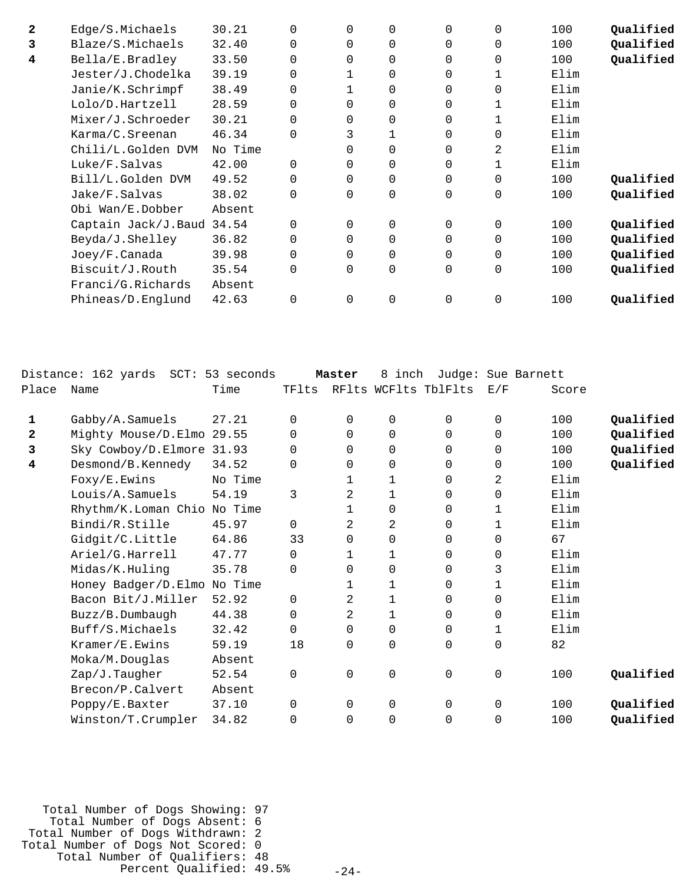| Place | Name | Time | TFlts | RFlts | WCFlts | TblFlts | E/F | Score | |
|---|---|---|---|---|---|---|---|---|---|
| **2** | Edge/S.Michaels | 30.21 | 0 | 0 | 0 | 0 | 0 | 100 | **Qualified** |
| **3** | Blaze/S.Michaels | 32.40 | 0 | 0 | 0 | 0 | 0 | 100 | **Qualified** |
| **4** | Bella/E.Bradley | 33.50 | 0 | 0 | 0 | 0 | 0 | 100 | **Qualified** |
| | Jester/J.Chodelka | 39.19 | 0 | 1 | 0 | 0 | 1 | Elim | |
| | Janie/K.Schrimpf | 38.49 | 0 | 1 | 0 | 0 | 0 | Elim | |
| | Lolo/D.Hartzell | 28.59 | 0 | 0 | 0 | 0 | 1 | Elim | |
| | Mixer/J.Schroeder | 30.21 | 0 | 0 | 0 | 0 | 1 | Elim | |
| | Karma/C.Sreenan | 46.34 | 0 | 3 | 1 | 0 | 0 | Elim | |
| | Chili/L.Golden DVM | No Time | | 0 | 0 | 0 | 2 | Elim | |
| | Luke/F.Salvas | 42.00 | 0 | 0 | 0 | 0 | 1 | Elim | |
| | Bill/L.Golden DVM | 49.52 | 0 | 0 | 0 | 0 | 0 | 100 | **Qualified** |
| | Jake/F.Salvas | 38.02 | 0 | 0 | 0 | 0 | 0 | 100 | **Qualified** |
| | Obi Wan/E.Dobber | Absent | | | | | | | |
| | Captain Jack/J.Baud | 34.54 | 0 | 0 | 0 | 0 | 0 | 100 | **Qualified** |
| | Beyda/J.Shelley | 36.82 | 0 | 0 | 0 | 0 | 0 | 100 | **Qualified** |
| | Joey/F.Canada | 39.98 | 0 | 0 | 0 | 0 | 0 | 100 | **Qualified** |
| | Biscuit/J.Routh | 35.54 | 0 | 0 | 0 | 0 | 0 | 100 | **Qualified** |
| | Franci/G.Richards | Absent | | | | | | | |
| | Phineas/D.Englund | 42.63 | 0 | 0 | 0 | 0 | 0 | 100 | **Qualified** |

Distance: 162 yards SCT: 53 seconds **Master** 8 inch Judge: Sue Barnett

| Place | Name | Time | TFlts | RFlts | WCFlts | TblFlts | E/F | Score | |
|---|---|---|---|---|---|---|---|---|---|
| **1** | Gabby/A.Samuels | 27.21 | 0 | 0 | 0 | 0 | 0 | 100 | **Qualified** |
| **2** | Mighty Mouse/D.Elmo | 29.55 | 0 | 0 | 0 | 0 | 0 | 100 | **Qualified** |
| **3** | Sky Cowboy/D.Elmore | 31.93 | 0 | 0 | 0 | 0 | 0 | 100 | **Qualified** |
| **4** | Desmond/B.Kennedy | 34.52 | 0 | 0 | 0 | 0 | 0 | 100 | **Qualified** |
| | Foxy/E.Ewins | No Time | | 1 | 1 | 0 | 2 | Elim | |
| | Louis/A.Samuels | 54.19 | 3 | 2 | 1 | 0 | 0 | Elim | |
| | Rhythm/K.Loman Chio | No Time | | 1 | 0 | 0 | 1 | Elim | |
| | Bindi/R.Stille | 45.97 | 0 | 2 | 2 | 0 | 1 | Elim | |
| | Gidgit/C.Little | 64.86 | 33 | 0 | 0 | 0 | 0 | 67 | |
| | Ariel/G.Harrell | 47.77 | 0 | 1 | 1 | 0 | 0 | Elim | |
| | Midas/K.Huling | 35.78 | 0 | 0 | 0 | 0 | 3 | Elim | |
| | Honey Badger/D.Elmo | No Time | | 1 | 1 | 0 | 1 | Elim | |
| | Bacon Bit/J.Miller | 52.92 | 0 | 2 | 1 | 0 | 0 | Elim | |
| | Buzz/B.Dumbaugh | 44.38 | 0 | 2 | 1 | 0 | 0 | Elim | |
| | Buff/S.Michaels | 32.42 | 0 | 0 | 0 | 0 | 1 | Elim | |
| | Kramer/E.Ewins | 59.19 | 18 | 0 | 0 | 0 | 0 | 82 | |
| | Moka/M.Douglas | Absent | | | | | | | |
| | Zap/J.Taugher | 52.54 | 0 | 0 | 0 | 0 | 0 | 100 | **Qualified** |
| | Brecon/P.Calvert | Absent | | | | | | | |
| | Poppy/E.Baxter | 37.10 | 0 | 0 | 0 | 0 | 0 | 100 | **Qualified** |
| | Winston/T.Crumpler | 34.82 | 0 | 0 | 0 | 0 | 0 | 100 | **Qualified** |

Total Number of Dogs Showing: 97
Total Number of Dogs Absent: 6
Total Number of Dogs Withdrawn: 2
Total Number of Dogs Not Scored: 0
Total Number of Qualifiers: 48
Percent Qualified: 49.5%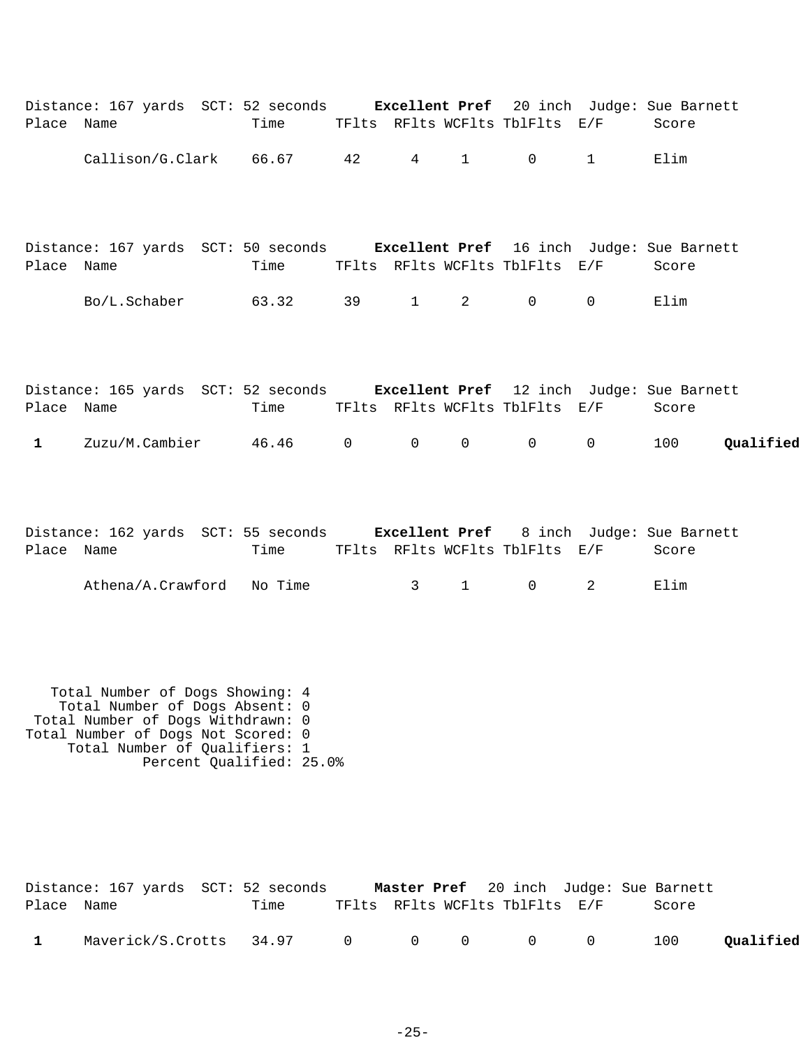Distance: 167 yards  SCT: 52 seconds  **Excellent Pref**  20 inch  Judge: Sue Barnett

| Place | Name | Time | TFlts | RFlts | WCFlts | TblFlts | E/F | Score | |
|---|---|---|---|---|---|---|---|---|---|
| | Callison/G.Clark | 66.67 | 42 | 4 | 1 | 0 | 1 | Elim | |

Distance: 167 yards  SCT: 50 seconds  **Excellent Pref**  16 inch  Judge: Sue Barnett

| Place | Name | Time | TFlts | RFlts | WCFlts | TblFlts | E/F | Score | |
|---|---|---|---|---|---|---|---|---|---|
| | Bo/L.Schaber | 63.32 | 39 | 1 | 2 | 0 | 0 | Elim | |

Distance: 165 yards  SCT: 52 seconds  **Excellent Pref**  12 inch  Judge: Sue Barnett

| Place | Name | Time | TFlts | RFlts | WCFlts | TblFlts | E/F | Score | |
|---|---|---|---|---|---|---|---|---|---|
| **1** | Zuzu/M.Cambier | 46.46 | 0 | 0 | 0 | 0 | 0 | 100 | **Qualified** |

Distance: 162 yards  SCT: 55 seconds  **Excellent Pref**  8 inch  Judge: Sue Barnett

| Place | Name | Time | TFlts | RFlts | WCFlts | TblFlts | E/F | Score | |
|---|---|---|---|---|---|---|---|---|---|
| | Athena/A.Crawford | No Time | | 3 | 1 | 0 | 2 | Elim | |

Total Number of Dogs Showing: 4
Total Number of Dogs Absent: 0
Total Number of Dogs Withdrawn: 0
Total Number of Dogs Not Scored: 0
Total Number of Qualifiers: 1
Percent Qualified: 25.0%

Distance: 167 yards  SCT: 52 seconds  **Master Pref**  20 inch  Judge: Sue Barnett

| Place | Name | Time | TFlts | RFlts | WCFlts | TblFlts | E/F | Score | |
|---|---|---|---|---|---|---|---|---|---|
| **1** | Maverick/S.Crotts | 34.97 | 0 | 0 | 0 | 0 | 0 | 100 | **Qualified** |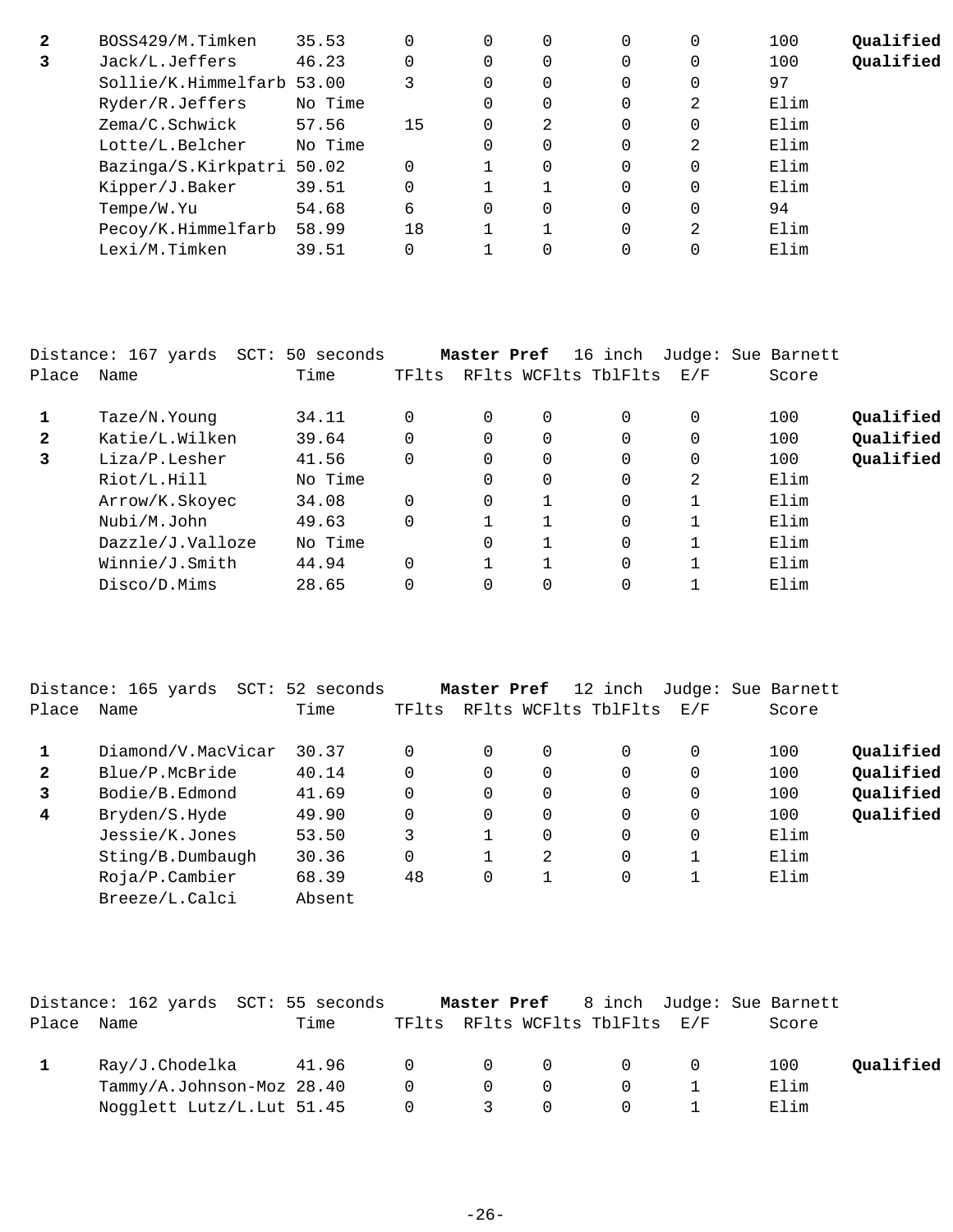| Place | Name | Time | TFlts | RFlts | WCFlts | TblFlts | E/F | Score | |
|---|---|---|---|---|---|---|---|---|---|
| **2** | BOSS429/M.Timken | 35.53 | 0 | 0 | 0 | 0 | 0 | 100 | **Qualified** |
| **3** | Jack/L.Jeffers | 46.23 | 0 | 0 | 0 | 0 | 0 | 100 | **Qualified** |
| | Sollie/K.Himmelfarb | 53.00 | 3 | 0 | 0 | 0 | 0 | 97 | |
| | Ryder/R.Jeffers | No Time | | 0 | 0 | 0 | 2 | Elim | |
| | Zema/C.Schwick | 57.56 | 15 | 0 | 2 | 0 | 0 | Elim | |
| | Lotte/L.Belcher | No Time | | 0 | 0 | 0 | 2 | Elim | |
| | Bazinga/S.Kirkpatri | 50.02 | 0 | 1 | 0 | 0 | 0 | Elim | |
| | Kipper/J.Baker | 39.51 | 0 | 1 | 1 | 0 | 0 | Elim | |
| | Tempe/W.Yu | 54.68 | 6 | 0 | 0 | 0 | 0 | 94 | |
| | Pecoy/K.Himmelfarb | 58.99 | 18 | 1 | 1 | 0 | 2 | Elim | |
| | Lexi/M.Timken | 39.51 | 0 | 1 | 0 | 0 | 0 | Elim | |

Distance: 167 yards SCT: 50 seconds **Master Pref** 16 inch Judge: Sue Barnett

| Place | Name | Time | TFlts | RFlts | WCFlts | TblFlts | E/F | Score | |
|---|---|---|---|---|---|---|---|---|---|
| **1** | Taze/N.Young | 34.11 | 0 | 0 | 0 | 0 | 0 | 100 | **Qualified** |
| **2** | Katie/L.Wilken | 39.64 | 0 | 0 | 0 | 0 | 0 | 100 | **Qualified** |
| **3** | Liza/P.Lesher | 41.56 | 0 | 0 | 0 | 0 | 0 | 100 | **Qualified** |
| | Riot/L.Hill | No Time | | 0 | 0 | 0 | 2 | Elim | |
| | Arrow/K.Skoyec | 34.08 | 0 | 0 | 1 | 0 | 1 | Elim | |
| | Nubi/M.John | 49.63 | 0 | 1 | 1 | 0 | 1 | Elim | |
| | Dazzle/J.Valloze | No Time | | 0 | 1 | 0 | 1 | Elim | |
| | Winnie/J.Smith | 44.94 | 0 | 1 | 1 | 0 | 1 | Elim | |
| | Disco/D.Mims | 28.65 | 0 | 0 | 0 | 0 | 1 | Elim | |

Distance: 165 yards SCT: 52 seconds **Master Pref** 12 inch Judge: Sue Barnett

| Place | Name | Time | TFlts | RFlts | WCFlts | TblFlts | E/F | Score | |
|---|---|---|---|---|---|---|---|---|---|
| **1** | Diamond/V.MacVicar | 30.37 | 0 | 0 | 0 | 0 | 0 | 100 | **Qualified** |
| **2** | Blue/P.McBride | 40.14 | 0 | 0 | 0 | 0 | 0 | 100 | **Qualified** |
| **3** | Bodie/B.Edmond | 41.69 | 0 | 0 | 0 | 0 | 0 | 100 | **Qualified** |
| **4** | Bryden/S.Hyde | 49.90 | 0 | 0 | 0 | 0 | 0 | 100 | **Qualified** |
| | Jessie/K.Jones | 53.50 | 3 | 1 | 0 | 0 | 0 | Elim | |
| | Sting/B.Dumbaugh | 30.36 | 0 | 1 | 2 | 0 | 1 | Elim | |
| | Roja/P.Cambier | 68.39 | 48 | 0 | 1 | 0 | 1 | Elim | |
| | Breeze/L.Calci | Absent | | | | | | | |

Distance: 162 yards SCT: 55 seconds **Master Pref** 8 inch Judge: Sue Barnett

| Place | Name | Time | TFlts | RFlts | WCFlts | TblFlts | E/F | Score | |
|---|---|---|---|---|---|---|---|---|---|
| **1** | Ray/J.Chodelka | 41.96 | 0 | 0 | 0 | 0 | 0 | 100 | **Qualified** |
| | Tammy/A.Johnson-Moz | 28.40 | 0 | 0 | 0 | 0 | 1 | Elim | |
| | Nogglett Lutz/L.Lut | 51.45 | 0 | 3 | 0 | 0 | 1 | Elim | |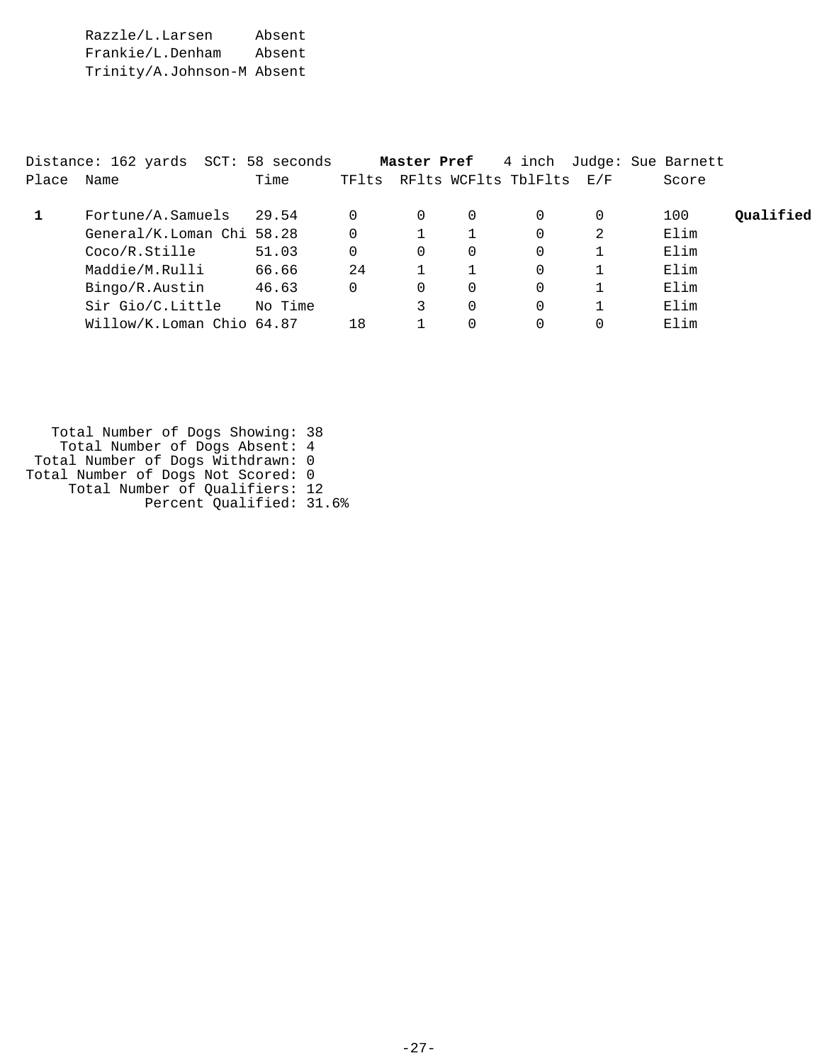| Name | Status |
|---|---|
| Razzle/L.Larsen | Absent |
| Frankie/L.Denham | Absent |
| Trinity/A.Johnson-M | Absent |

Distance: 162 yards SCT: 58 seconds **Master Pref** 4 inch Judge: Sue Barnett

| Place | Name | Time | TFlts | RFlts | WCFlts | TblFlts | E/F | Score | |
|---|---|---|---|---|---|---|---|---|---|
| **1** | Fortune/A.Samuels | 29.54 | 0 | 0 | 0 | 0 | 0 | 100 | **Qualified** |
| | General/K.Loman Chi | 58.28 | 0 | 1 | 1 | 0 | 2 | Elim | |
| | Coco/R.Stille | 51.03 | 0 | 0 | 0 | 0 | 1 | Elim | |
| | Maddie/M.Rulli | 66.66 | 24 | 1 | 1 | 0 | 1 | Elim | |
| | Bingo/R.Austin | 46.63 | 0 | 0 | 0 | 0 | 1 | Elim | |
| | Sir Gio/C.Little | No Time | | 3 | 0 | 0 | 1 | Elim | |
| | Willow/K.Loman Chio | 64.87 | 18 | 1 | 0 | 0 | 0 | Elim | |

Total Number of Dogs Showing: 38
Total Number of Dogs Absent: 4
Total Number of Dogs Withdrawn: 0
Total Number of Dogs Not Scored: 0
Total Number of Qualifiers: 12
Percent Qualified: 31.6%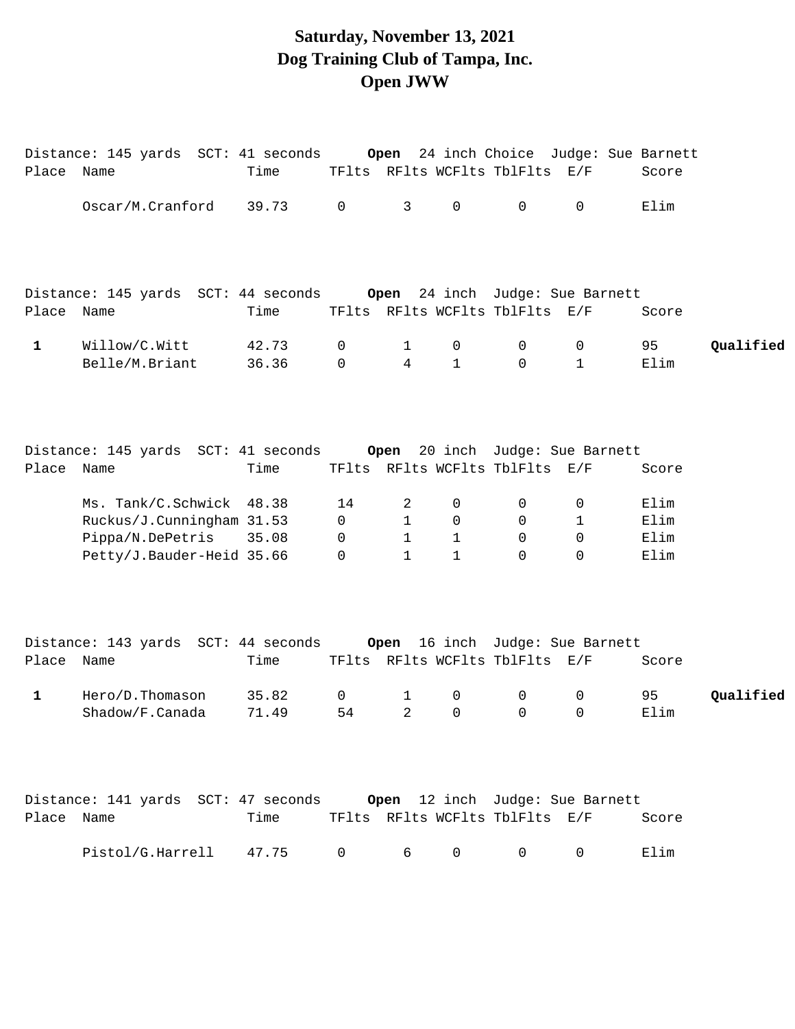# Saturday, November 13, 2021
# Dog Training Club of Tampa, Inc.
# Open JWW

Distance: 145 yards  SCT: 41 seconds  **Open** 24 inch Choice  Judge: Sue Barnett

| Place | Name | Time | TFlts | RFlts | WCFlts | TblFlts | E/F | Score | |
|---|---|---|---|---|---|---|---|---|---|
| | Oscar/M.Cranford | 39.73 | 0 | 3 | 0 | 0 | 0 | Elim | |

Distance: 145 yards  SCT: 44 seconds  **Open** 24 inch  Judge: Sue Barnett

| Place | Name | Time | TFlts | RFlts | WCFlts | TblFlts | E/F | Score | |
|---|---|---|---|---|---|---|---|---|---|
| **1** | Willow/C.Witt | 42.73 | 0 | 1 | 0 | 0 | 0 | 95 | **Qualified** |
| | Belle/M.Briant | 36.36 | 0 | 4 | 1 | 0 | 1 | Elim | |

Distance: 145 yards  SCT: 41 seconds  **Open** 20 inch  Judge: Sue Barnett

| Place | Name | Time | TFlts | RFlts | WCFlts | TblFlts | E/F | Score | |
|---|---|---|---|---|---|---|---|---|---|
| | Ms. Tank/C.Schwick | 48.38 | 14 | 2 | 0 | 0 | 0 | Elim | |
| | Ruckus/J.Cunningham | 31.53 | 0 | 1 | 0 | 0 | 1 | Elim | |
| | Pippa/N.DePetris | 35.08 | 0 | 1 | 1 | 0 | 0 | Elim | |
| | Petty/J.Bauder-Heid | 35.66 | 0 | 1 | 1 | 0 | 0 | Elim | |

Distance: 143 yards  SCT: 44 seconds  **Open** 16 inch  Judge: Sue Barnett

| Place | Name | Time | TFlts | RFlts | WCFlts | TblFlts | E/F | Score | |
|---|---|---|---|---|---|---|---|---|---|
| **1** | Hero/D.Thomason | 35.82 | 0 | 1 | 0 | 0 | 0 | 95 | **Qualified** |
| | Shadow/F.Canada | 71.49 | 54 | 2 | 0 | 0 | 0 | Elim | |

Distance: 141 yards  SCT: 47 seconds  **Open** 12 inch  Judge: Sue Barnett

| Place | Name | Time | TFlts | RFlts | WCFlts | TblFlts | E/F | Score | |
|---|---|---|---|---|---|---|---|---|---|
| | Pistol/G.Harrell | 47.75 | 0 | 6 | 0 | 0 | 0 | Elim | |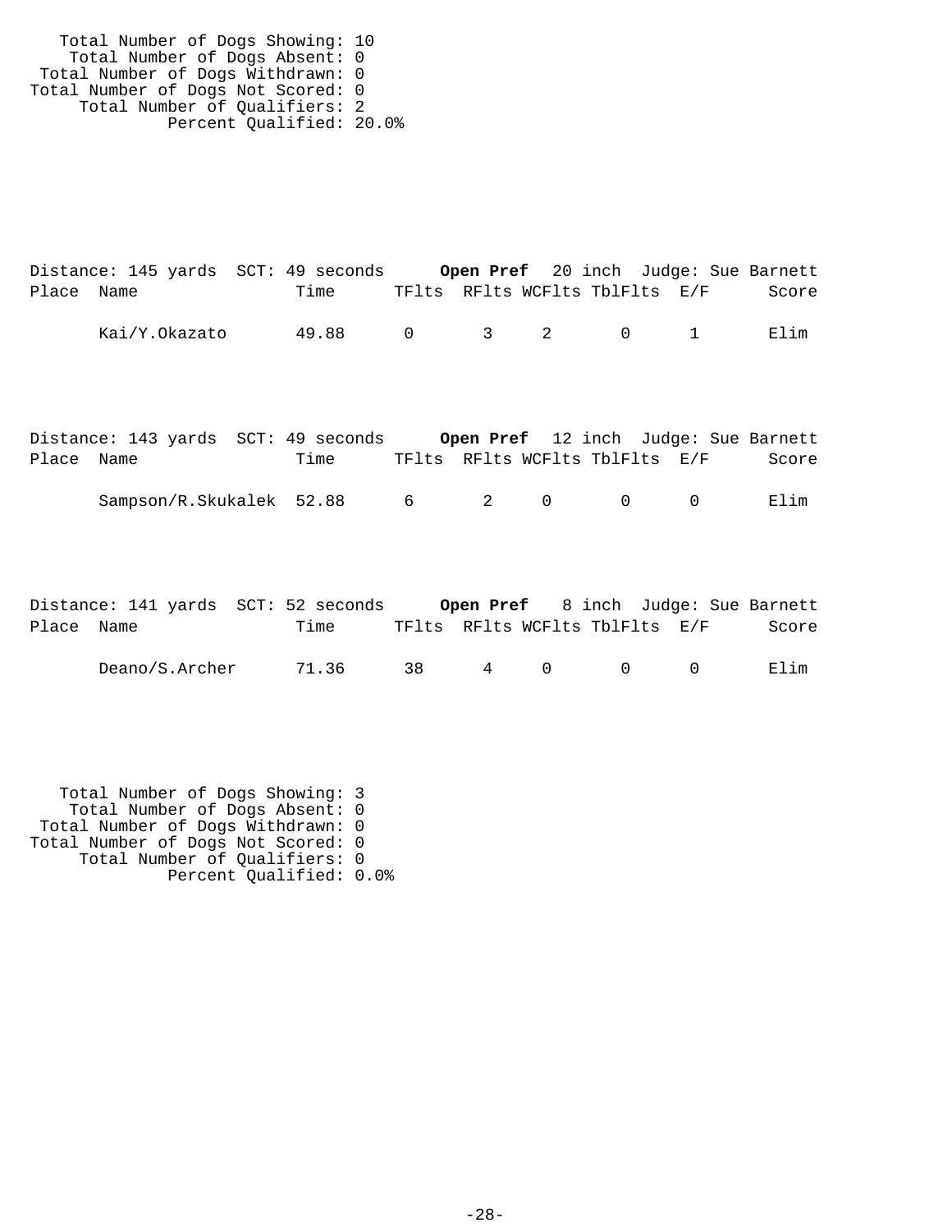Total Number of Dogs Showing: 10
Total Number of Dogs Absent: 0
Total Number of Dogs Withdrawn: 0
Total Number of Dogs Not Scored: 0
Total Number of Qualifiers: 2
Percent Qualified: 20.0%

Distance: 145 yards SCT: 49 seconds **Open Pref** 20 inch Judge: Sue Barnett

| Place | Name | Time | TFlts | RFlts | WCFlts | TblFlts | E/F | Score |
|---|---|---|---|---|---|---|---|---|
| | Kai/Y.Okazato | 49.88 | 0 | 3 | 2 | 0 | 1 | Elim |

Distance: 143 yards SCT: 49 seconds **Open Pref** 12 inch Judge: Sue Barnett

| Place | Name | Time | TFlts | RFlts | WCFlts | TblFlts | E/F | Score |
|---|---|---|---|---|---|---|---|---|
| | Sampson/R.Skukalek | 52.88 | 6 | 2 | 0 | 0 | 0 | Elim |

Distance: 141 yards SCT: 52 seconds **Open Pref** 8 inch Judge: Sue Barnett

| Place | Name | Time | TFlts | RFlts | WCFlts | TblFlts | E/F | Score |
|---|---|---|---|---|---|---|---|---|
| | Deano/S.Archer | 71.36 | 38 | 4 | 0 | 0 | 0 | Elim |

Total Number of Dogs Showing: 3
Total Number of Dogs Absent: 0
Total Number of Dogs Withdrawn: 0
Total Number of Dogs Not Scored: 0
Total Number of Qualifiers: 0
Percent Qualified: 0.0%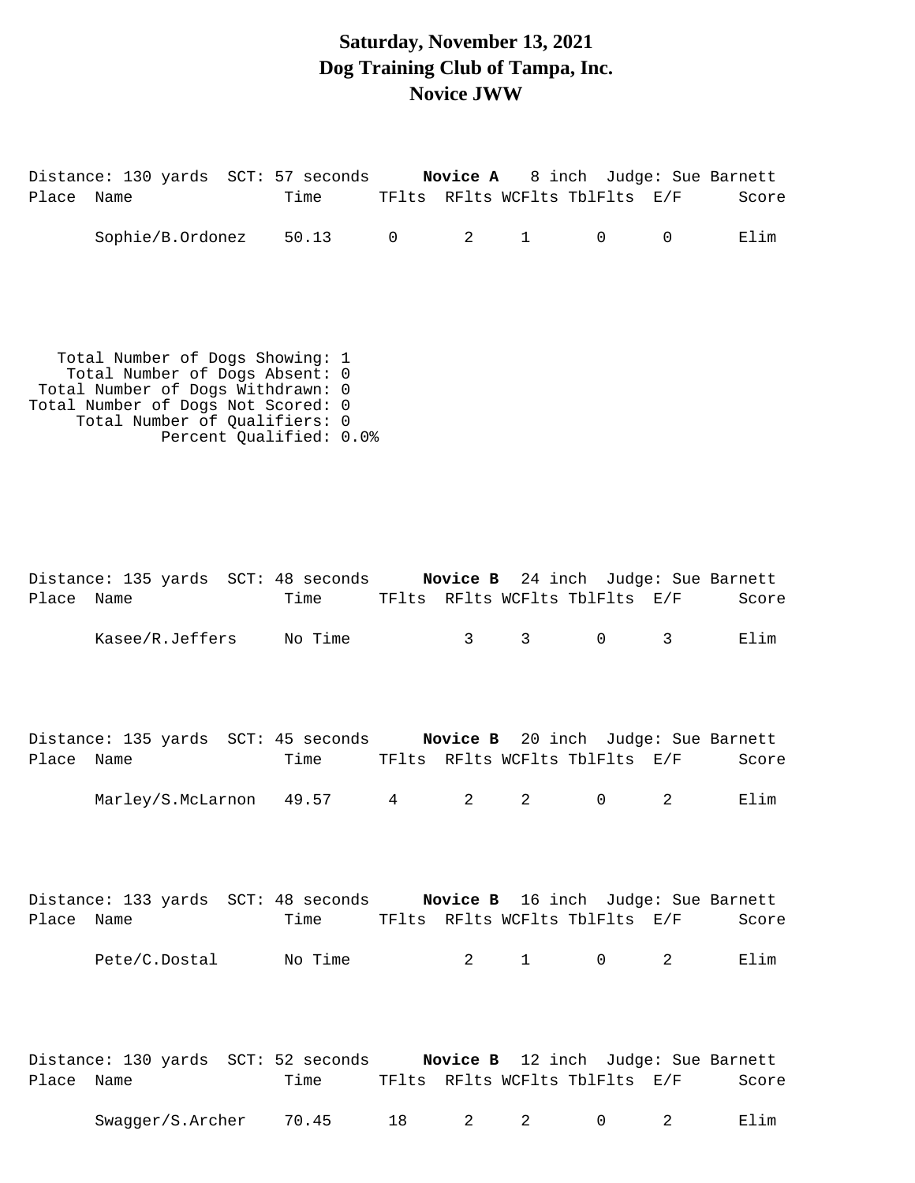# Saturday, November 13, 2021
# Dog Training Club of Tampa, Inc.
# Novice JWW

Distance: 130 yards  SCT: 57 seconds  **Novice A**  8 inch  Judge: Sue Barnett

| Place | Name | Time | TFlts | RFlts | WCFlts | TblFlts | E/F | Score |
|---|---|---|---|---|---|---|---|---|
| | Sophie/B.Ordonez | 50.13 | 0 | 2 | 1 | 0 | 0 | Elim |

Total Number of Dogs Showing: 1
Total Number of Dogs Absent: 0
Total Number of Dogs Withdrawn: 0
Total Number of Dogs Not Scored: 0
Total Number of Qualifiers: 0
Percent Qualified: 0.0%

Distance: 135 yards  SCT: 48 seconds  **Novice B**  24 inch  Judge: Sue Barnett

| Place | Name | Time | TFlts | RFlts | WCFlts | TblFlts | E/F | Score |
|---|---|---|---|---|---|---|---|---|
| | Kasee/R.Jeffers | No Time | | 3 | 3 | 0 | 3 | Elim |

Distance: 135 yards  SCT: 45 seconds  **Novice B**  20 inch  Judge: Sue Barnett

| Place | Name | Time | TFlts | RFlts | WCFlts | TblFlts | E/F | Score |
|---|---|---|---|---|---|---|---|---|
| | Marley/S.McLarnon | 49.57 | 4 | 2 | 2 | 0 | 2 | Elim |

Distance: 133 yards  SCT: 48 seconds  **Novice B**  16 inch  Judge: Sue Barnett

| Place | Name | Time | TFlts | RFlts | WCFlts | TblFlts | E/F | Score |
|---|---|---|---|---|---|---|---|---|
| | Pete/C.Dostal | No Time | | 2 | 1 | 0 | 2 | Elim |

Distance: 130 yards  SCT: 52 seconds  **Novice B**  12 inch  Judge: Sue Barnett

| Place | Name | Time | TFlts | RFlts | WCFlts | TblFlts | E/F | Score |
|---|---|---|---|---|---|---|---|---|
| | Swagger/S.Archer | 70.45 | 18 | 2 | 2 | 0 | 2 | Elim |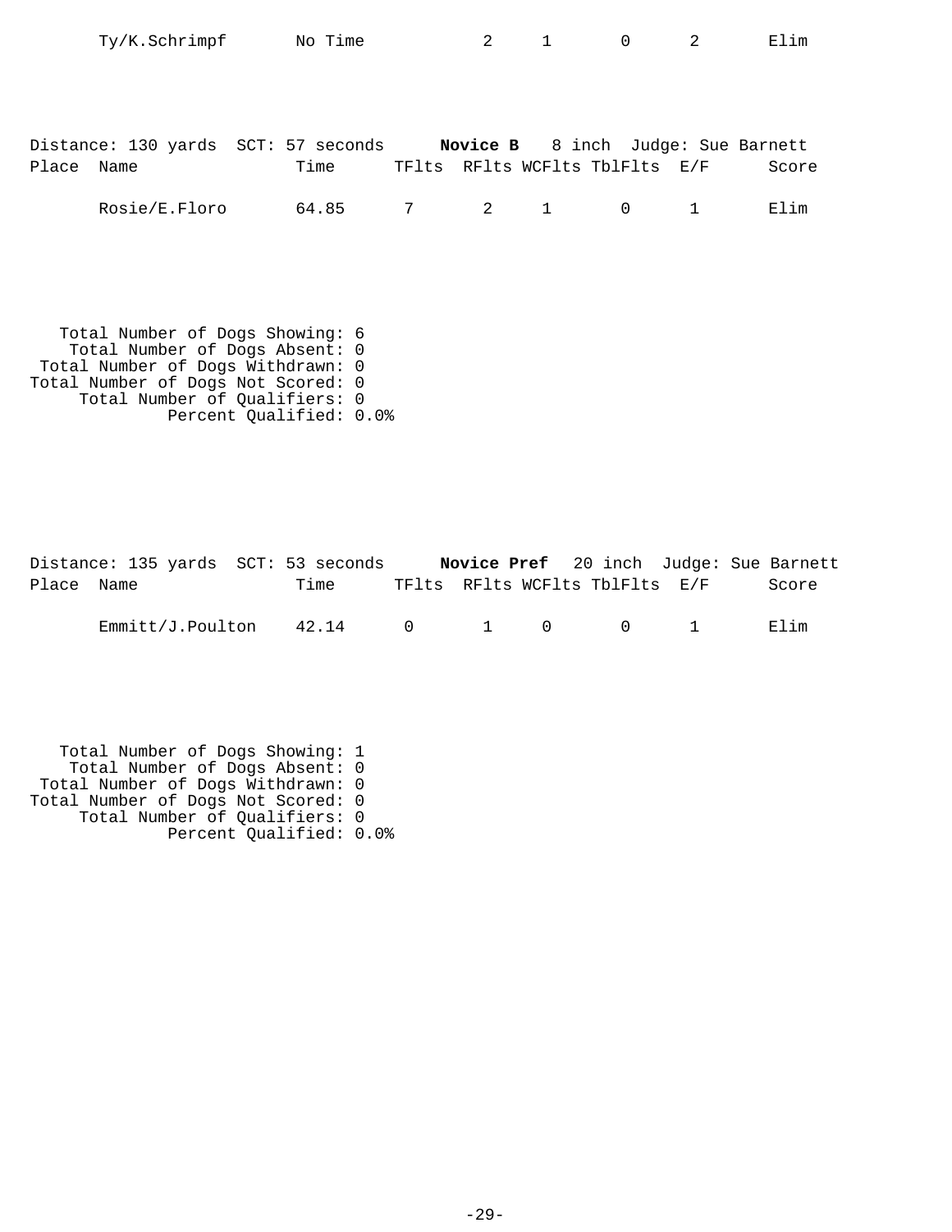| Place | Name | Time | TFlts | RFlts | WCFlts | TblFlts | E/F | Score |
|---|---|---|---|---|---|---|---|---|
| | Ty/K.Schrimpf | No Time | | 2 | 1 | 0 | 2 | Elim |

Distance: 130 yards SCT: 57 seconds **Novice B** 8 inch Judge: Sue Barnett

| Place | Name | Time | TFlts | RFlts | WCFlts | TblFlts | E/F | Score |
|---|---|---|---|---|---|---|---|---|
| | Rosie/E.Floro | 64.85 | 7 | 2 | 1 | 0 | 1 | Elim |

Total Number of Dogs Showing: 6
Total Number of Dogs Absent: 0
Total Number of Dogs Withdrawn: 0
Total Number of Dogs Not Scored: 0
Total Number of Qualifiers: 0
Percent Qualified: 0.0%

Distance: 135 yards SCT: 53 seconds **Novice Pref** 20 inch Judge: Sue Barnett

| Place | Name | Time | TFlts | RFlts | WCFlts | TblFlts | E/F | Score |
|---|---|---|---|---|---|---|---|---|
| | Emmitt/J.Poulton | 42.14 | 0 | 1 | 0 | 0 | 1 | Elim |

Total Number of Dogs Showing: 1
Total Number of Dogs Absent: 0
Total Number of Dogs Withdrawn: 0
Total Number of Dogs Not Scored: 0
Total Number of Qualifiers: 0
Percent Qualified: 0.0%